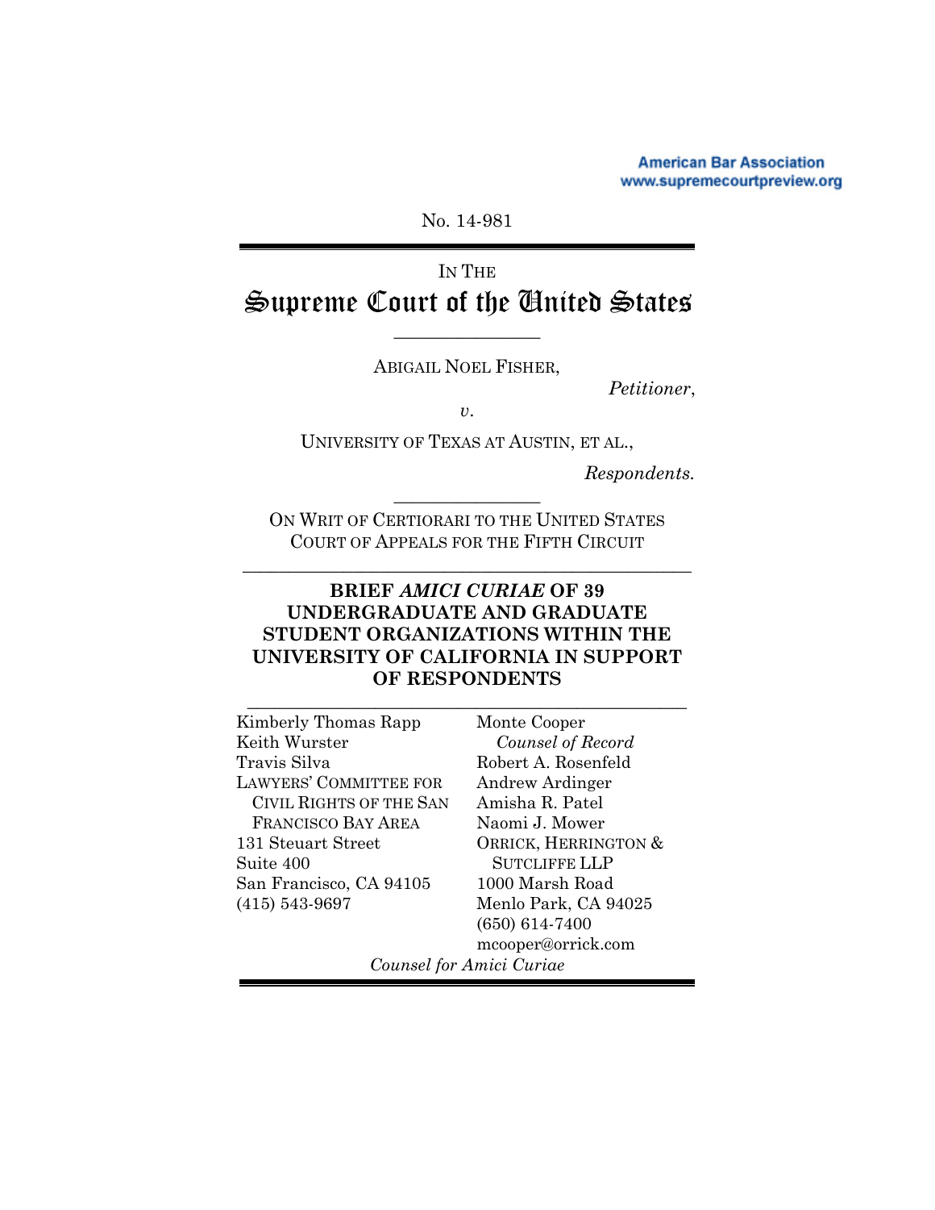American Bar Association
www.supremecourtpreview.org

No. 14-981

IN THE

# Supreme Court of the United States

ABIGAIL NOEL FISHER,

*Petitioner*,

*v*.

UNIVERSITY OF TEXAS AT AUSTIN, ET AL.,

*Respondents.*

ON WRIT OF CERTIORARI TO THE UNITED STATES COURT OF APPEALS FOR THE FIFTH CIRCUIT

## BRIEF *AMICI CURIAE* OF 39 UNDERGRADUATE AND GRADUATE STUDENT ORGANIZATIONS WITHIN THE UNIVERSITY OF CALIFORNIA IN SUPPORT OF RESPONDENTS

Kimberly Thomas Rapp
Keith Wurster
Travis Silva
LAWYERS' COMMITTEE FOR CIVIL RIGHTS OF THE SAN FRANCISCO BAY AREA
131 Steuart Street
Suite 400
San Francisco, CA 94105
(415) 543-9697

Monte Cooper
*Counsel of Record*
Robert A. Rosenfeld
Andrew Ardinger
Amisha R. Patel
Naomi J. Mower
ORRICK, HERRINGTON & SUTCLIFFE LLP
1000 Marsh Road
Menlo Park, CA 94025
(650) 614-7400
mcooper@orrick.com

*Counsel for Amici Curiae*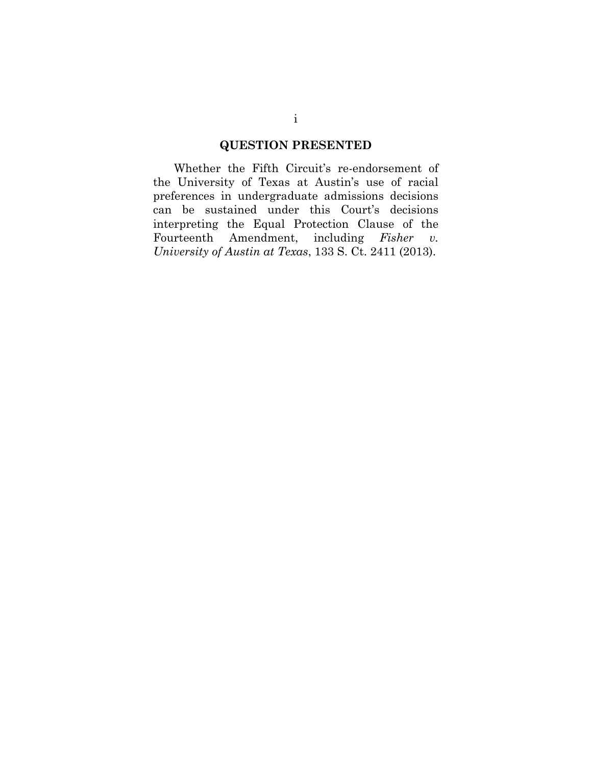## QUESTION PRESENTED

Whether the Fifth Circuit's re-endorsement of the University of Texas at Austin's use of racial preferences in undergraduate admissions decisions can be sustained under this Court's decisions interpreting the Equal Protection Clause of the Fourteenth Amendment, including *Fisher v. University of Austin at Texas*, 133 S. Ct. 2411 (2013).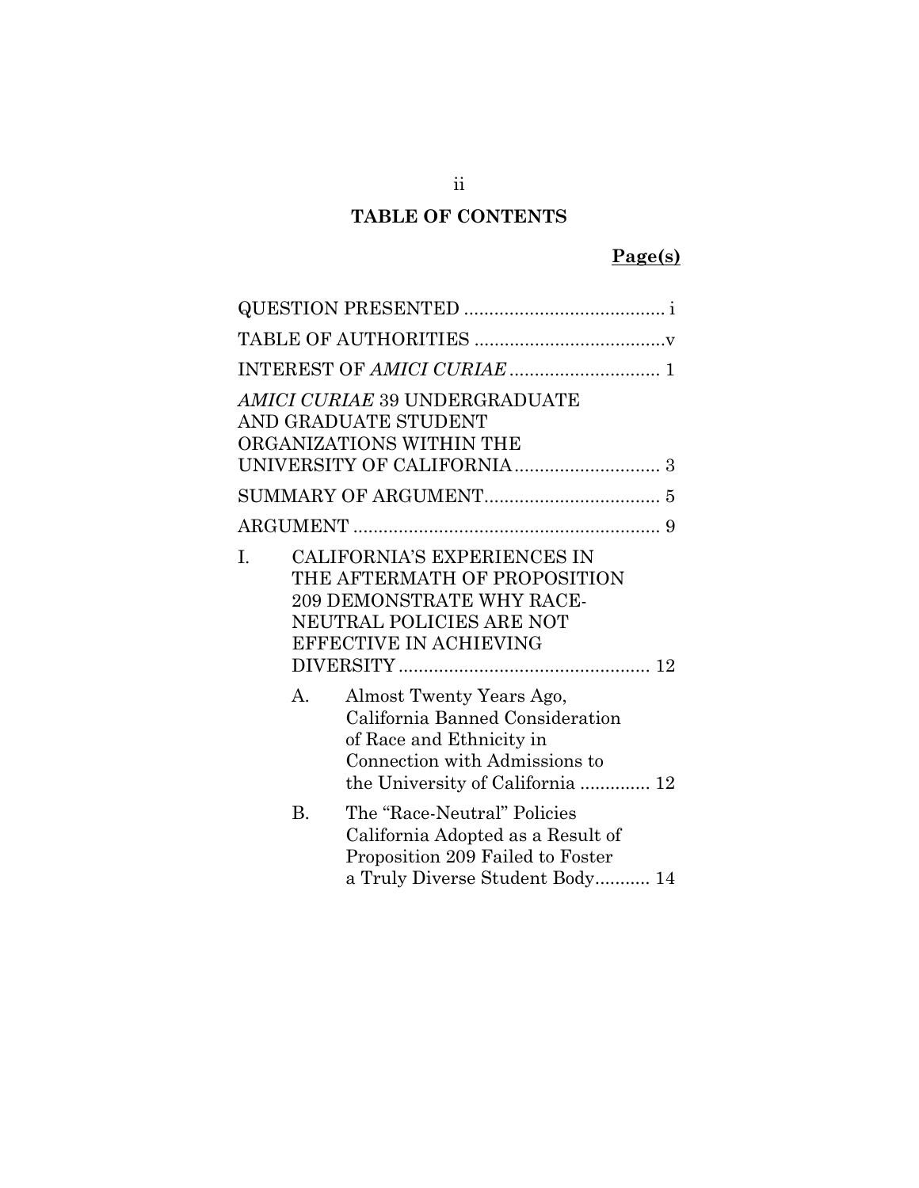# TABLE OF CONTENTS

**Page(s)**

QUESTION PRESENTED ........................................ i

TABLE OF AUTHORITIES ......................................v

INTEREST OF *AMICI CURIAE* .............................. 1

*AMICI CURIAE* 39 UNDERGRADUATE AND GRADUATE STUDENT ORGANIZATIONS WITHIN THE UNIVERSITY OF CALIFORNIA............................. 3

SUMMARY OF ARGUMENT.................................. 5

ARGUMENT ............................................................. 9

I. CALIFORNIA'S EXPERIENCES IN THE AFTERMATH OF PROPOSITION 209 DEMONSTRATE WHY RACE-NEUTRAL POLICIES ARE NOT EFFECTIVE IN ACHIEVING DIVERSITY.................................................. 12

   A. Almost Twenty Years Ago, California Banned Consideration of Race and Ethnicity in Connection with Admissions to the University of California .............. 12

   B. The "Race-Neutral" Policies California Adopted as a Result of Proposition 209 Failed to Foster a Truly Diverse Student Body........... 14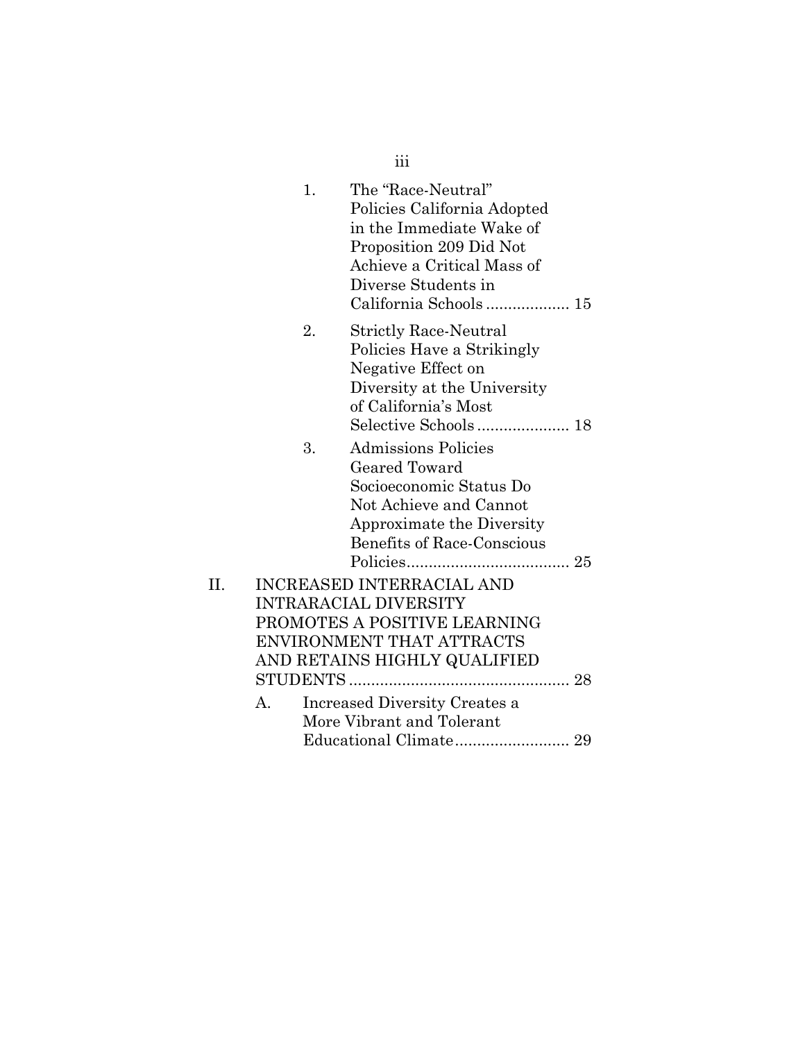1. The "Race-Neutral" Policies California Adopted in the Immediate Wake of Proposition 209 Did Not Achieve a Critical Mass of Diverse Students in California Schools ................... 15

2. Strictly Race-Neutral Policies Have a Strikingly Negative Effect on Diversity at the University of California's Most Selective Schools ..................... 18

3. Admissions Policies Geared Toward Socioeconomic Status Do Not Achieve and Cannot Approximate the Diversity Benefits of Race-Conscious Policies..................................... 25

II. INCREASED INTERRACIAL AND INTRARACIAL DIVERSITY PROMOTES A POSITIVE LEARNING ENVIRONMENT THAT ATTRACTS AND RETAINS HIGHLY QUALIFIED STUDENTS .................................................. 28

A. Increased Diversity Creates a More Vibrant and Tolerant Educational Climate.......................... 29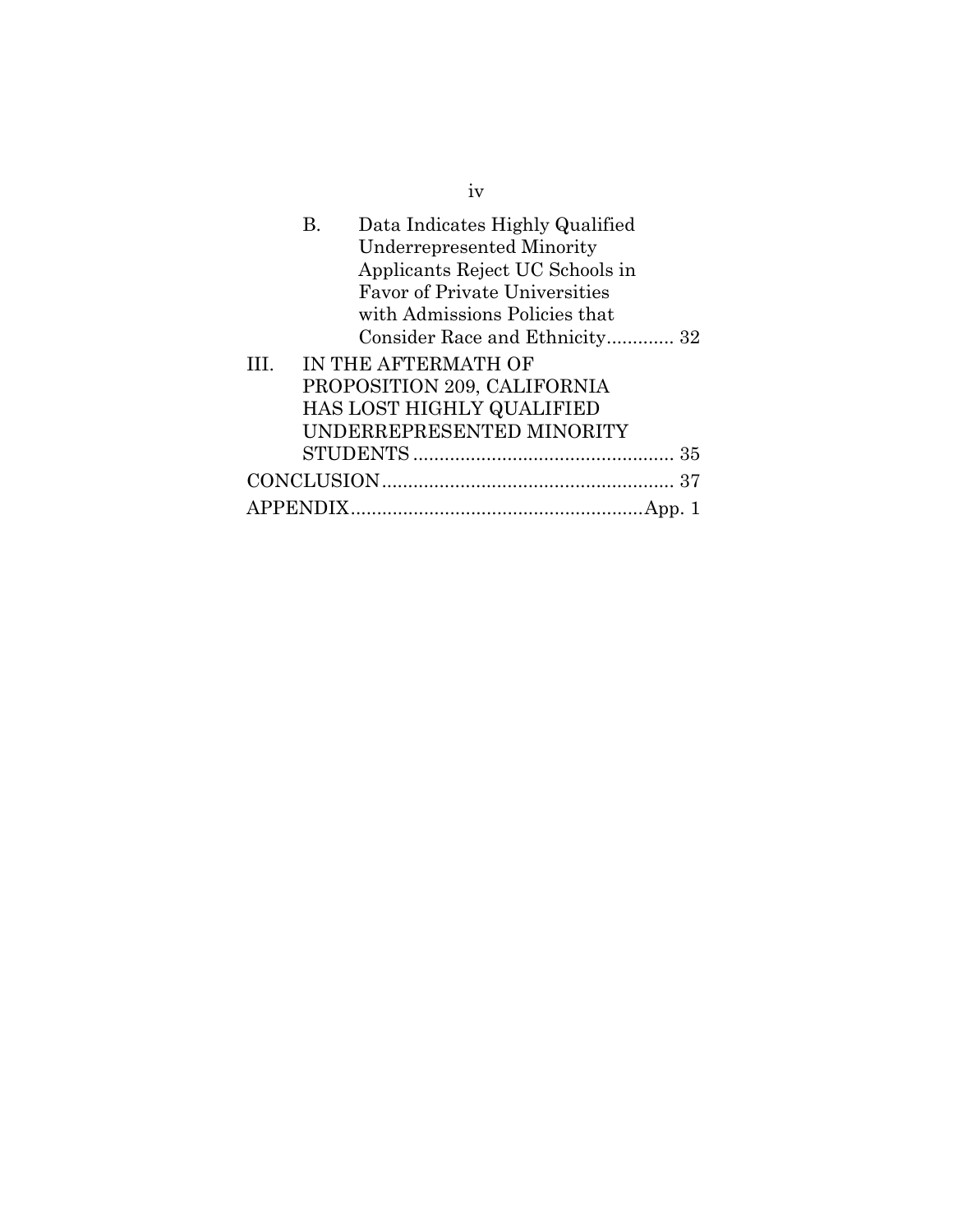B. Data Indicates Highly Qualified Underrepresented Minority Applicants Reject UC Schools in Favor of Private Universities with Admissions Policies that Consider Race and Ethnicity............. 32

III. IN THE AFTERMATH OF PROPOSITION 209, CALIFORNIA HAS LOST HIGHLY QUALIFIED UNDERREPRESENTED MINORITY STUDENTS .................................................. 35

CONCLUSION........................................................ 37

APPENDIX........................................................App. 1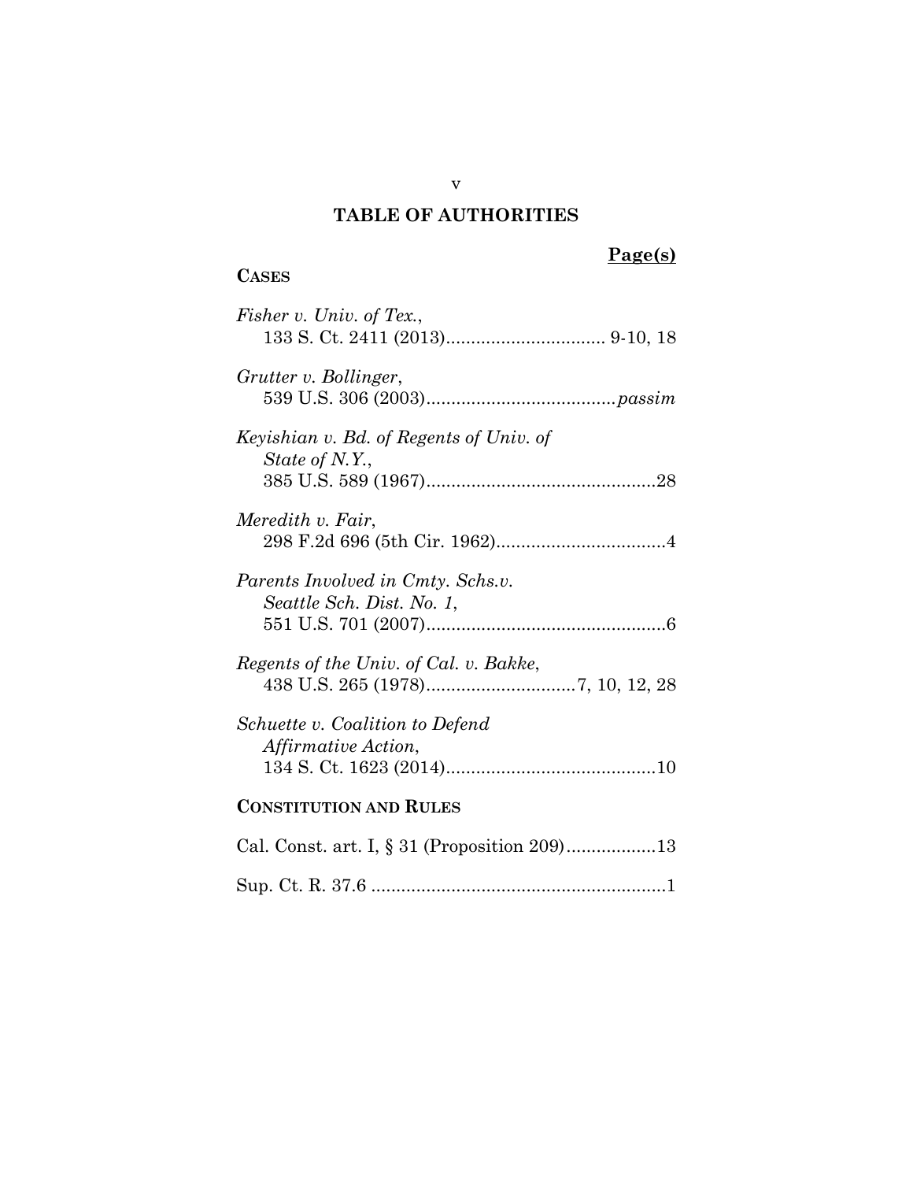# TABLE OF AUTHORITIES

**Page(s)**

**CASES**

*Fisher v. Univ. of Tex.*,
133 S. Ct. 2411 (2013)................................ 9-10, 18

*Grutter v. Bollinger*,
539 U.S. 306 (2003)......................................*passim*

*Keyishian v. Bd. of Regents of Univ. of State of N.Y.*,
385 U.S. 589 (1967)..............................................28

*Meredith v. Fair*,
298 F.2d 696 (5th Cir. 1962)..................................4

*Parents Involved in Cmty. Schs.v. Seattle Sch. Dist. No. 1*,
551 U.S. 701 (2007)................................................6

*Regents of the Univ. of Cal. v. Bakke*,
438 U.S. 265 (1978)..............................7, 10, 12, 28

*Schuette v. Coalition to Defend Affirmative Action*,
134 S. Ct. 1623 (2014)..........................................10

**CONSTITUTION AND RULES**

Cal. Const. art. I, § 31 (Proposition 209)..................13

Sup. Ct. R. 37.6 ...........................................................1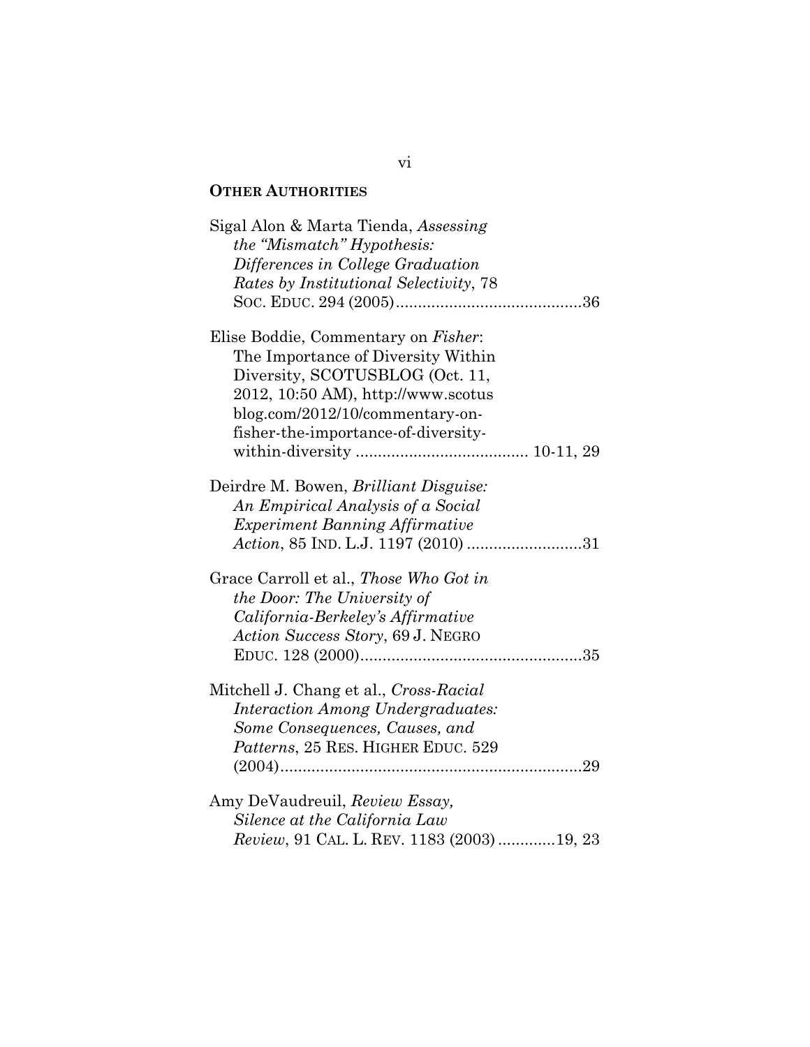## **OTHER AUTHORITIES**

Sigal Alon & Marta Tienda, *Assessing the "Mismatch" Hypothesis: Differences in College Graduation Rates by Institutional Selectivity*, 78 SOC. EDUC. 294 (2005) .......................................... 36

Elise Boddie, Commentary on *Fisher*: The Importance of Diversity Within Diversity, SCOTUSBLOG (Oct. 11, 2012, 10:50 AM), http://www.scotusblog.com/2012/10/commentary-on-fisher-the-importance-of-diversity-within-diversity ....................................... 10-11, 29

Deirdre M. Bowen, *Brilliant Disguise: An Empirical Analysis of a Social Experiment Banning Affirmative Action*, 85 IND. L.J. 1197 (2010) .......................... 31

Grace Carroll et al., *Those Who Got in the Door: The University of California-Berkeley's Affirmative Action Success Story*, 69 J. NEGRO EDUC. 128 (2000) .................................................. 35

Mitchell J. Chang et al., *Cross-Racial Interaction Among Undergraduates: Some Consequences, Causes, and Patterns*, 25 RES. HIGHER EDUC. 529 (2004) .................................................................... 29

Amy DeVaudreuil, *Review Essay, Silence at the California Law Review*, 91 CAL. L. REV. 1183 (2003) ............ 19, 23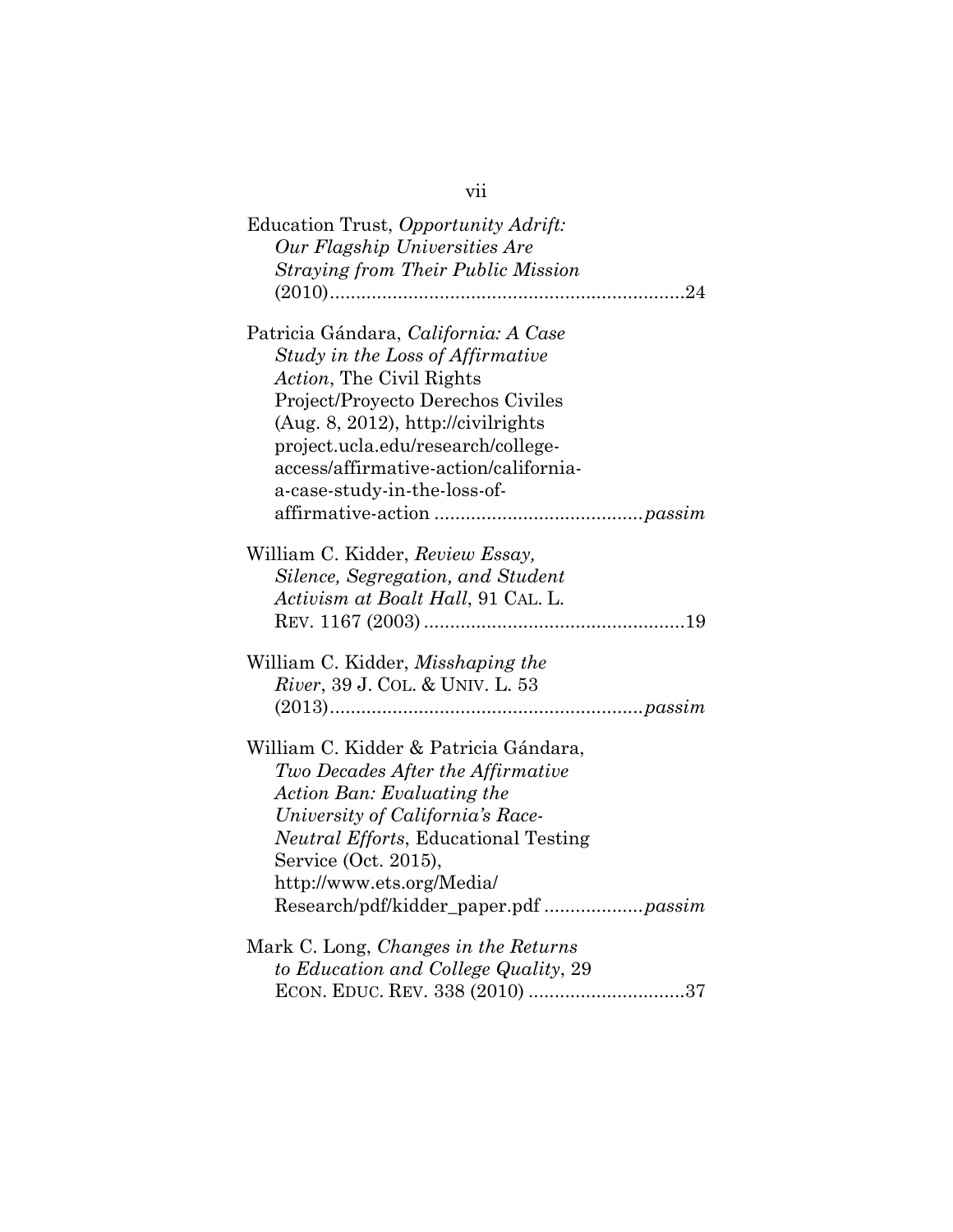Education Trust, *Opportunity Adrift: Our Flagship Universities Are Straying from Their Public Mission* (2010)....................................................................24

Patricia Gándara, *California: A Case Study in the Loss of Affirmative Action*, The Civil Rights Project/Proyecto Derechos Civiles (Aug. 8, 2012), http://civilrights project.ucla.edu/research/college-access/affirmative-action/california-a-case-study-in-the-loss-of-affirmative-action ........................................*passim*

William C. Kidder, *Review Essay, Silence, Segregation, and Student Activism at Boalt Hall*, 91 CAL. L. REV. 1167 (2003) ..................................................19

William C. Kidder, *Misshaping the River*, 39 J. COL. & UNIV. L. 53 (2013)...........................................................*passim*

William C. Kidder & Patricia Gándara, *Two Decades After the Affirmative Action Ban: Evaluating the University of California's Race-Neutral Efforts*, Educational Testing Service (Oct. 2015), http://www.ets.org/Media/Research/pdf/kidder_paper.pdf ...................*passim*

Mark C. Long, *Changes in the Returns to Education and College Quality*, 29 ECON. EDUC. REV. 338 (2010) ..............................37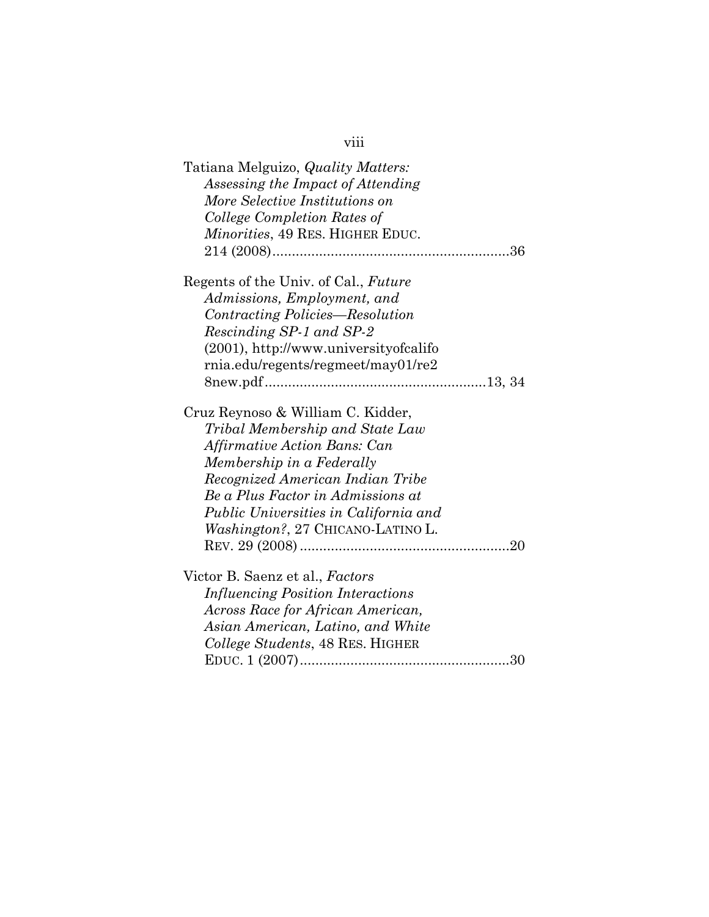Tatiana Melguizo, *Quality Matters: Assessing the Impact of Attending More Selective Institutions on College Completion Rates of Minorities*, 49 RES. HIGHER EDUC. 214 (2008)............................................................36

Regents of the Univ. of Cal., *Future Admissions, Employment, and Contracting Policies—Resolution Rescinding SP-1 and SP-2* (2001), http://www.universityofcalifornia.edu/regents/regmeet/may01/re28new.pdf........................................................13, 34

Cruz Reynoso & William C. Kidder, *Tribal Membership and State Law Affirmative Action Bans: Can Membership in a Federally Recognized American Indian Tribe Be a Plus Factor in Admissions at Public Universities in California and Washington?*, 27 CHICANO-LATINO L. REV. 29 (2008).....................................................20

Victor B. Saenz et al., *Factors Influencing Position Interactions Across Race for African American, Asian American, Latino, and White College Students*, 48 RES. HIGHER EDUC. 1 (2007).....................................................30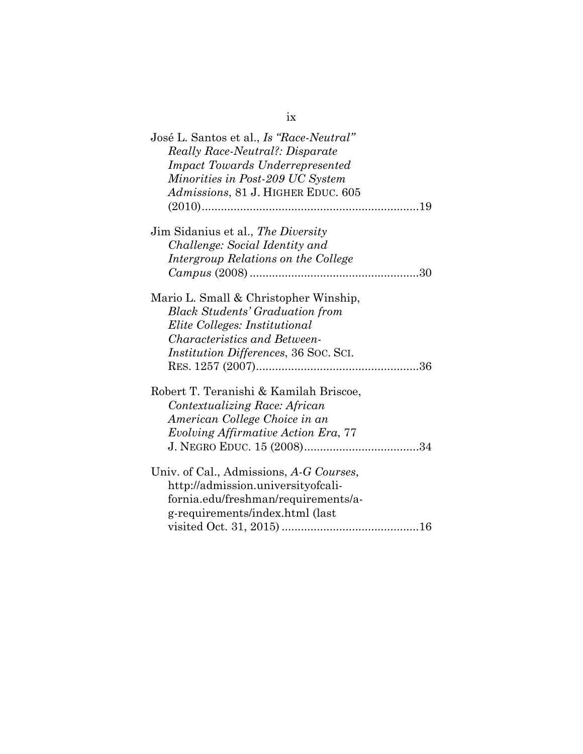José L. Santos et al., *Is "Race-Neutral" Really Race-Neutral?: Disparate Impact Towards Underrepresented Minorities in Post-209 UC System Admissions*, 81 J. HIGHER EDUC. 605 (2010)....................................................................19

Jim Sidanius et al., *The Diversity Challenge: Social Identity and Intergroup Relations on the College Campus* (2008).....................................................30

Mario L. Small & Christopher Winship, *Black Students' Graduation from Elite Colleges: Institutional Characteristics and Between-Institution Differences*, 36 SOC. SCI. RES. 1257 (2007)...................................................36

Robert T. Teranishi & Kamilah Briscoe, *Contextualizing Race: African American College Choice in an Evolving Affirmative Action Era*, 77 J. NEGRO EDUC. 15 (2008)....................................34

Univ. of Cal., Admissions, *A-G Courses*, http://admission.universityofcalifornia.edu/freshman/requirements/a-g-requirements/index.html (last visited Oct. 31, 2015)...........................................16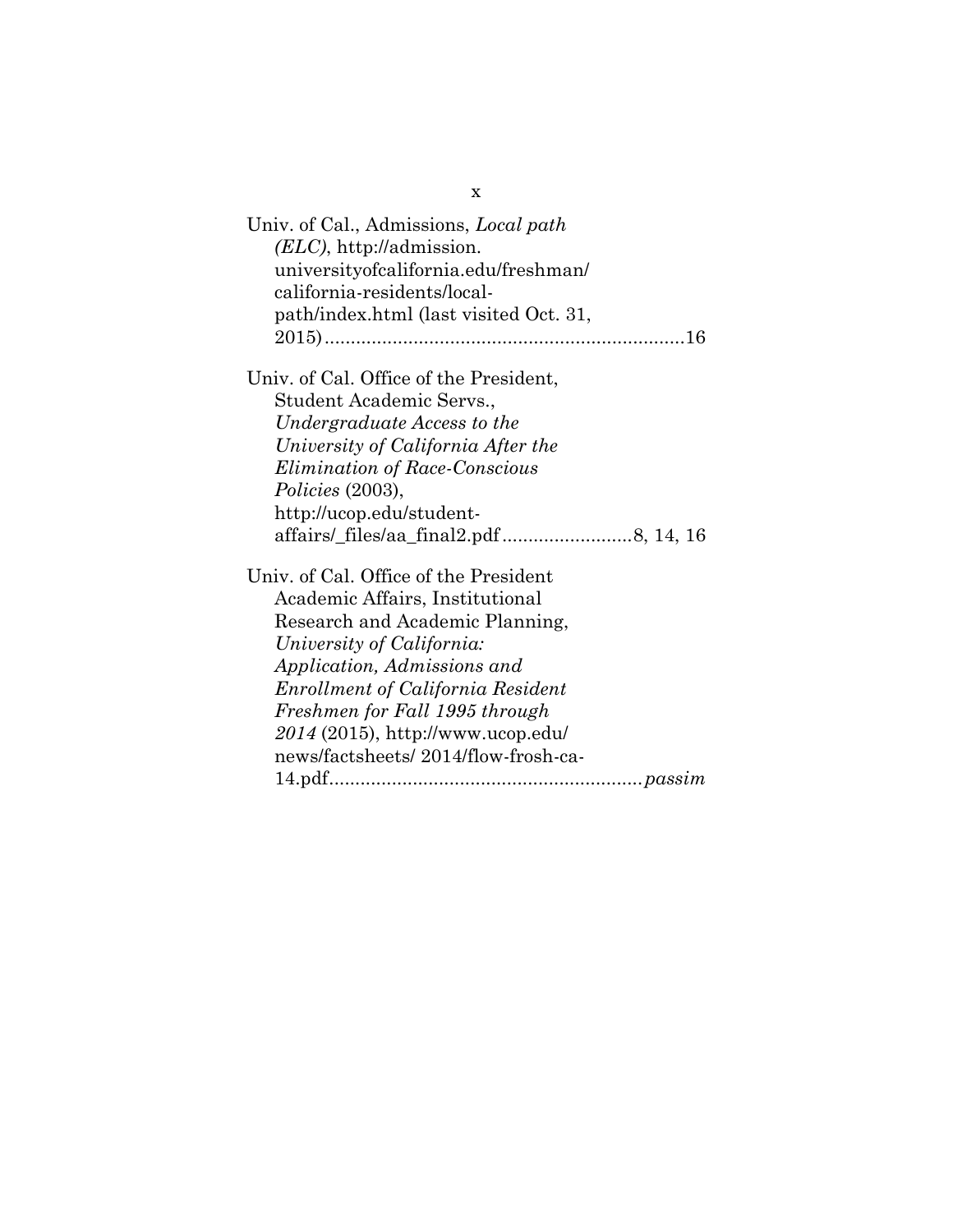Univ. of Cal., Admissions, *Local path (ELC)*, http://admission.universityofcalifornia.edu/freshman/california-residents/local-path/index.html (last visited Oct. 31, 2015) .................................................................... 16

Univ. of Cal. Office of the President, Student Academic Servs., *Undergraduate Access to the University of California After the Elimination of Race-Conscious Policies* (2003), http://ucop.edu/student-affairs/_files/aa_final2.pdf ......................... 8, 14, 16

Univ. of Cal. Office of the President Academic Affairs, Institutional Research and Academic Planning, *University of California: Application, Admissions and Enrollment of California Resident Freshmen for Fall 1995 through 2014* (2015), http://www.ucop.edu/news/factsheets/ 2014/flow-frosh-ca-14.pdf ........................................................... *passim*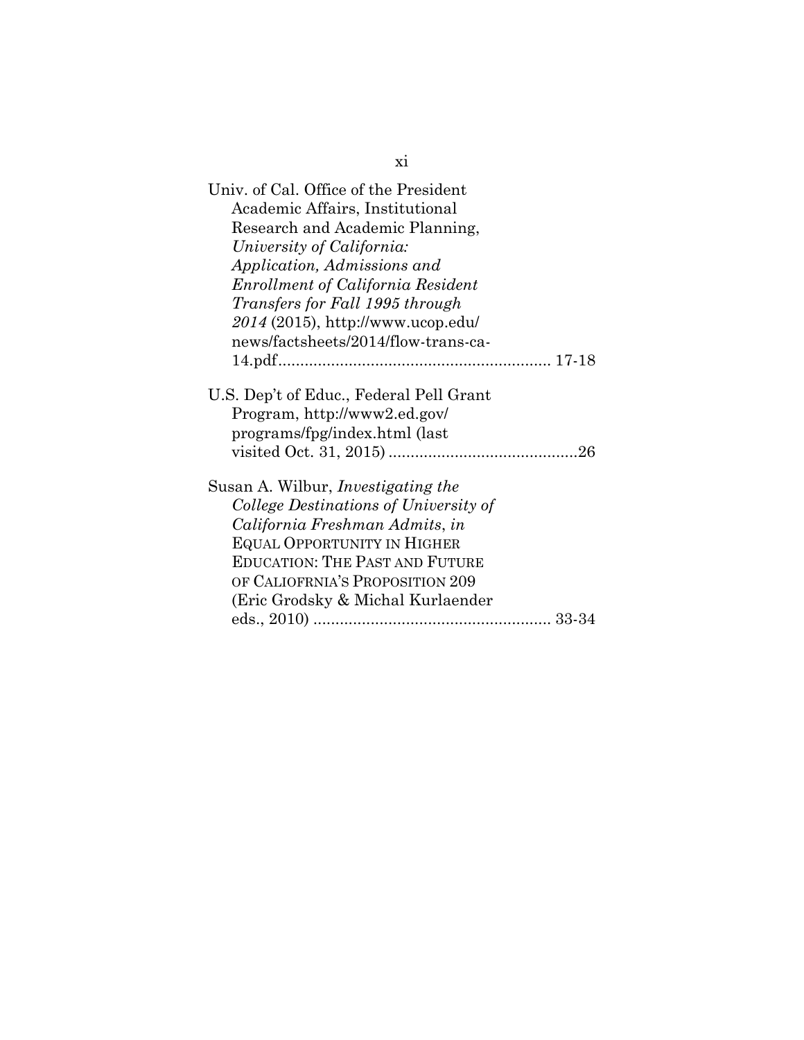Univ. of Cal. Office of the President Academic Affairs, Institutional Research and Academic Planning, *University of California: Application, Admissions and Enrollment of California Resident Transfers for Fall 1995 through 2014* (2015), http://www.ucop.edu/news/factsheets/2014/flow-trans-ca-14.pdf............................................................. 17-18

U.S. Dep't of Educ., Federal Pell Grant Program, http://www2.ed.gov/programs/fpg/index.html (last visited Oct. 31, 2015) ...........................................26

Susan A. Wilbur, *Investigating the College Destinations of University of California Freshman Admits*, *in* EQUAL OPPORTUNITY IN HIGHER EDUCATION: THE PAST AND FUTURE OF CALIOFRNIA'S PROPOSITION 209 (Eric Grodsky & Michal Kurlaender eds., 2010) ...................................................... 33-34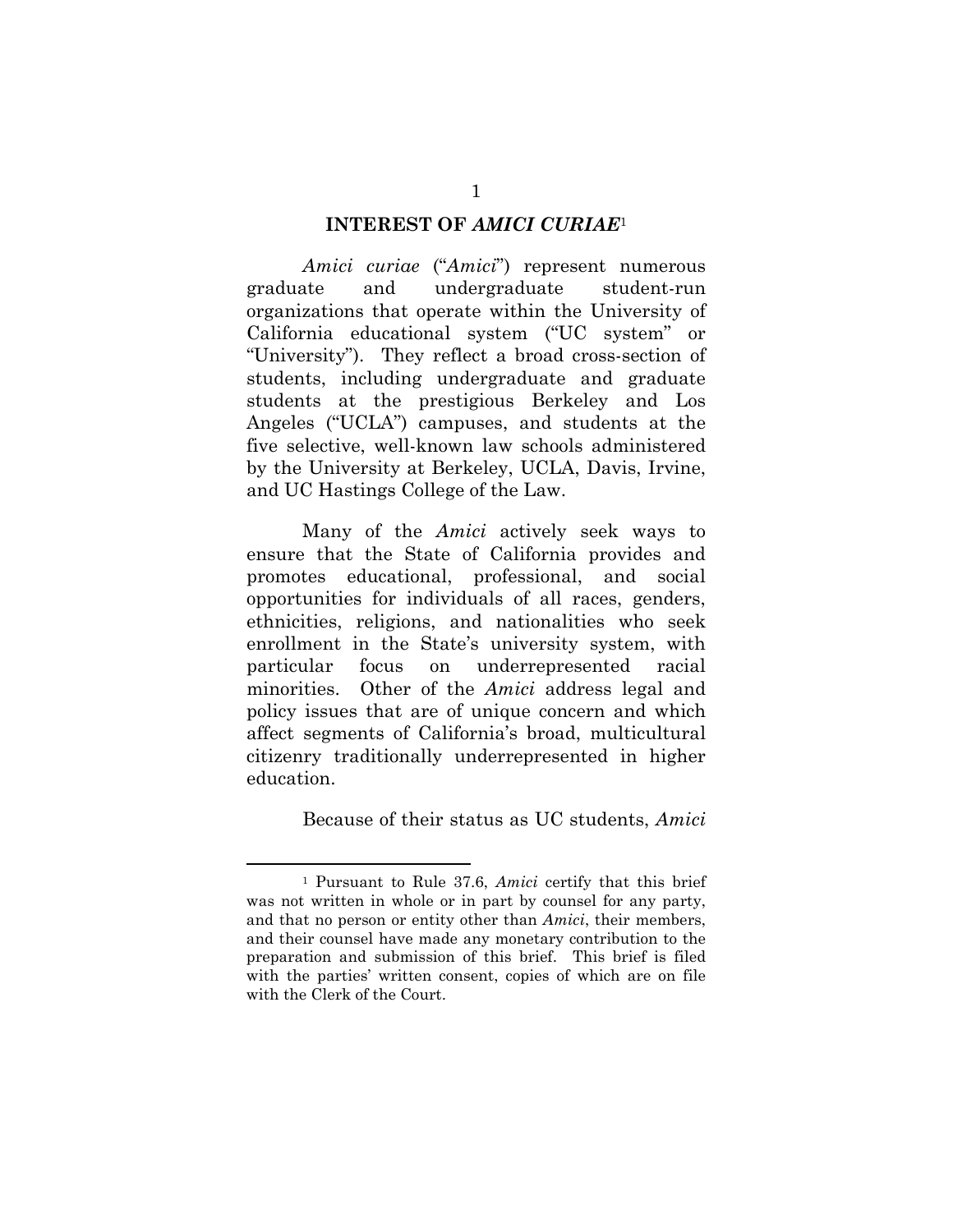## INTEREST OF *AMICI CURIAE*[1]

*Amici curiae* ("*Amici*") represent numerous graduate and undergraduate student-run organizations that operate within the University of California educational system ("UC system" or "University"). They reflect a broad cross-section of students, including undergraduate and graduate students at the prestigious Berkeley and Los Angeles ("UCLA") campuses, and students at the five selective, well-known law schools administered by the University at Berkeley, UCLA, Davis, Irvine, and UC Hastings College of the Law.

Many of the *Amici* actively seek ways to ensure that the State of California provides and promotes educational, professional, and social opportunities for individuals of all races, genders, ethnicities, religions, and nationalities who seek enrollment in the State's university system, with particular focus on underrepresented racial minorities. Other of the *Amici* address legal and policy issues that are of unique concern and which affect segments of California's broad, multicultural citizenry traditionally underrepresented in higher education.

Because of their status as UC students, *Amici*

---

[1] Pursuant to Rule 37.6, *Amici* certify that this brief was not written in whole or in part by counsel for any party, and that no person or entity other than *Amici*, their members, and their counsel have made any monetary contribution to the preparation and submission of this brief. This brief is filed with the parties' written consent, copies of which are on file with the Clerk of the Court.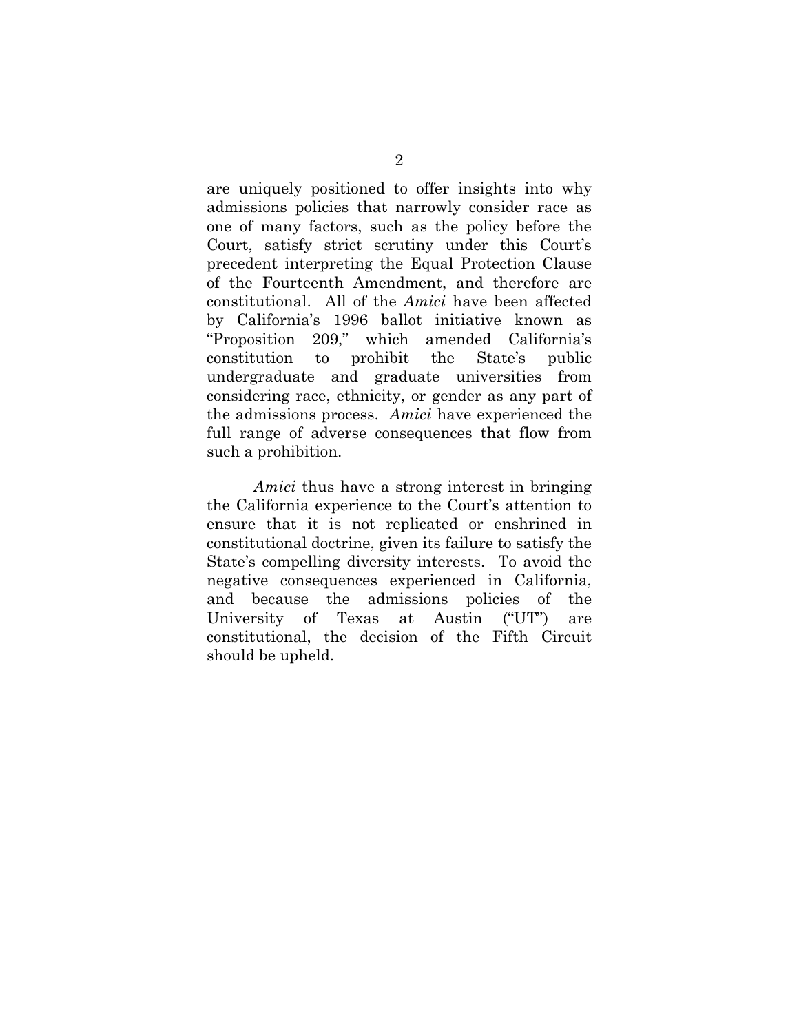are uniquely positioned to offer insights into why admissions policies that narrowly consider race as one of many factors, such as the policy before the Court, satisfy strict scrutiny under this Court's precedent interpreting the Equal Protection Clause of the Fourteenth Amendment, and therefore are constitutional. All of the *Amici* have been affected by California's 1996 ballot initiative known as "Proposition 209," which amended California's constitution to prohibit the State's public undergraduate and graduate universities from considering race, ethnicity, or gender as any part of the admissions process. *Amici* have experienced the full range of adverse consequences that flow from such a prohibition.

*Amici* thus have a strong interest in bringing the California experience to the Court's attention to ensure that it is not replicated or enshrined in constitutional doctrine, given its failure to satisfy the State's compelling diversity interests. To avoid the negative consequences experienced in California, and because the admissions policies of the University of Texas at Austin ("UT") are constitutional, the decision of the Fifth Circuit should be upheld.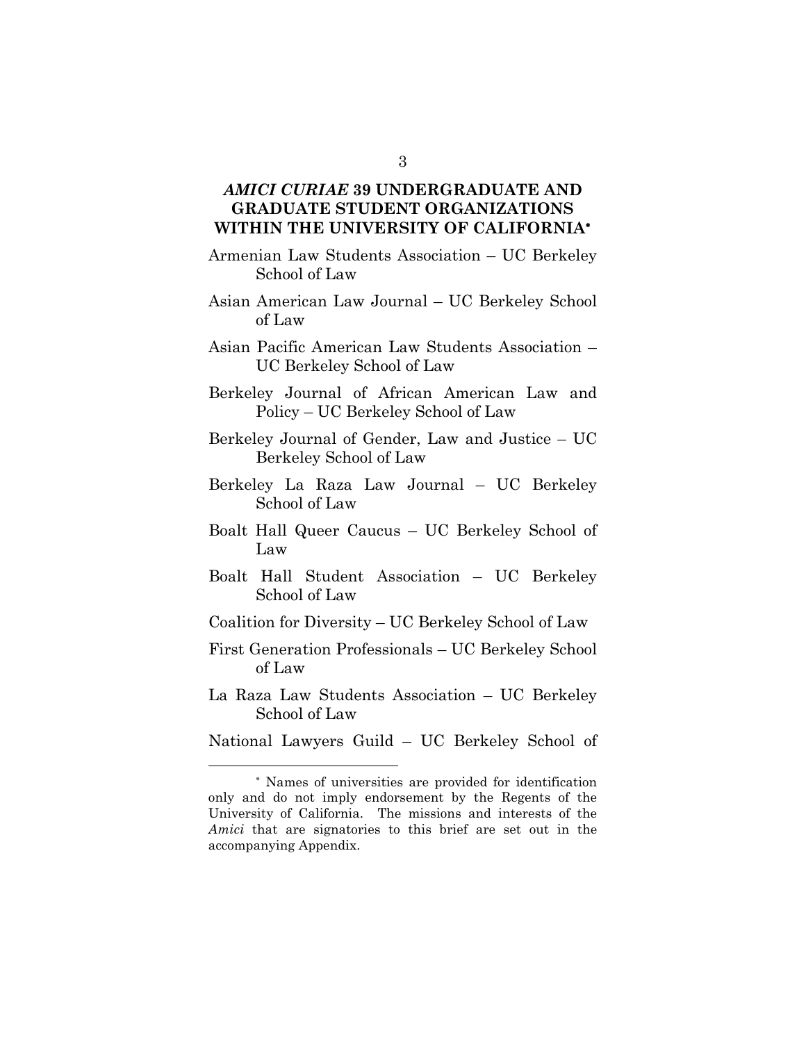## *AMICI CURIAE* 39 UNDERGRADUATE AND GRADUATE STUDENT ORGANIZATIONS WITHIN THE UNIVERSITY OF CALIFORNIA*

Armenian Law Students Association – UC Berkeley School of Law

Asian American Law Journal – UC Berkeley School of Law

Asian Pacific American Law Students Association – UC Berkeley School of Law

Berkeley Journal of African American Law and Policy – UC Berkeley School of Law

Berkeley Journal of Gender, Law and Justice – UC Berkeley School of Law

Berkeley La Raza Law Journal – UC Berkeley School of Law

Boalt Hall Queer Caucus – UC Berkeley School of Law

Boalt Hall Student Association – UC Berkeley School of Law

Coalition for Diversity – UC Berkeley School of Law

First Generation Professionals – UC Berkeley School of Law

La Raza Law Students Association – UC Berkeley School of Law

National Lawyers Guild – UC Berkeley School of

---

* Names of universities are provided for identification only and do not imply endorsement by the Regents of the University of California. The missions and interests of the *Amici* that are signatories to this brief are set out in the accompanying Appendix.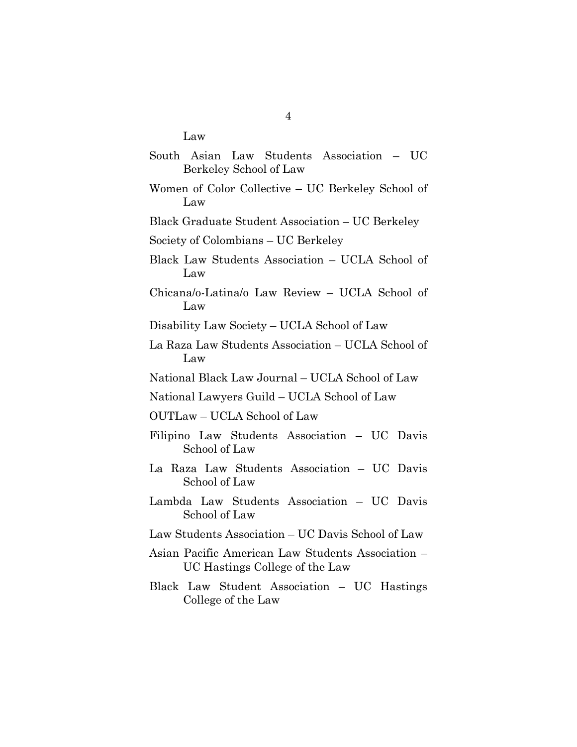Law

South Asian Law Students Association – UC Berkeley School of Law

Women of Color Collective – UC Berkeley School of Law

Black Graduate Student Association – UC Berkeley

Society of Colombians – UC Berkeley

Black Law Students Association – UCLA School of Law

Chicana/o-Latina/o Law Review – UCLA School of Law

Disability Law Society – UCLA School of Law

La Raza Law Students Association – UCLA School of Law

National Black Law Journal – UCLA School of Law

National Lawyers Guild – UCLA School of Law

OUTLaw – UCLA School of Law

Filipino Law Students Association – UC Davis School of Law

La Raza Law Students Association – UC Davis School of Law

Lambda Law Students Association – UC Davis School of Law

Law Students Association – UC Davis School of Law

Asian Pacific American Law Students Association – UC Hastings College of the Law

Black Law Student Association – UC Hastings College of the Law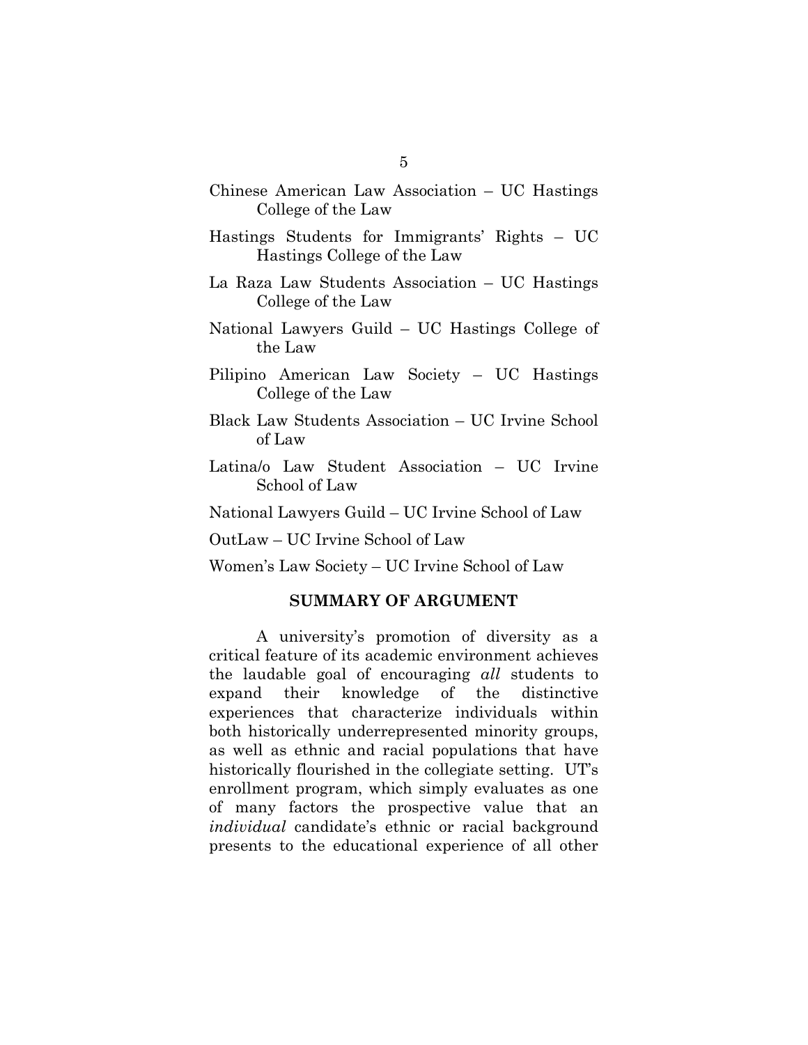Chinese American Law Association – UC Hastings College of the Law

Hastings Students for Immigrants' Rights – UC Hastings College of the Law

La Raza Law Students Association – UC Hastings College of the Law

National Lawyers Guild – UC Hastings College of the Law

Pilipino American Law Society – UC Hastings College of the Law

Black Law Students Association – UC Irvine School of Law

Latina/o Law Student Association – UC Irvine School of Law

National Lawyers Guild – UC Irvine School of Law

OutLaw – UC Irvine School of Law

Women's Law Society – UC Irvine School of Law

## SUMMARY OF ARGUMENT

A university's promotion of diversity as a critical feature of its academic environment achieves the laudable goal of encouraging *all* students to expand their knowledge of the distinctive experiences that characterize individuals within both historically underrepresented minority groups, as well as ethnic and racial populations that have historically flourished in the collegiate setting. UT's enrollment program, which simply evaluates as one of many factors the prospective value that an *individual* candidate's ethnic or racial background presents to the educational experience of all other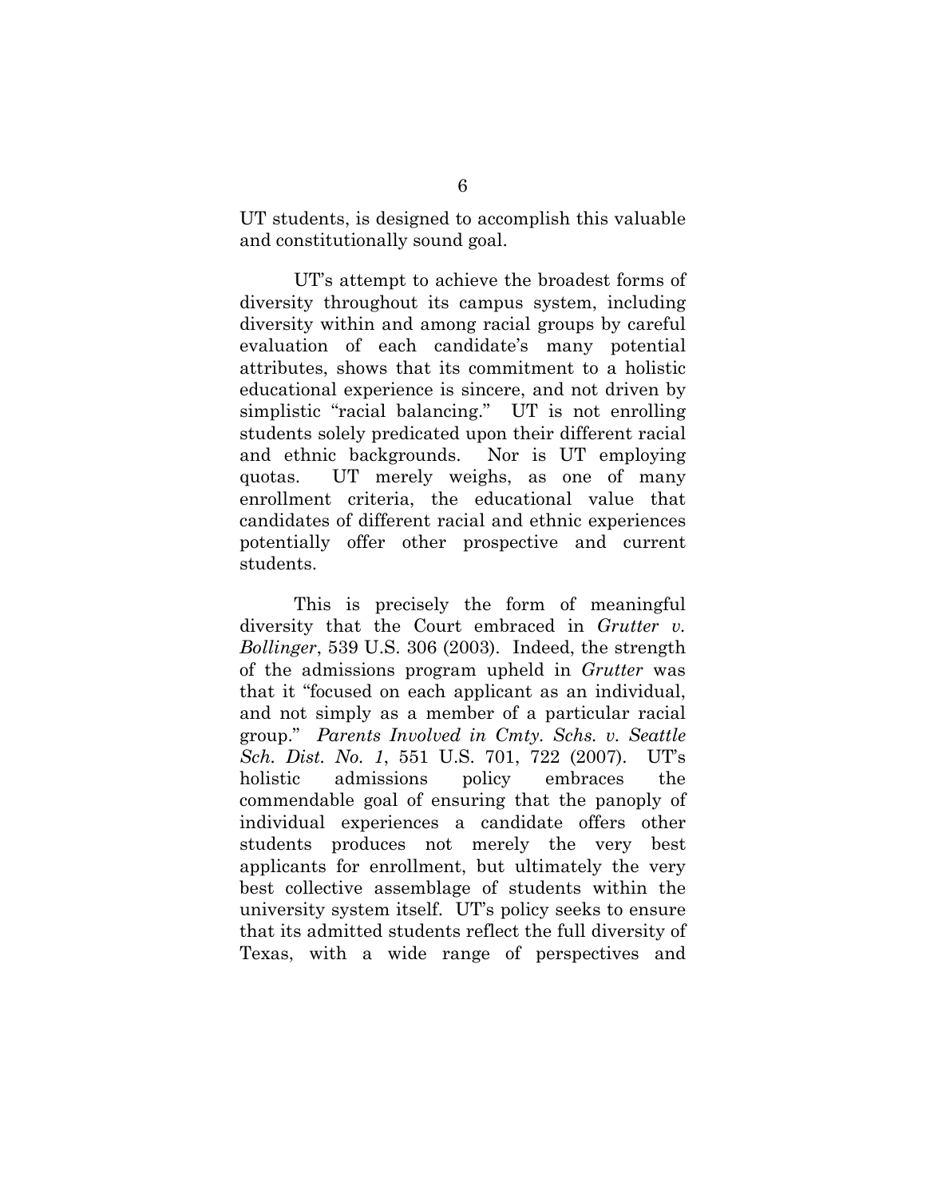UT students, is designed to accomplish this valuable and constitutionally sound goal.

UT's attempt to achieve the broadest forms of diversity throughout its campus system, including diversity within and among racial groups by careful evaluation of each candidate's many potential attributes, shows that its commitment to a holistic educational experience is sincere, and not driven by simplistic "racial balancing." UT is not enrolling students solely predicated upon their different racial and ethnic backgrounds. Nor is UT employing quotas. UT merely weighs, as one of many enrollment criteria, the educational value that candidates of different racial and ethnic experiences potentially offer other prospective and current students.

This is precisely the form of meaningful diversity that the Court embraced in *Grutter v. Bollinger*, 539 U.S. 306 (2003). Indeed, the strength of the admissions program upheld in *Grutter* was that it "focused on each applicant as an individual, and not simply as a member of a particular racial group." *Parents Involved in Cmty. Schs. v. Seattle Sch. Dist. No. 1*, 551 U.S. 701, 722 (2007). UT's holistic admissions policy embraces the commendable goal of ensuring that the panoply of individual experiences a candidate offers other students produces not merely the very best applicants for enrollment, but ultimately the very best collective assemblage of students within the university system itself. UT's policy seeks to ensure that its admitted students reflect the full diversity of Texas, with a wide range of perspectives and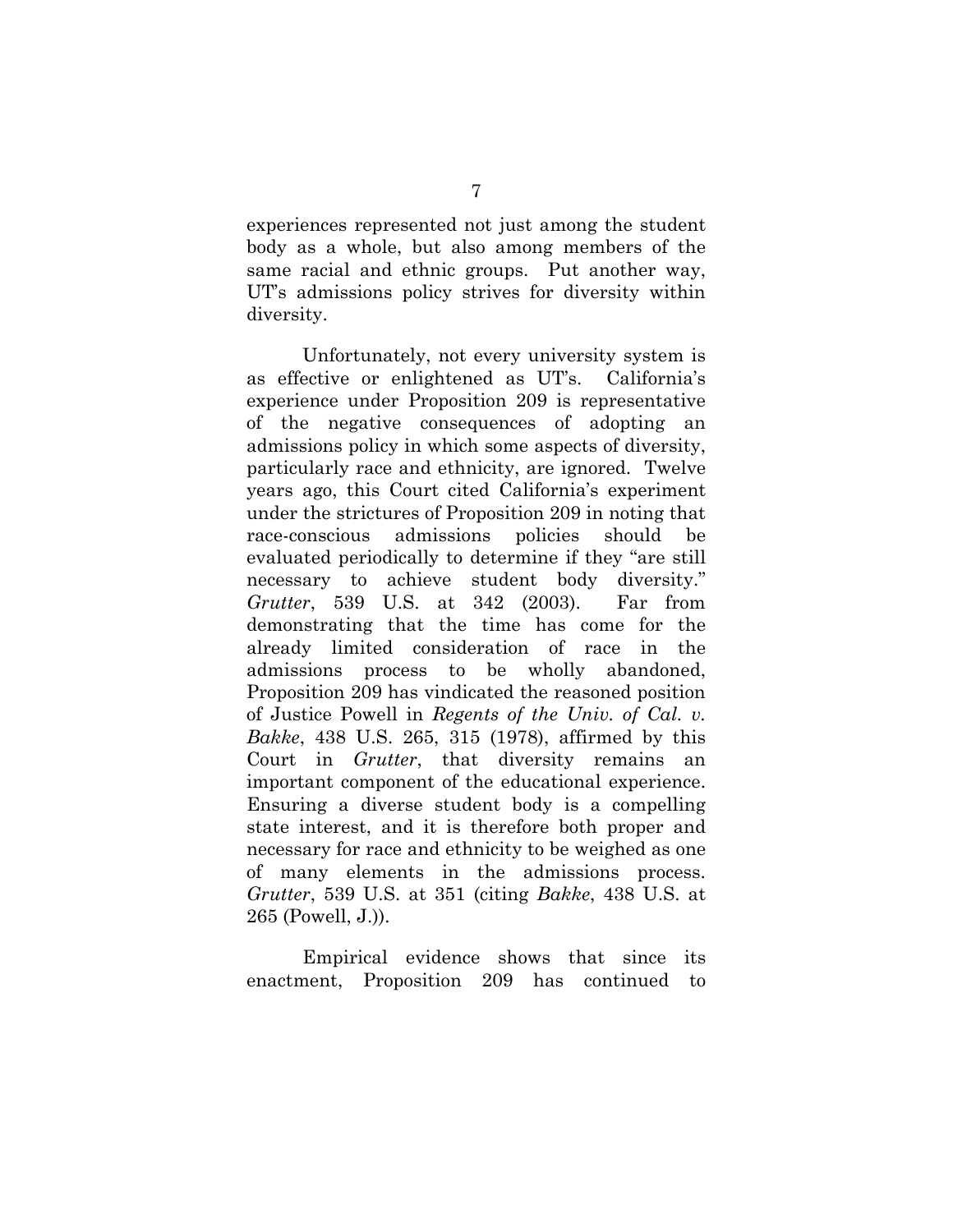experiences represented not just among the student body as a whole, but also among members of the same racial and ethnic groups. Put another way, UT's admissions policy strives for diversity within diversity.

Unfortunately, not every university system is as effective or enlightened as UT's. California's experience under Proposition 209 is representative of the negative consequences of adopting an admissions policy in which some aspects of diversity, particularly race and ethnicity, are ignored. Twelve years ago, this Court cited California's experiment under the strictures of Proposition 209 in noting that race-conscious admissions policies should be evaluated periodically to determine if they "are still necessary to achieve student body diversity." *Grutter*, 539 U.S. at 342 (2003). Far from demonstrating that the time has come for the already limited consideration of race in the admissions process to be wholly abandoned, Proposition 209 has vindicated the reasoned position of Justice Powell in *Regents of the Univ. of Cal. v. Bakke*, 438 U.S. 265, 315 (1978), affirmed by this Court in *Grutter*, that diversity remains an important component of the educational experience. Ensuring a diverse student body is a compelling state interest, and it is therefore both proper and necessary for race and ethnicity to be weighed as one of many elements in the admissions process. *Grutter*, 539 U.S. at 351 (citing *Bakke*, 438 U.S. at 265 (Powell, J.)).

Empirical evidence shows that since its enactment, Proposition 209 has continued to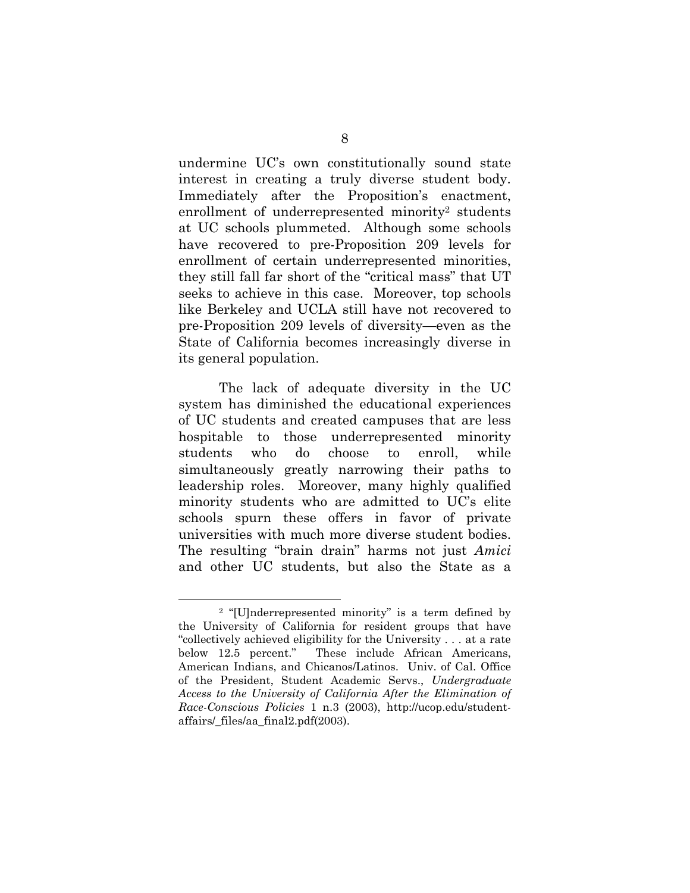undermine UC's own constitutionally sound state interest in creating a truly diverse student body. Immediately after the Proposition's enactment, enrollment of underrepresented minority[2] students at UC schools plummeted. Although some schools have recovered to pre-Proposition 209 levels for enrollment of certain underrepresented minorities, they still fall far short of the "critical mass" that UT seeks to achieve in this case. Moreover, top schools like Berkeley and UCLA still have not recovered to pre-Proposition 209 levels of diversity—even as the State of California becomes increasingly diverse in its general population.

The lack of adequate diversity in the UC system has diminished the educational experiences of UC students and created campuses that are less hospitable to those underrepresented minority students who do choose to enroll, while simultaneously greatly narrowing their paths to leadership roles. Moreover, many highly qualified minority students who are admitted to UC's elite schools spurn these offers in favor of private universities with much more diverse student bodies. The resulting "brain drain" harms not just *Amici* and other UC students, but also the State as a

---

[2] "[U]nderrepresented minority" is a term defined by the University of California for resident groups that have "collectively achieved eligibility for the University . . . at a rate below 12.5 percent." These include African Americans, American Indians, and Chicanos/Latinos. Univ. of Cal. Office of the President, Student Academic Servs., *Undergraduate Access to the University of California After the Elimination of Race-Conscious Policies* 1 n.3 (2003), http://ucop.edu/student-affairs/_files/aa_final2.pdf(2003).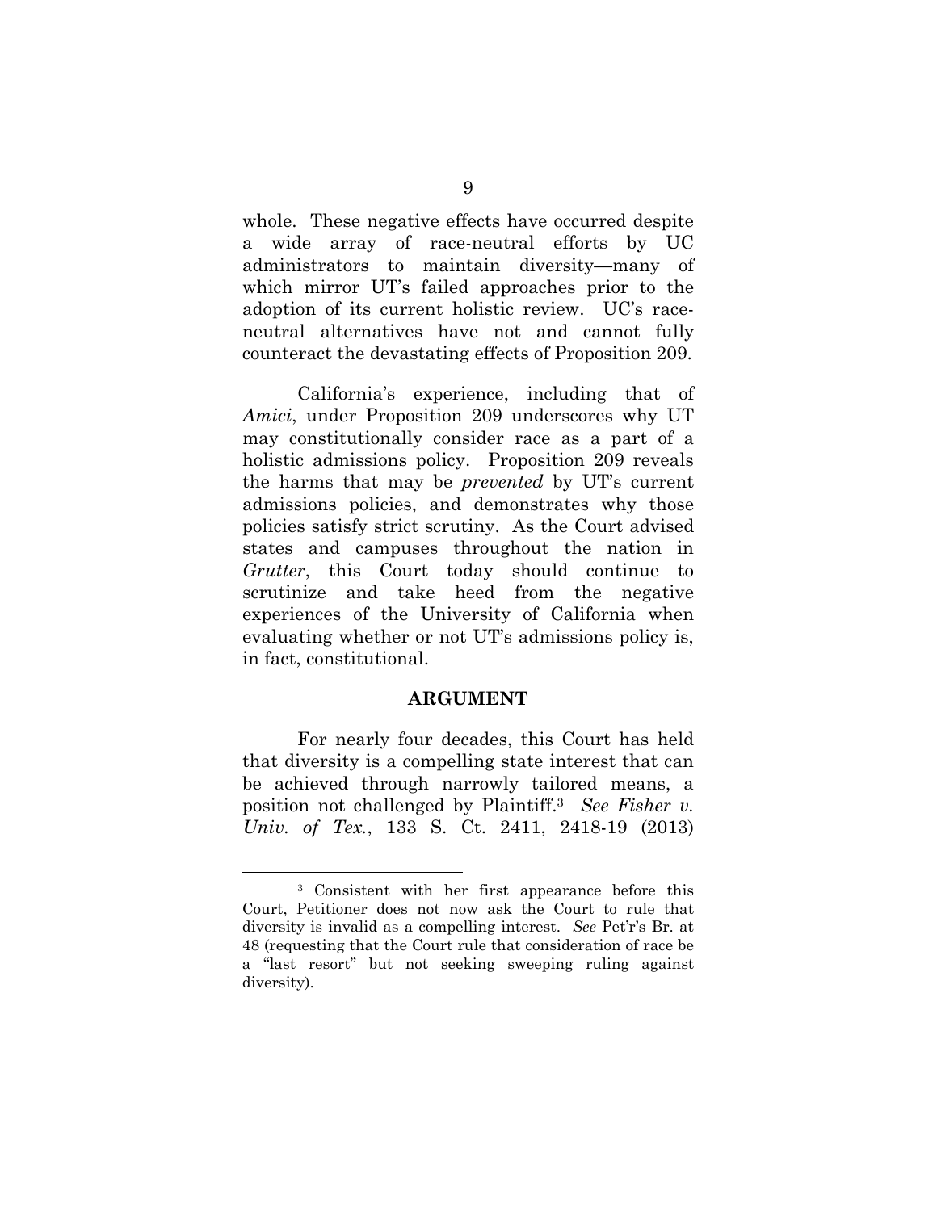whole. These negative effects have occurred despite a wide array of race-neutral efforts by UC administrators to maintain diversity—many of which mirror UT's failed approaches prior to the adoption of its current holistic review. UC's race-neutral alternatives have not and cannot fully counteract the devastating effects of Proposition 209.

California's experience, including that of *Amici*, under Proposition 209 underscores why UT may constitutionally consider race as a part of a holistic admissions policy. Proposition 209 reveals the harms that may be *prevented* by UT's current admissions policies, and demonstrates why those policies satisfy strict scrutiny. As the Court advised states and campuses throughout the nation in *Grutter*, this Court today should continue to scrutinize and take heed from the negative experiences of the University of California when evaluating whether or not UT's admissions policy is, in fact, constitutional.

## ARGUMENT

For nearly four decades, this Court has held that diversity is a compelling state interest that can be achieved through narrowly tailored means, a position not challenged by Plaintiff.[3] *See Fisher v. Univ. of Tex.*, 133 S. Ct. 2411, 2418-19 (2013)

---

[3] Consistent with her first appearance before this Court, Petitioner does not now ask the Court to rule that diversity is invalid as a compelling interest. *See* Pet'r's Br. at 48 (requesting that the Court rule that consideration of race be a "last resort" but not seeking sweeping ruling against diversity).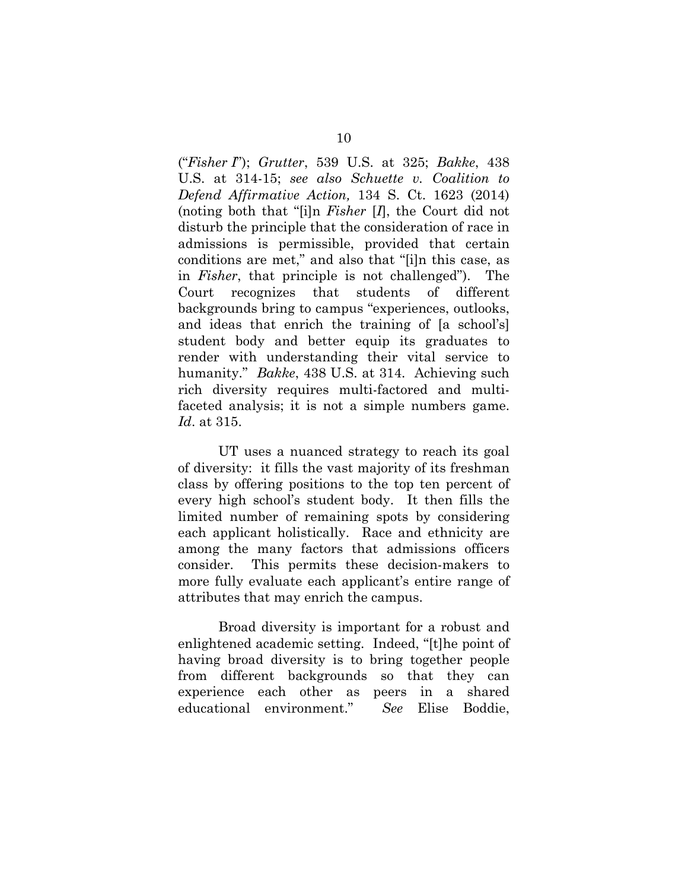("*Fisher I*"); *Grutter*, 539 U.S. at 325; *Bakke*, 438 U.S. at 314-15; *see also Schuette v. Coalition to Defend Affirmative Action,* 134 S. Ct. 1623 (2014) (noting both that "[i]n *Fisher* [*I*], the Court did not disturb the principle that the consideration of race in admissions is permissible, provided that certain conditions are met," and also that "[i]n this case, as in *Fisher*, that principle is not challenged"). The Court recognizes that students of different backgrounds bring to campus "experiences, outlooks, and ideas that enrich the training of [a school's] student body and better equip its graduates to render with understanding their vital service to humanity." *Bakke*, 438 U.S. at 314. Achieving such rich diversity requires multi-factored and multi-faceted analysis; it is not a simple numbers game. *Id*. at 315.

UT uses a nuanced strategy to reach its goal of diversity: it fills the vast majority of its freshman class by offering positions to the top ten percent of every high school's student body. It then fills the limited number of remaining spots by considering each applicant holistically. Race and ethnicity are among the many factors that admissions officers consider. This permits these decision-makers to more fully evaluate each applicant's entire range of attributes that may enrich the campus.

Broad diversity is important for a robust and enlightened academic setting. Indeed, "[t]he point of having broad diversity is to bring together people from different backgrounds so that they can experience each other as peers in a shared educational environment." *See* Elise Boddie,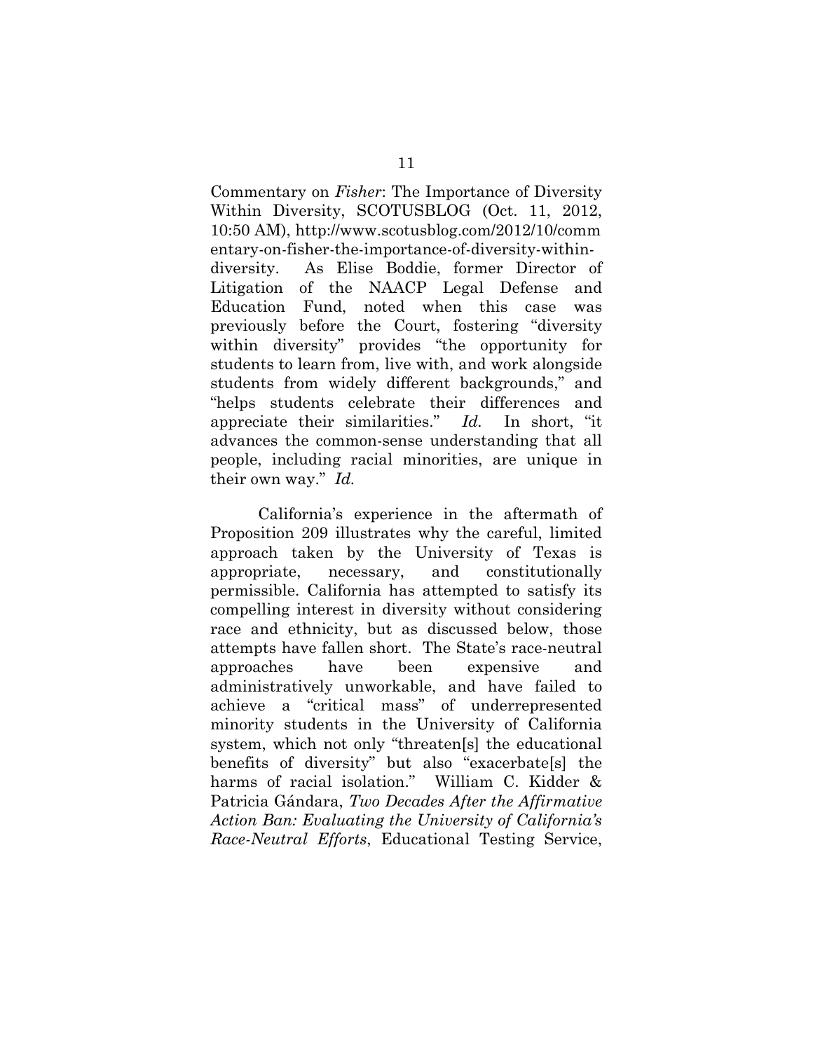Commentary on *Fisher*: The Importance of Diversity Within Diversity, SCOTUSBLOG (Oct. 11, 2012, 10:50 AM), http://www.scotusblog.com/2012/10/commentary-on-fisher-the-importance-of-diversity-within-diversity. As Elise Boddie, former Director of Litigation of the NAACP Legal Defense and Education Fund, noted when this case was previously before the Court, fostering "diversity within diversity" provides "the opportunity for students to learn from, live with, and work alongside students from widely different backgrounds," and "helps students celebrate their differences and appreciate their similarities." *Id.* In short, "it advances the common-sense understanding that all people, including racial minorities, are unique in their own way." *Id.*

California's experience in the aftermath of Proposition 209 illustrates why the careful, limited approach taken by the University of Texas is appropriate, necessary, and constitutionally permissible. California has attempted to satisfy its compelling interest in diversity without considering race and ethnicity, but as discussed below, those attempts have fallen short. The State's race-neutral approaches have been expensive and administratively unworkable, and have failed to achieve a "critical mass" of underrepresented minority students in the University of California system, which not only "threaten[s] the educational benefits of diversity" but also "exacerbate[s] the harms of racial isolation." William C. Kidder & Patricia Gándara, *Two Decades After the Affirmative Action Ban: Evaluating the University of California's Race-Neutral Efforts*, Educational Testing Service,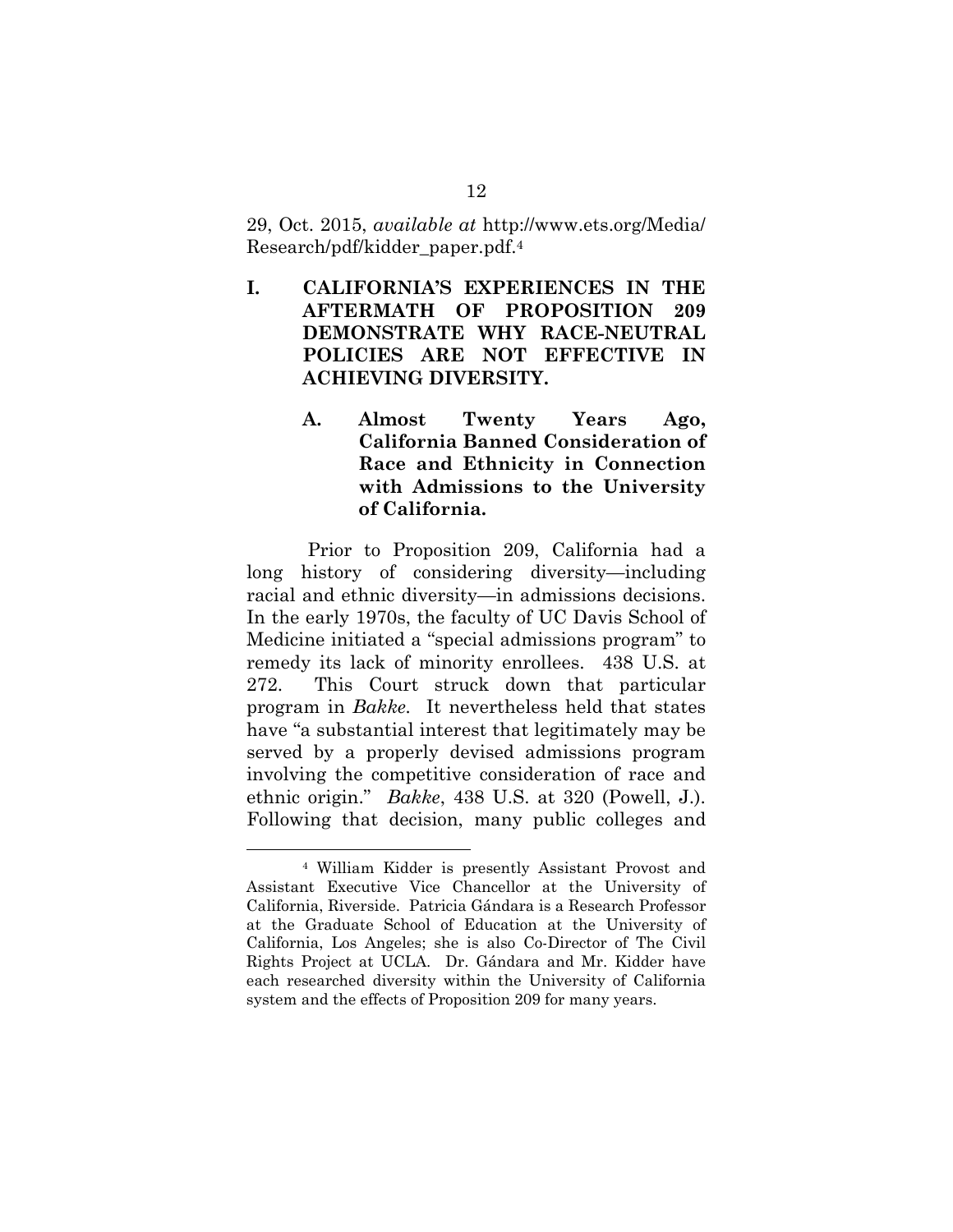29, Oct. 2015, *available at* http://www.ets.org/Media/Research/pdf/kidder_paper.pdf.[4]

## I. CALIFORNIA'S EXPERIENCES IN THE AFTERMATH OF PROPOSITION 209 DEMONSTRATE WHY RACE-NEUTRAL POLICIES ARE NOT EFFECTIVE IN ACHIEVING DIVERSITY.

### A. Almost Twenty Years Ago, California Banned Consideration of Race and Ethnicity in Connection with Admissions to the University of California.

Prior to Proposition 209, California had a long history of considering diversity—including racial and ethnic diversity—in admissions decisions. In the early 1970s, the faculty of UC Davis School of Medicine initiated a "special admissions program" to remedy its lack of minority enrollees. 438 U.S. at 272. This Court struck down that particular program in *Bakke.* It nevertheless held that states have "a substantial interest that legitimately may be served by a properly devised admissions program involving the competitive consideration of race and ethnic origin." *Bakke*, 438 U.S. at 320 (Powell, J.). Following that decision, many public colleges and

---

[4] William Kidder is presently Assistant Provost and Assistant Executive Vice Chancellor at the University of California, Riverside. Patricia Gándara is a Research Professor at the Graduate School of Education at the University of California, Los Angeles; she is also Co-Director of The Civil Rights Project at UCLA. Dr. Gándara and Mr. Kidder have each researched diversity within the University of California system and the effects of Proposition 209 for many years.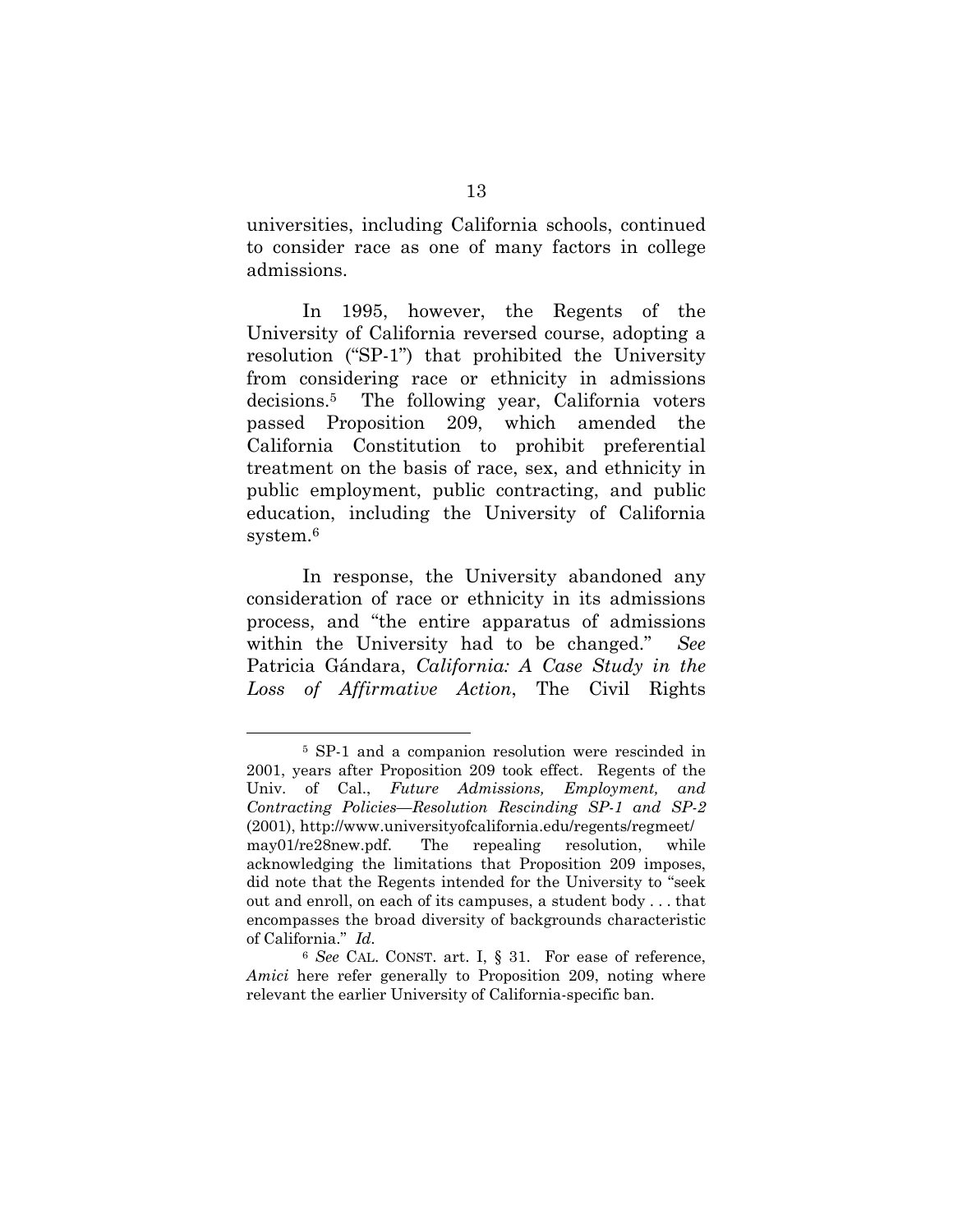universities, including California schools, continued to consider race as one of many factors in college admissions.

In 1995, however, the Regents of the University of California reversed course, adopting a resolution ("SP-1") that prohibited the University from considering race or ethnicity in admissions decisions.[5] The following year, California voters passed Proposition 209, which amended the California Constitution to prohibit preferential treatment on the basis of race, sex, and ethnicity in public employment, public contracting, and public education, including the University of California system.[6]

In response, the University abandoned any consideration of race or ethnicity in its admissions process, and "the entire apparatus of admissions within the University had to be changed." *See* Patricia Gándara, *California: A Case Study in the Loss of Affirmative Action*, The Civil Rights

---

[5] SP-1 and a companion resolution were rescinded in 2001, years after Proposition 209 took effect. Regents of the Univ. of Cal., *Future Admissions, Employment, and Contracting Policies—Resolution Rescinding SP-1 and SP-2* (2001), http://www.universityofcalifornia.edu/regents/regmeet/may01/re28new.pdf. The repealing resolution, while acknowledging the limitations that Proposition 209 imposes, did note that the Regents intended for the University to "seek out and enroll, on each of its campuses, a student body . . . that encompasses the broad diversity of backgrounds characteristic of California." *Id.*

[6] *See* CAL. CONST. art. I, § 31. For ease of reference, *Amici* here refer generally to Proposition 209, noting where relevant the earlier University of California-specific ban.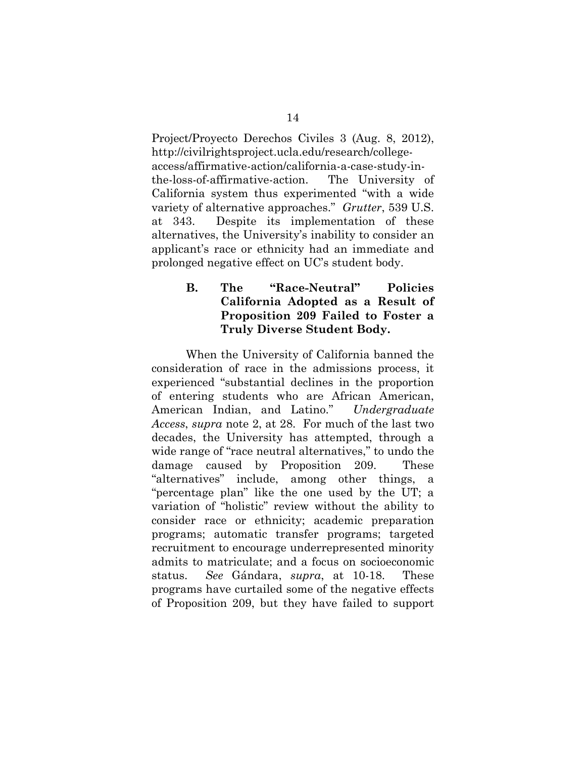Project/Proyecto Derechos Civiles 3 (Aug. 8, 2012), http://civilrightsproject.ucla.edu/research/college-access/affirmative-action/california-a-case-study-in-the-loss-of-affirmative-action. The University of California system thus experimented "with a wide variety of alternative approaches." *Grutter*, 539 U.S. at 343. Despite its implementation of these alternatives, the University's inability to consider an applicant's race or ethnicity had an immediate and prolonged negative effect on UC's student body.

### B. The "Race-Neutral" Policies California Adopted as a Result of Proposition 209 Failed to Foster a Truly Diverse Student Body.

When the University of California banned the consideration of race in the admissions process, it experienced "substantial declines in the proportion of entering students who are African American, American Indian, and Latino." *Undergraduate Access*, *supra* note 2, at 28. For much of the last two decades, the University has attempted, through a wide range of "race neutral alternatives," to undo the damage caused by Proposition 209. These "alternatives" include, among other things, a "percentage plan" like the one used by the UT; a variation of "holistic" review without the ability to consider race or ethnicity; academic preparation programs; automatic transfer programs; targeted recruitment to encourage underrepresented minority admits to matriculate; and a focus on socioeconomic status. *See* Gándara, *supra*, at 10-18. These programs have curtailed some of the negative effects of Proposition 209, but they have failed to support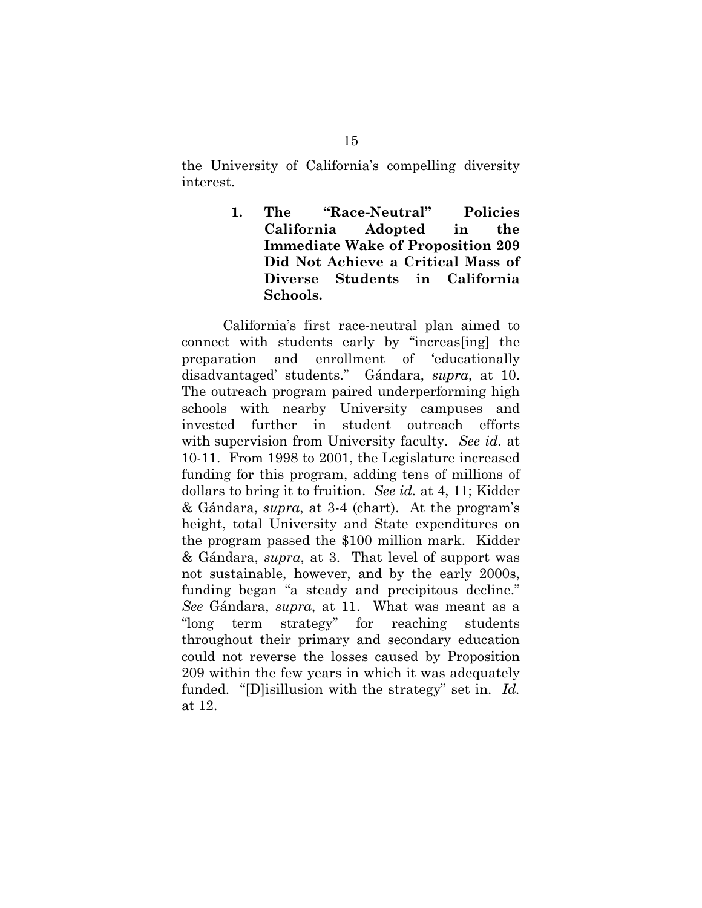the University of California's compelling diversity interest.

### 1. The "Race-Neutral" Policies California Adopted in the Immediate Wake of Proposition 209 Did Not Achieve a Critical Mass of Diverse Students in California Schools.

California's first race-neutral plan aimed to connect with students early by "increas[ing] the preparation and enrollment of 'educationally disadvantaged' students." Gándara, *supra*, at 10. The outreach program paired underperforming high schools with nearby University campuses and invested further in student outreach efforts with supervision from University faculty. *See id.* at 10-11. From 1998 to 2001, the Legislature increased funding for this program, adding tens of millions of dollars to bring it to fruition. *See id.* at 4, 11; Kidder & Gándara, *supra*, at 3-4 (chart). At the program's height, total University and State expenditures on the program passed the $100 million mark. Kidder & Gándara, *supra*, at 3. That level of support was not sustainable, however, and by the early 2000s, funding began "a steady and precipitous decline." *See* Gándara, *supra*, at 11. What was meant as a "long term strategy" for reaching students throughout their primary and secondary education could not reverse the losses caused by Proposition 209 within the few years in which it was adequately funded. "[D]isillusion with the strategy" set in. *Id.* at 12.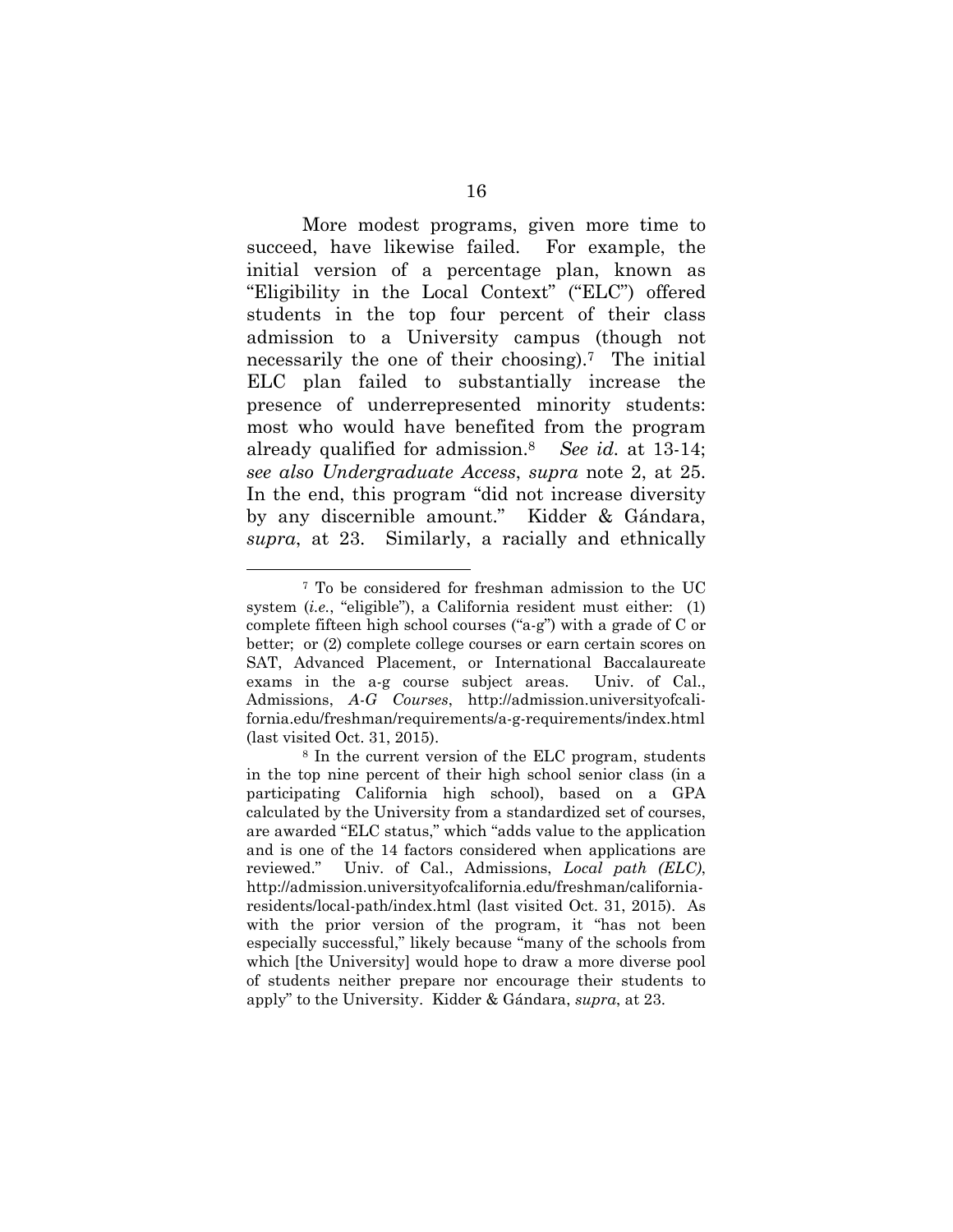More modest programs, given more time to succeed, have likewise failed. For example, the initial version of a percentage plan, known as "Eligibility in the Local Context" ("ELC") offered students in the top four percent of their class admission to a University campus (though not necessarily the one of their choosing).[7] The initial ELC plan failed to substantially increase the presence of underrepresented minority students: most who would have benefited from the program already qualified for admission.[8] *See id.* at 13-14; *see also Undergraduate Access*, *supra* note 2, at 25. In the end, this program "did not increase diversity by any discernible amount." Kidder & Gándara, *supra*, at 23. Similarly, a racially and ethnically

---

[7] To be considered for freshman admission to the UC system (*i.e.*, "eligible"), a California resident must either: (1) complete fifteen high school courses ("a-g") with a grade of C or better; or (2) complete college courses or earn certain scores on SAT, Advanced Placement, or International Baccalaureate exams in the a-g course subject areas. Univ. of Cal., Admissions, *A-G Courses*, http://admission.universityofcalifornia.edu/freshman/requirements/a-g-requirements/index.html (last visited Oct. 31, 2015).

[8] In the current version of the ELC program, students in the top nine percent of their high school senior class (in a participating California high school), based on a GPA calculated by the University from a standardized set of courses, are awarded "ELC status," which "adds value to the application and is one of the 14 factors considered when applications are reviewed." Univ. of Cal., Admissions, *Local path (ELC)*, http://admission.universityofcalifornia.edu/freshman/california-residents/local-path/index.html (last visited Oct. 31, 2015). As with the prior version of the program, it "has not been especially successful," likely because "many of the schools from which [the University] would hope to draw a more diverse pool of students neither prepare nor encourage their students to apply" to the University. Kidder & Gándara, *supra*, at 23.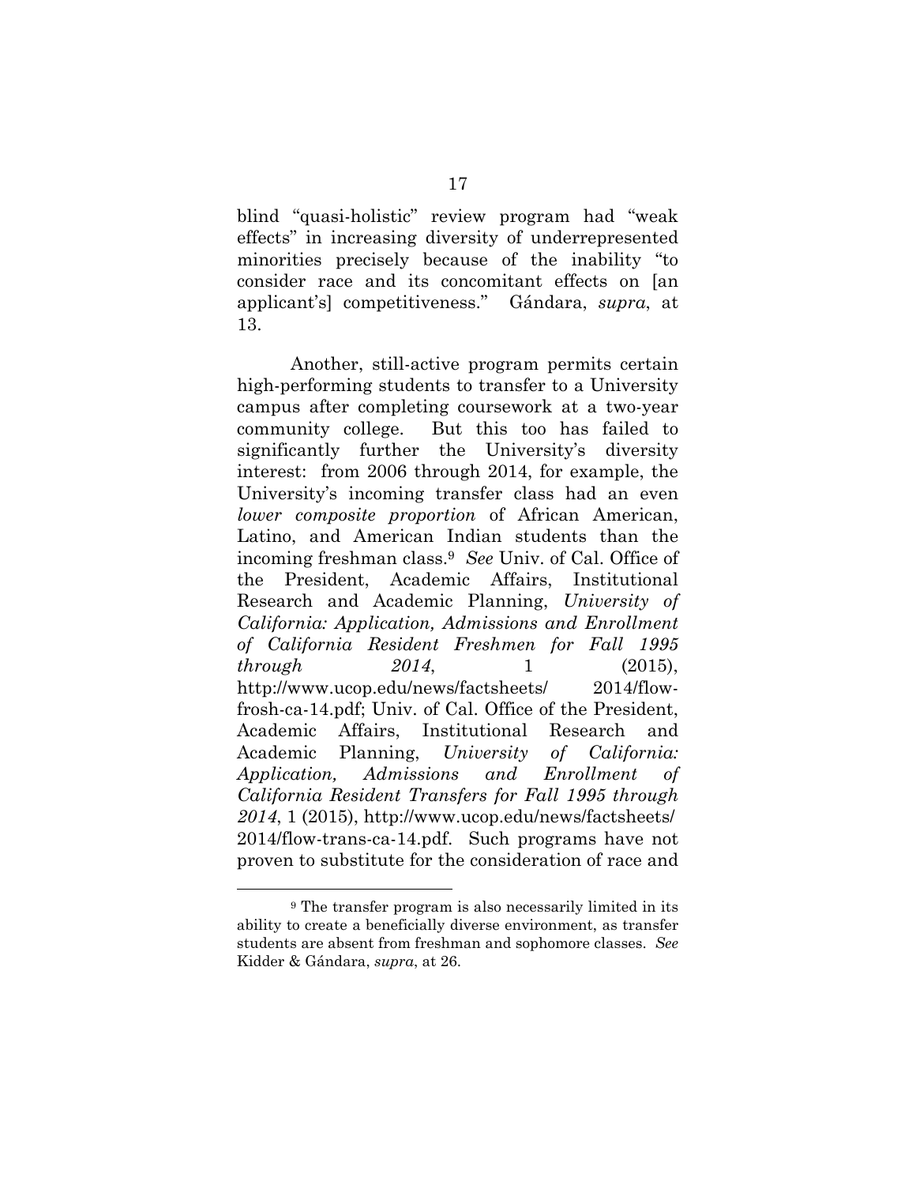blind "quasi-holistic" review program had "weak effects" in increasing diversity of underrepresented minorities precisely because of the inability "to consider race and its concomitant effects on [an applicant's] competitiveness." Gándara, *supra*, at 13.

Another, still-active program permits certain high-performing students to transfer to a University campus after completing coursework at a two-year community college. But this too has failed to significantly further the University's diversity interest: from 2006 through 2014, for example, the University's incoming transfer class had an even *lower composite proportion* of African American, Latino, and American Indian students than the incoming freshman class.[9] *See* Univ. of Cal. Office of the President, Academic Affairs, Institutional Research and Academic Planning, *University of California: Application, Admissions and Enrollment of California Resident Freshmen for Fall 1995 through 2014*, 1 (2015), http://www.ucop.edu/news/factsheets/ 2014/flow-frosh-ca-14.pdf; Univ. of Cal. Office of the President, Academic Affairs, Institutional Research and Academic Planning, *University of California: Application, Admissions and Enrollment of California Resident Transfers for Fall 1995 through 2014*, 1 (2015), http://www.ucop.edu/news/factsheets/ 2014/flow-trans-ca-14.pdf. Such programs have not proven to substitute for the consideration of race and

---

[9] The transfer program is also necessarily limited in its ability to create a beneficially diverse environment, as transfer students are absent from freshman and sophomore classes. *See* Kidder & Gándara, *supra*, at 26.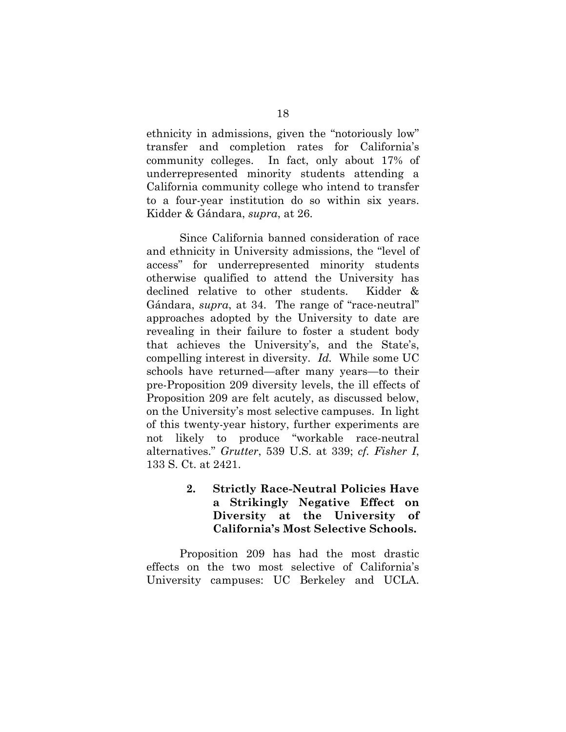ethnicity in admissions, given the "notoriously low" transfer and completion rates for California's community colleges. In fact, only about 17% of underrepresented minority students attending a California community college who intend to transfer to a four-year institution do so within six years. Kidder & Gándara, *supra*, at 26.

Since California banned consideration of race and ethnicity in University admissions, the "level of access" for underrepresented minority students otherwise qualified to attend the University has declined relative to other students. Kidder & Gándara, *supra*, at 34. The range of "race-neutral" approaches adopted by the University to date are revealing in their failure to foster a student body that achieves the University's, and the State's, compelling interest in diversity. *Id.* While some UC schools have returned—after many years—to their pre-Proposition 209 diversity levels, the ill effects of Proposition 209 are felt acutely, as discussed below, on the University's most selective campuses. In light of this twenty-year history, further experiments are not likely to produce "workable race-neutral alternatives." *Grutter*, 539 U.S. at 339; *cf. Fisher I*, 133 S. Ct. at 2421.

### 2. Strictly Race-Neutral Policies Have a Strikingly Negative Effect on Diversity at the University of California's Most Selective Schools.

Proposition 209 has had the most drastic effects on the two most selective of California's University campuses: UC Berkeley and UCLA.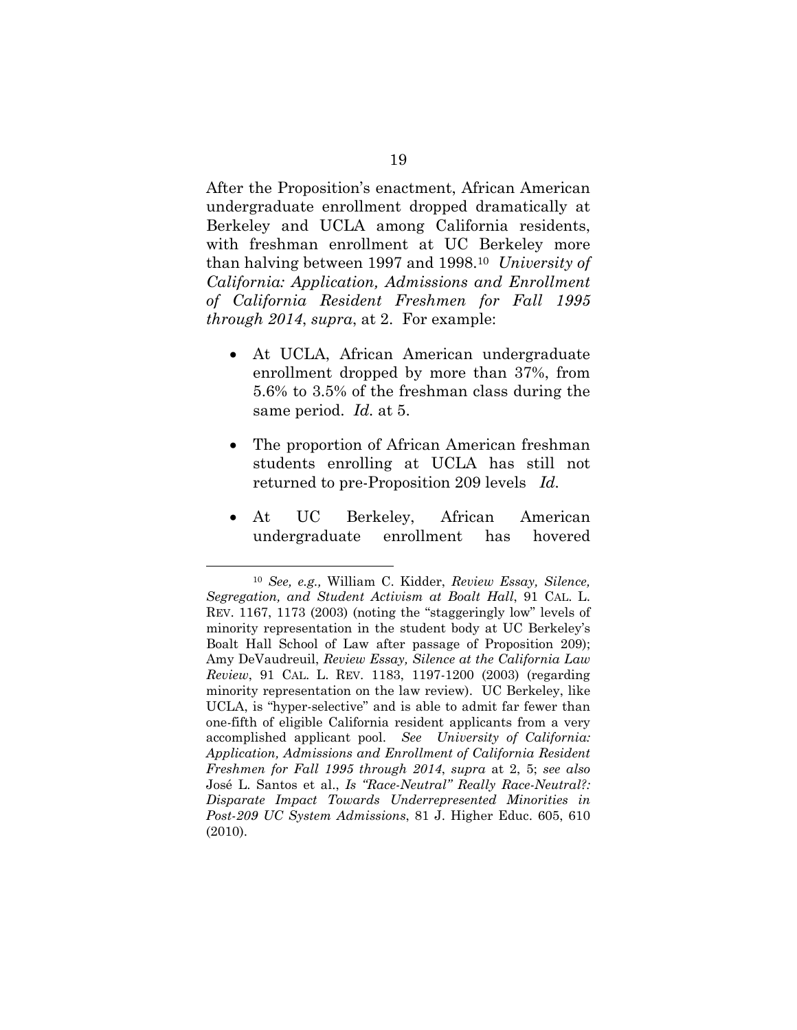After the Proposition's enactment, African American undergraduate enrollment dropped dramatically at Berkeley and UCLA among California residents, with freshman enrollment at UC Berkeley more than halving between 1997 and 1998.[10] *University of California: Application, Admissions and Enrollment of California Resident Freshmen for Fall 1995 through 2014*, *supra*, at 2. For example:

- At UCLA, African American undergraduate enrollment dropped by more than 37%, from 5.6% to 3.5% of the freshman class during the same period. *Id.* at 5.
- The proportion of African American freshman students enrolling at UCLA has still not returned to pre-Proposition 209 levels *Id.*
- At UC Berkeley, African American undergraduate enrollment has hovered

---

[10] *See, e.g.,* William C. Kidder, *Review Essay, Silence, Segregation, and Student Activism at Boalt Hall*, 91 CAL. L. REV. 1167, 1173 (2003) (noting the "staggeringly low" levels of minority representation in the student body at UC Berkeley's Boalt Hall School of Law after passage of Proposition 209); Amy DeVaudreuil, *Review Essay, Silence at the California Law Review*, 91 CAL. L. REV. 1183, 1197-1200 (2003) (regarding minority representation on the law review). UC Berkeley, like UCLA, is "hyper-selective" and is able to admit far fewer than one-fifth of eligible California resident applicants from a very accomplished applicant pool. *See University of California: Application, Admissions and Enrollment of California Resident Freshmen for Fall 1995 through 2014*, *supra* at 2, 5; *see also* José L. Santos et al., *Is "Race-Neutral" Really Race-Neutral?: Disparate Impact Towards Underrepresented Minorities in Post-209 UC System Admissions*, 81 J. Higher Educ. 605, 610 (2010).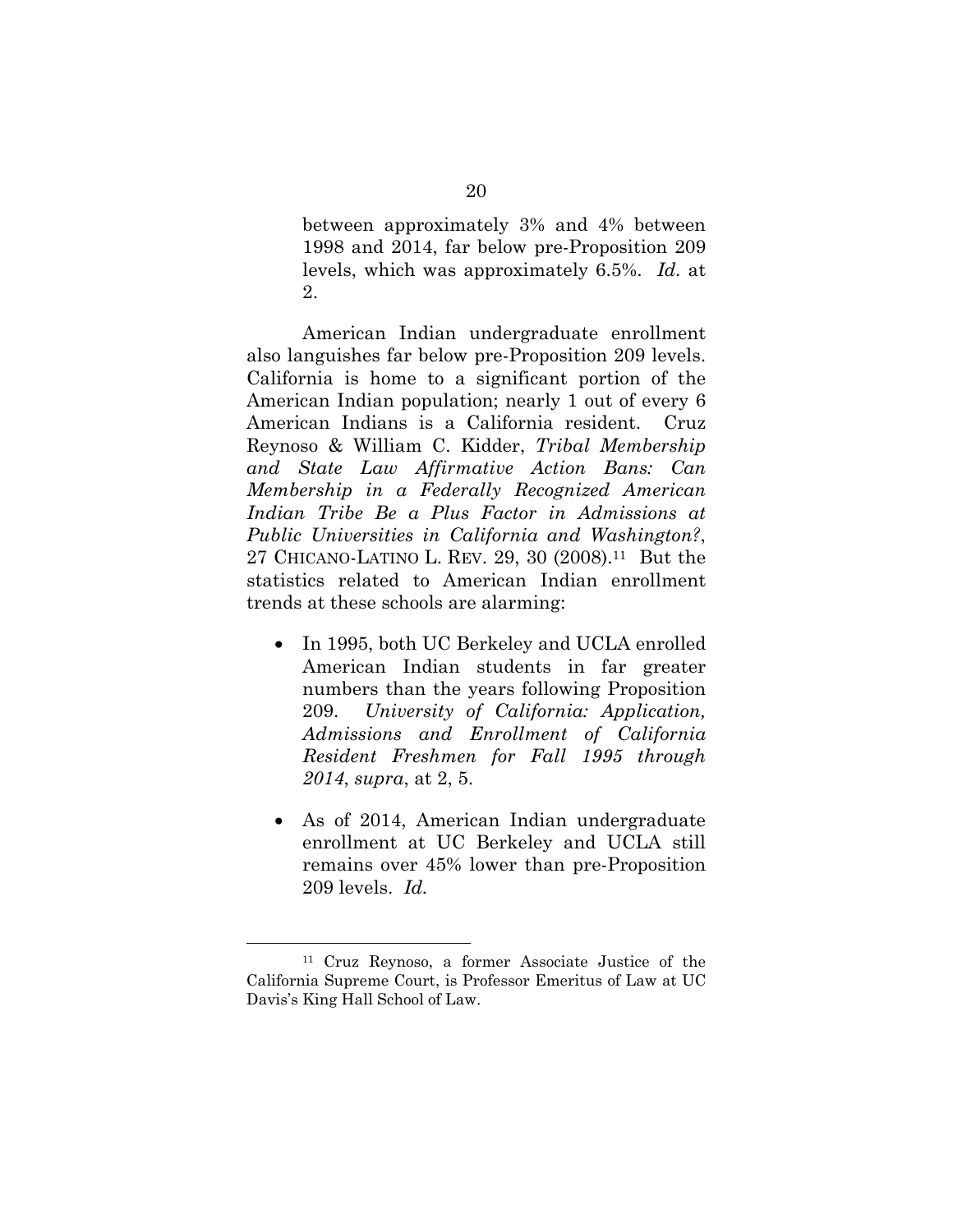between approximately 3% and 4% between 1998 and 2014, far below pre-Proposition 209 levels, which was approximately 6.5%. *Id.* at 2.

American Indian undergraduate enrollment also languishes far below pre-Proposition 209 levels. California is home to a significant portion of the American Indian population; nearly 1 out of every 6 American Indians is a California resident. Cruz Reynoso & William C. Kidder, *Tribal Membership and State Law Affirmative Action Bans: Can Membership in a Federally Recognized American Indian Tribe Be a Plus Factor in Admissions at Public Universities in California and Washington?*, 27 CHICANO-LATINO L. REV. 29, 30 (2008).[11] But the statistics related to American Indian enrollment trends at these schools are alarming:

- In 1995, both UC Berkeley and UCLA enrolled American Indian students in far greater numbers than the years following Proposition 209. *University of California: Application, Admissions and Enrollment of California Resident Freshmen for Fall 1995 through 2014*, *supra*, at 2, 5.
- As of 2014, American Indian undergraduate enrollment at UC Berkeley and UCLA still remains over 45% lower than pre-Proposition 209 levels. *Id.*

---

[11] Cruz Reynoso, a former Associate Justice of the California Supreme Court, is Professor Emeritus of Law at UC Davis's King Hall School of Law.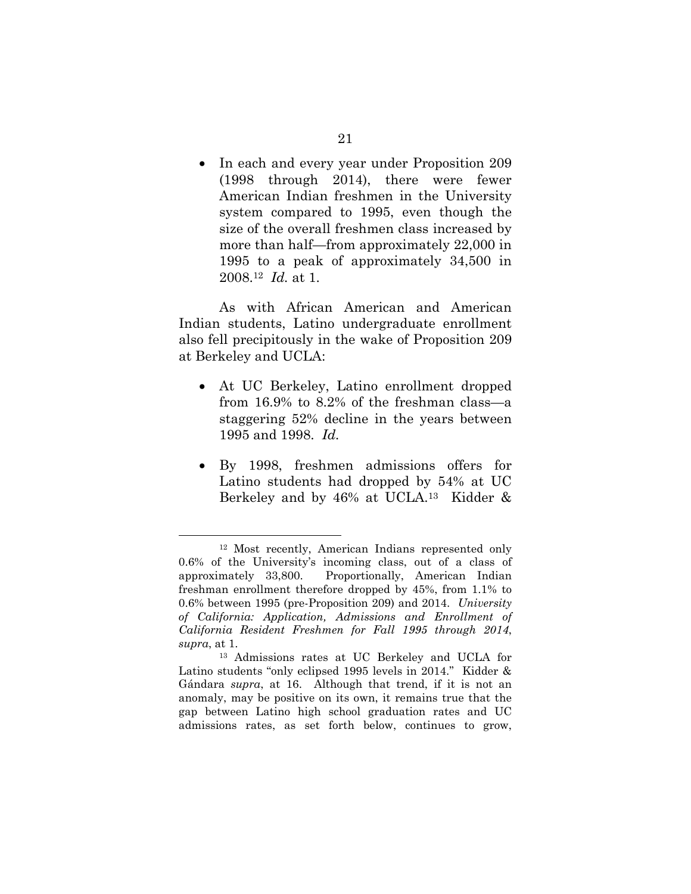- In each and every year under Proposition 209 (1998 through 2014), there were fewer American Indian freshmen in the University system compared to 1995, even though the size of the overall freshmen class increased by more than half—from approximately 22,000 in 1995 to a peak of approximately 34,500 in 2008.[12] *Id.* at 1.

As with African American and American Indian students, Latino undergraduate enrollment also fell precipitously in the wake of Proposition 209 at Berkeley and UCLA:

- At UC Berkeley, Latino enrollment dropped from 16.9% to 8.2% of the freshman class—a staggering 52% decline in the years between 1995 and 1998. *Id.*

- By 1998, freshmen admissions offers for Latino students had dropped by 54% at UC Berkeley and by 46% at UCLA.[13] Kidder &

---

[12] Most recently, American Indians represented only 0.6% of the University's incoming class, out of a class of approximately 33,800. Proportionally, American Indian freshman enrollment therefore dropped by 45%, from 1.1% to 0.6% between 1995 (pre-Proposition 209) and 2014. *University of California: Application, Admissions and Enrollment of California Resident Freshmen for Fall 1995 through 2014*, *supra*, at 1.

[13] Admissions rates at UC Berkeley and UCLA for Latino students "only eclipsed 1995 levels in 2014." Kidder & Gándara *supra*, at 16. Although that trend, if it is not an anomaly, may be positive on its own, it remains true that the gap between Latino high school graduation rates and UC admissions rates, as set forth below, continues to grow,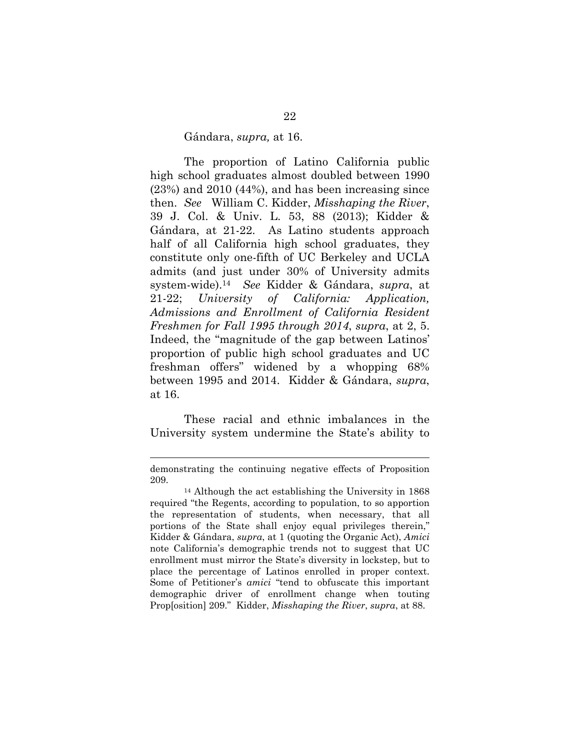Gándara, *supra,* at 16.

The proportion of Latino California public high school graduates almost doubled between 1990 (23%) and 2010 (44%), and has been increasing since then. *See* William C. Kidder, *Misshaping the River*, 39 J. Col. & Univ. L. 53, 88 (2013); Kidder & Gándara, at 21-22. As Latino students approach half of all California high school graduates, they constitute only one-fifth of UC Berkeley and UCLA admits (and just under 30% of University admits system-wide).[14] *See* Kidder & Gándara, *supra*, at 21-22; *University of California: Application, Admissions and Enrollment of California Resident Freshmen for Fall 1995 through 2014*, *supra*, at 2, 5. Indeed, the "magnitude of the gap between Latinos' proportion of public high school graduates and UC freshman offers" widened by a whopping 68% between 1995 and 2014. Kidder & Gándara, *supra*, at 16.

These racial and ethnic imbalances in the University system undermine the State's ability to

---

demonstrating the continuing negative effects of Proposition 209.

[14] Although the act establishing the University in 1868 required "the Regents, according to population, to so apportion the representation of students, when necessary, that all portions of the State shall enjoy equal privileges therein," Kidder & Gándara, *supra*, at 1 (quoting the Organic Act), *Amici* note California's demographic trends not to suggest that UC enrollment must mirror the State's diversity in lockstep, but to place the percentage of Latinos enrolled in proper context. Some of Petitioner's *amici* "tend to obfuscate this important demographic driver of enrollment change when touting Prop[osition] 209." Kidder, *Misshaping the River*, *supra*, at 88.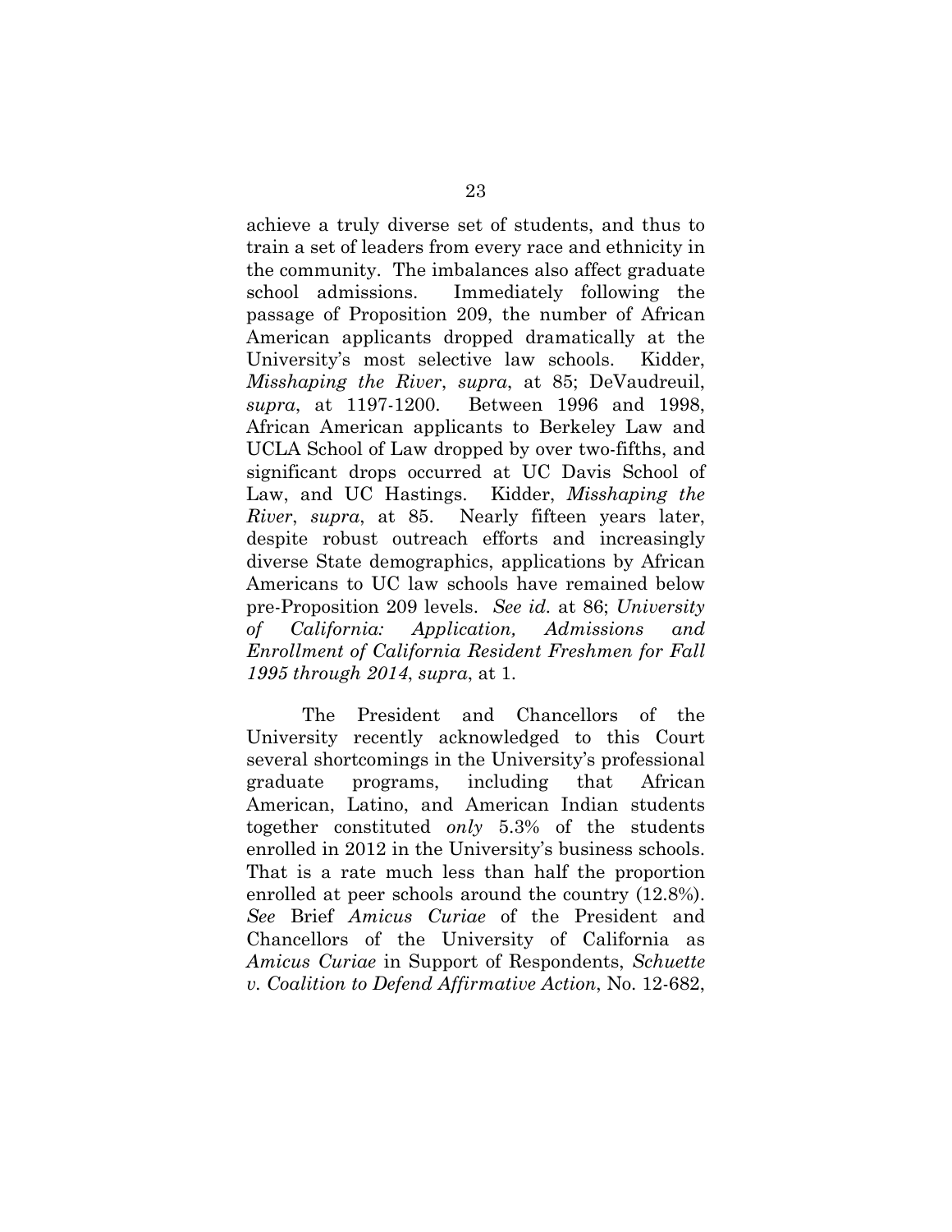achieve a truly diverse set of students, and thus to train a set of leaders from every race and ethnicity in the community. The imbalances also affect graduate school admissions. Immediately following the passage of Proposition 209, the number of African American applicants dropped dramatically at the University's most selective law schools. Kidder, *Misshaping the River*, *supra*, at 85; DeVaudreuil, *supra*, at 1197-1200. Between 1996 and 1998, African American applicants to Berkeley Law and UCLA School of Law dropped by over two-fifths, and significant drops occurred at UC Davis School of Law, and UC Hastings. Kidder, *Misshaping the River*, *supra*, at 85. Nearly fifteen years later, despite robust outreach efforts and increasingly diverse State demographics, applications by African Americans to UC law schools have remained below pre-Proposition 209 levels. *See id.* at 86; *University of California: Application, Admissions and Enrollment of California Resident Freshmen for Fall 1995 through 2014*, *supra*, at 1.

The President and Chancellors of the University recently acknowledged to this Court several shortcomings in the University's professional graduate programs, including that African American, Latino, and American Indian students together constituted *only* 5.3% of the students enrolled in 2012 in the University's business schools. That is a rate much less than half the proportion enrolled at peer schools around the country (12.8%). *See* Brief *Amicus Curiae* of the President and Chancellors of the University of California as *Amicus Curiae* in Support of Respondents, *Schuette v. Coalition to Defend Affirmative Action*, No. 12-682,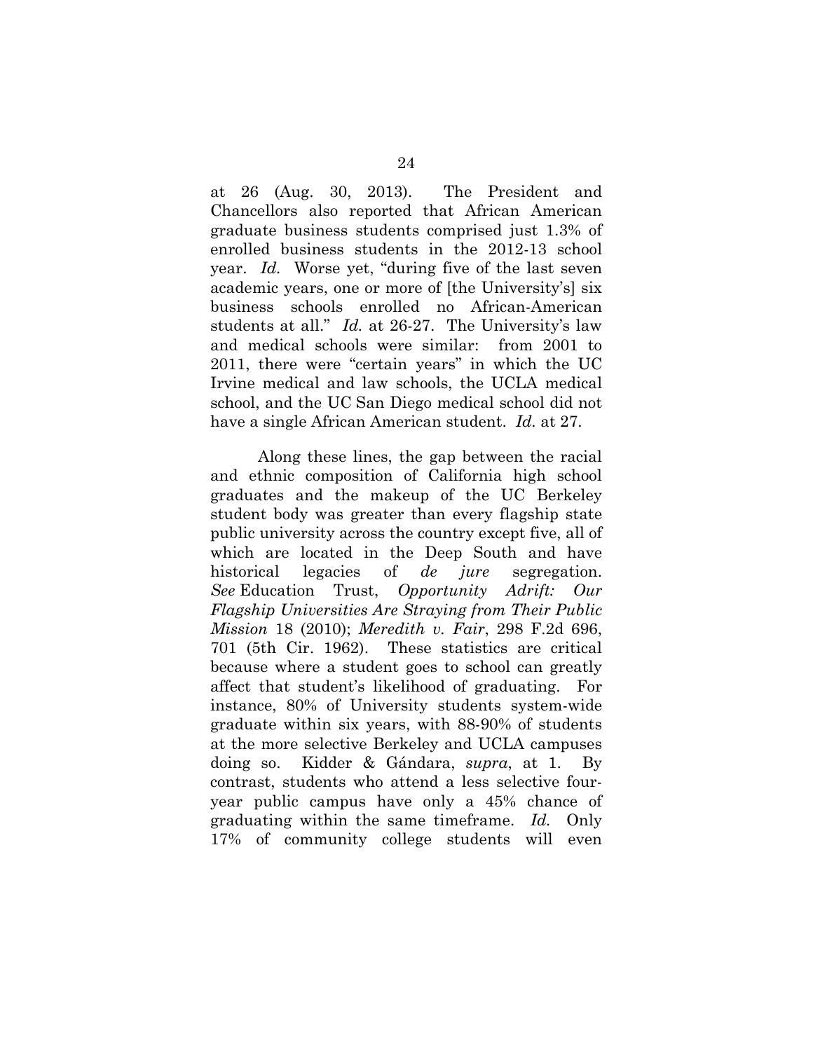at 26 (Aug. 30, 2013). The President and Chancellors also reported that African American graduate business students comprised just 1.3% of enrolled business students in the 2012-13 school year. *Id.* Worse yet, "during five of the last seven academic years, one or more of [the University's] six business schools enrolled no African-American students at all." *Id.* at 26-27. The University's law and medical schools were similar: from 2001 to 2011, there were "certain years" in which the UC Irvine medical and law schools, the UCLA medical school, and the UC San Diego medical school did not have a single African American student. *Id.* at 27.

Along these lines, the gap between the racial and ethnic composition of California high school graduates and the makeup of the UC Berkeley student body was greater than every flagship state public university across the country except five, all of which are located in the Deep South and have historical legacies of *de jure* segregation. *See* Education Trust, *Opportunity Adrift: Our Flagship Universities Are Straying from Their Public Mission* 18 (2010); *Meredith v. Fair*, 298 F.2d 696, 701 (5th Cir. 1962). These statistics are critical because where a student goes to school can greatly affect that student's likelihood of graduating. For instance, 80% of University students system-wide graduate within six years, with 88-90% of students at the more selective Berkeley and UCLA campuses doing so. Kidder & Gándara, *supra*, at 1. By contrast, students who attend a less selective four-year public campus have only a 45% chance of graduating within the same timeframe. *Id.* Only 17% of community college students will even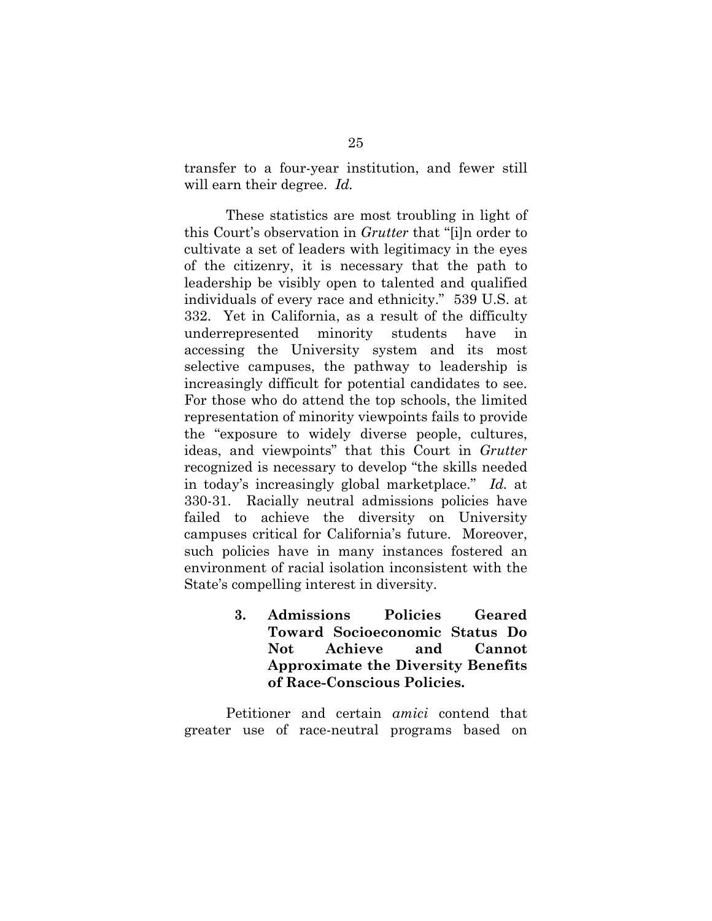transfer to a four-year institution, and fewer still will earn their degree. *Id.*

These statistics are most troubling in light of this Court's observation in *Grutter* that "[i]n order to cultivate a set of leaders with legitimacy in the eyes of the citizenry, it is necessary that the path to leadership be visibly open to talented and qualified individuals of every race and ethnicity." 539 U.S. at 332. Yet in California, as a result of the difficulty underrepresented minority students have in accessing the University system and its most selective campuses, the pathway to leadership is increasingly difficult for potential candidates to see. For those who do attend the top schools, the limited representation of minority viewpoints fails to provide the "exposure to widely diverse people, cultures, ideas, and viewpoints" that this Court in *Grutter* recognized is necessary to develop "the skills needed in today's increasingly global marketplace." *Id.* at 330-31. Racially neutral admissions policies have failed to achieve the diversity on University campuses critical for California's future. Moreover, such policies have in many instances fostered an environment of racial isolation inconsistent with the State's compelling interest in diversity.

#### 3. Admissions Policies Geared Toward Socioeconomic Status Do Not Achieve and Cannot Approximate the Diversity Benefits of Race-Conscious Policies.

Petitioner and certain *amici* contend that greater use of race-neutral programs based on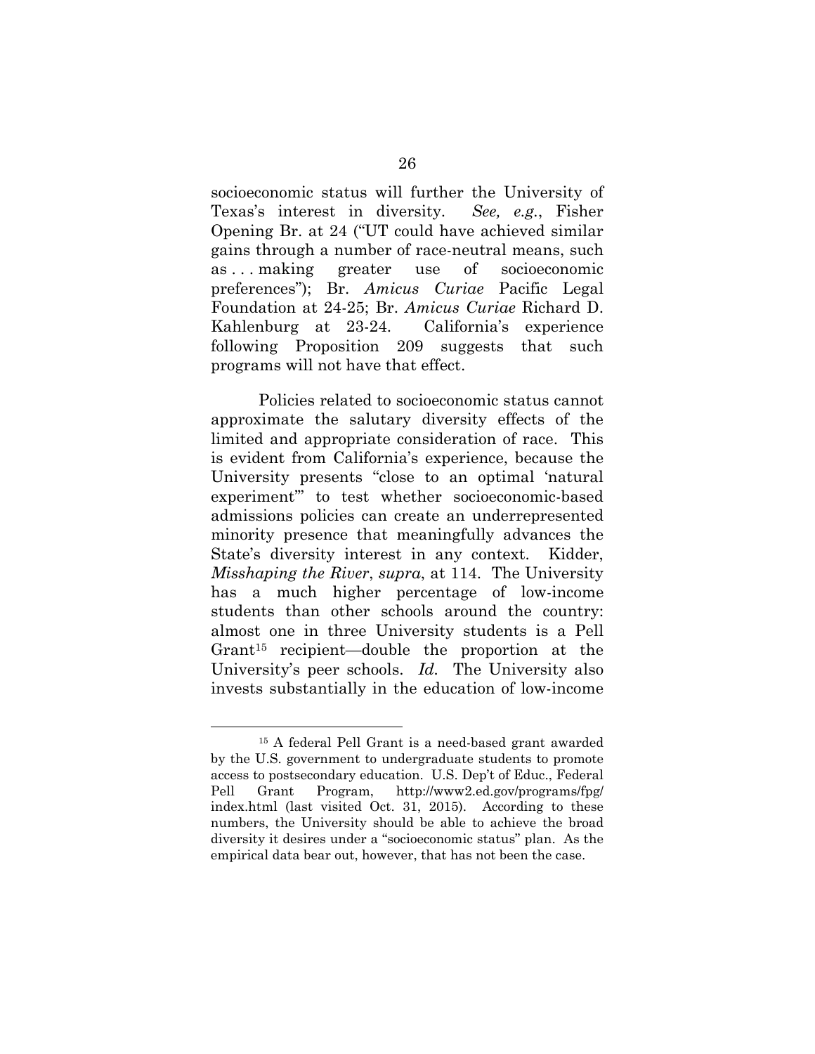socioeconomic status will further the University of Texas's interest in diversity. *See, e.g.*, Fisher Opening Br. at 24 ("UT could have achieved similar gains through a number of race-neutral means, such as . . . making greater use of socioeconomic preferences"); Br. *Amicus Curiae* Pacific Legal Foundation at 24-25; Br. *Amicus Curiae* Richard D. Kahlenburg at 23-24. California's experience following Proposition 209 suggests that such programs will not have that effect.

Policies related to socioeconomic status cannot approximate the salutary diversity effects of the limited and appropriate consideration of race. This is evident from California's experience, because the University presents "close to an optimal 'natural experiment'" to test whether socioeconomic-based admissions policies can create an underrepresented minority presence that meaningfully advances the State's diversity interest in any context. Kidder, *Misshaping the River*, *supra*, at 114. The University has a much higher percentage of low-income students than other schools around the country: almost one in three University students is a Pell Grant[15] recipient—double the proportion at the University's peer schools. *Id.* The University also invests substantially in the education of low-income

---

[15] A federal Pell Grant is a need-based grant awarded by the U.S. government to undergraduate students to promote access to postsecondary education. U.S. Dep't of Educ., Federal Pell Grant Program, http://www2.ed.gov/programs/fpg/index.html (last visited Oct. 31, 2015). According to these numbers, the University should be able to achieve the broad diversity it desires under a "socioeconomic status" plan. As the empirical data bear out, however, that has not been the case.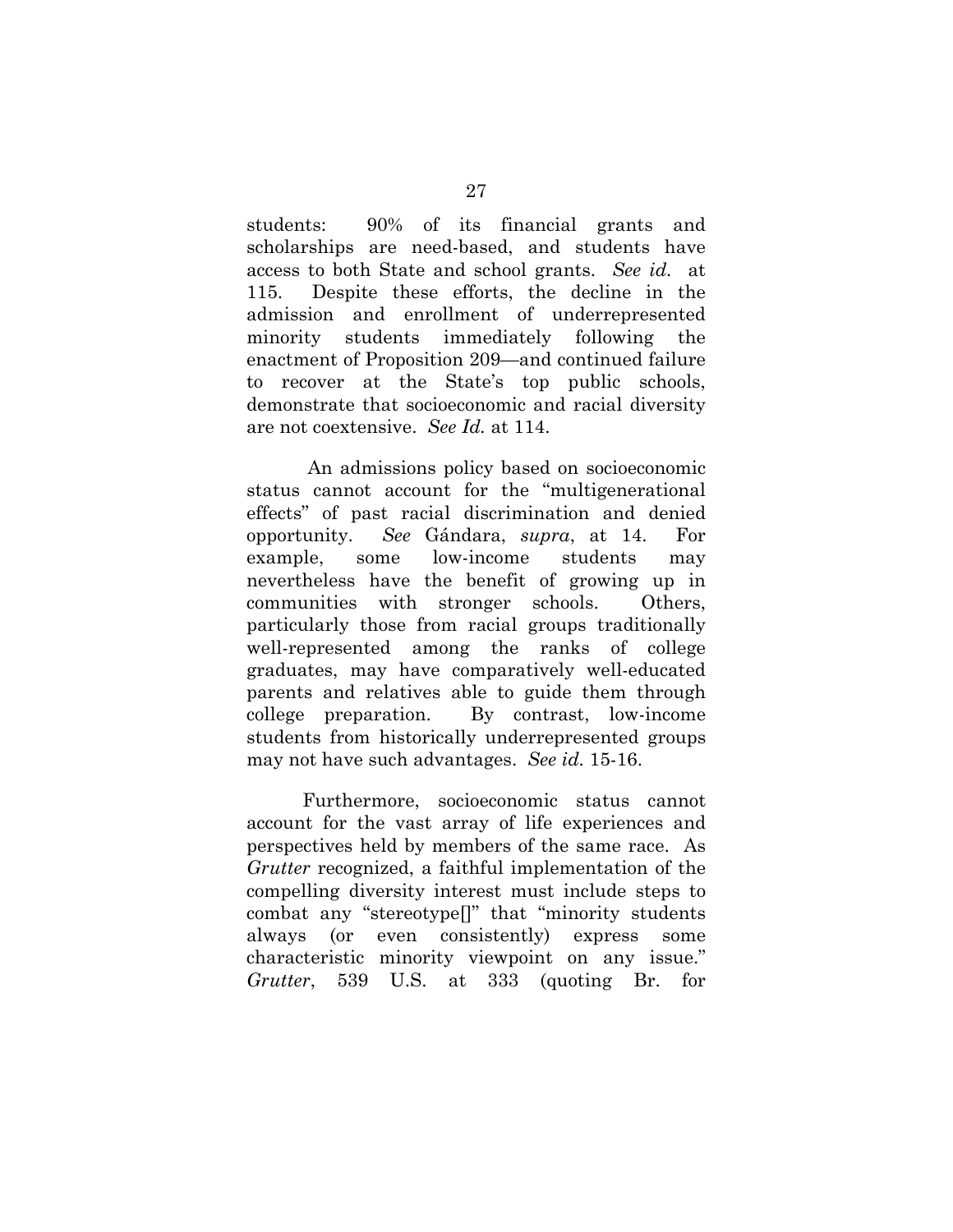students: 90% of its financial grants and scholarships are need-based, and students have access to both State and school grants. *See id.* at 115. Despite these efforts, the decline in the admission and enrollment of underrepresented minority students immediately following the enactment of Proposition 209—and continued failure to recover at the State's top public schools, demonstrate that socioeconomic and racial diversity are not coextensive. *See Id.* at 114.

An admissions policy based on socioeconomic status cannot account for the "multigenerational effects" of past racial discrimination and denied opportunity. *See* Gándara, *supra*, at 14. For example, some low-income students may nevertheless have the benefit of growing up in communities with stronger schools. Others, particularly those from racial groups traditionally well-represented among the ranks of college graduates, may have comparatively well-educated parents and relatives able to guide them through college preparation. By contrast, low-income students from historically underrepresented groups may not have such advantages. *See id.* 15-16.

Furthermore, socioeconomic status cannot account for the vast array of life experiences and perspectives held by members of the same race. As *Grutter* recognized, a faithful implementation of the compelling diversity interest must include steps to combat any "stereotype[]" that "minority students always (or even consistently) express some characteristic minority viewpoint on any issue." *Grutter*, 539 U.S. at 333 (quoting Br. for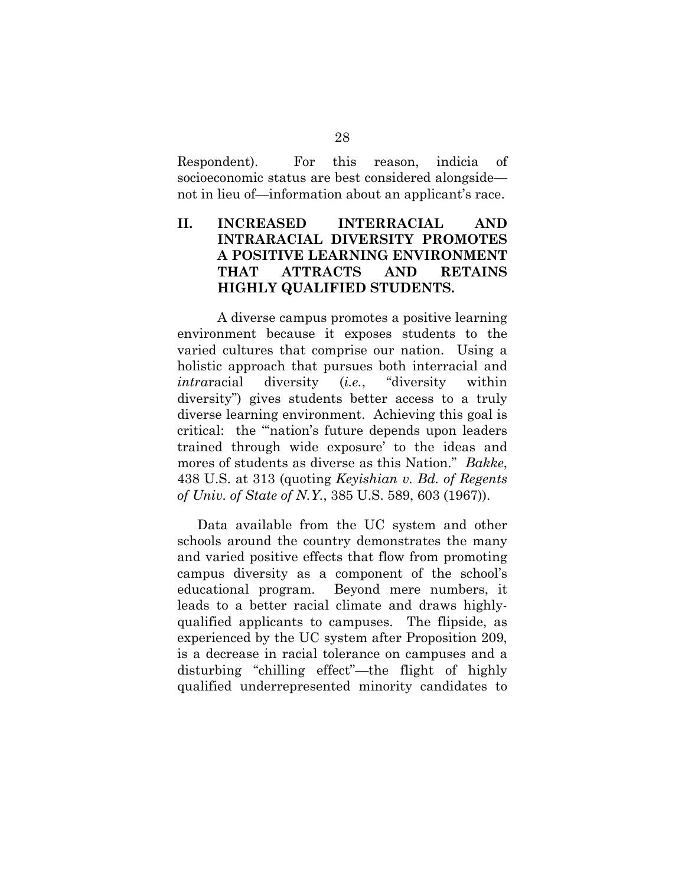Respondent). For this reason, indicia of socioeconomic status are best considered alongside—not in lieu of—information about an applicant's race.

## II. INCREASED INTERRACIAL AND INTRARACIAL DIVERSITY PROMOTES A POSITIVE LEARNING ENVIRONMENT THAT ATTRACTS AND RETAINS HIGHLY QUALIFIED STUDENTS.

A diverse campus promotes a positive learning environment because it exposes students to the varied cultures that comprise our nation. Using a holistic approach that pursues both interracial and *intra*racial diversity (*i.e.*, "diversity within diversity") gives students better access to a truly diverse learning environment. Achieving this goal is critical: the "'nation's future depends upon leaders trained through wide exposure' to the ideas and mores of students as diverse as this Nation." *Bakke*, 438 U.S. at 313 (quoting *Keyishian v. Bd. of Regents of Univ. of State of N.Y.*, 385 U.S. 589, 603 (1967)).

Data available from the UC system and other schools around the country demonstrates the many and varied positive effects that flow from promoting campus diversity as a component of the school's educational program. Beyond mere numbers, it leads to a better racial climate and draws highly-qualified applicants to campuses. The flipside, as experienced by the UC system after Proposition 209, is a decrease in racial tolerance on campuses and a disturbing "chilling effect"—the flight of highly qualified underrepresented minority candidates to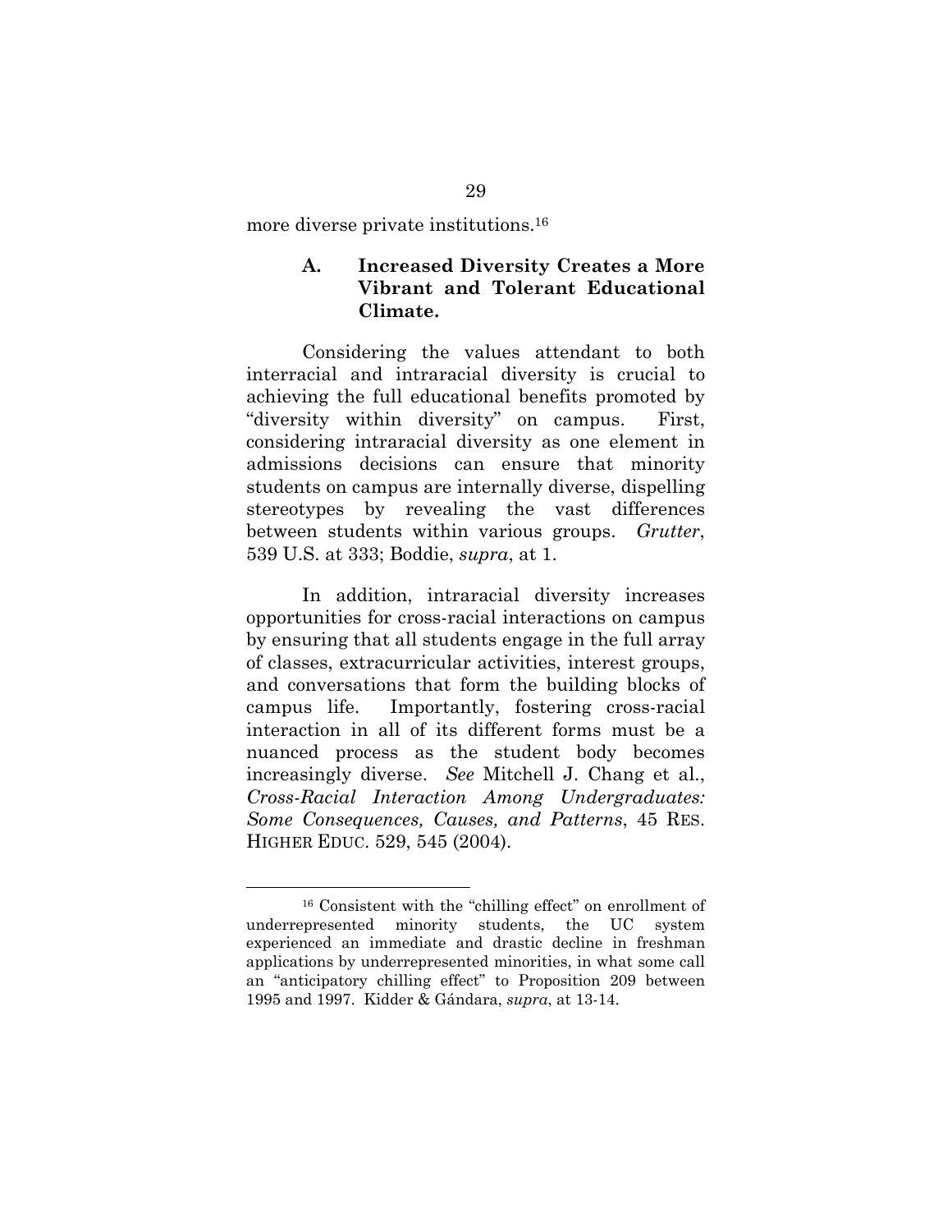more diverse private institutions.[16]

### A. Increased Diversity Creates a More Vibrant and Tolerant Educational Climate.

Considering the values attendant to both interracial and intraracial diversity is crucial to achieving the full educational benefits promoted by "diversity within diversity" on campus. First, considering intraracial diversity as one element in admissions decisions can ensure that minority students on campus are internally diverse, dispelling stereotypes by revealing the vast differences between students within various groups. *Grutter*, 539 U.S. at 333; Boddie, *supra*, at 1.

In addition, intraracial diversity increases opportunities for cross-racial interactions on campus by ensuring that all students engage in the full array of classes, extracurricular activities, interest groups, and conversations that form the building blocks of campus life. Importantly, fostering cross-racial interaction in all of its different forms must be a nuanced process as the student body becomes increasingly diverse. *See* Mitchell J. Chang et al., *Cross-Racial Interaction Among Undergraduates: Some Consequences, Causes, and Patterns*, 45 RES. HIGHER EDUC. 529, 545 (2004).

---

[16] Consistent with the "chilling effect" on enrollment of underrepresented minority students, the UC system experienced an immediate and drastic decline in freshman applications by underrepresented minorities, in what some call an "anticipatory chilling effect" to Proposition 209 between 1995 and 1997. Kidder & Gándara, *supra*, at 13-14.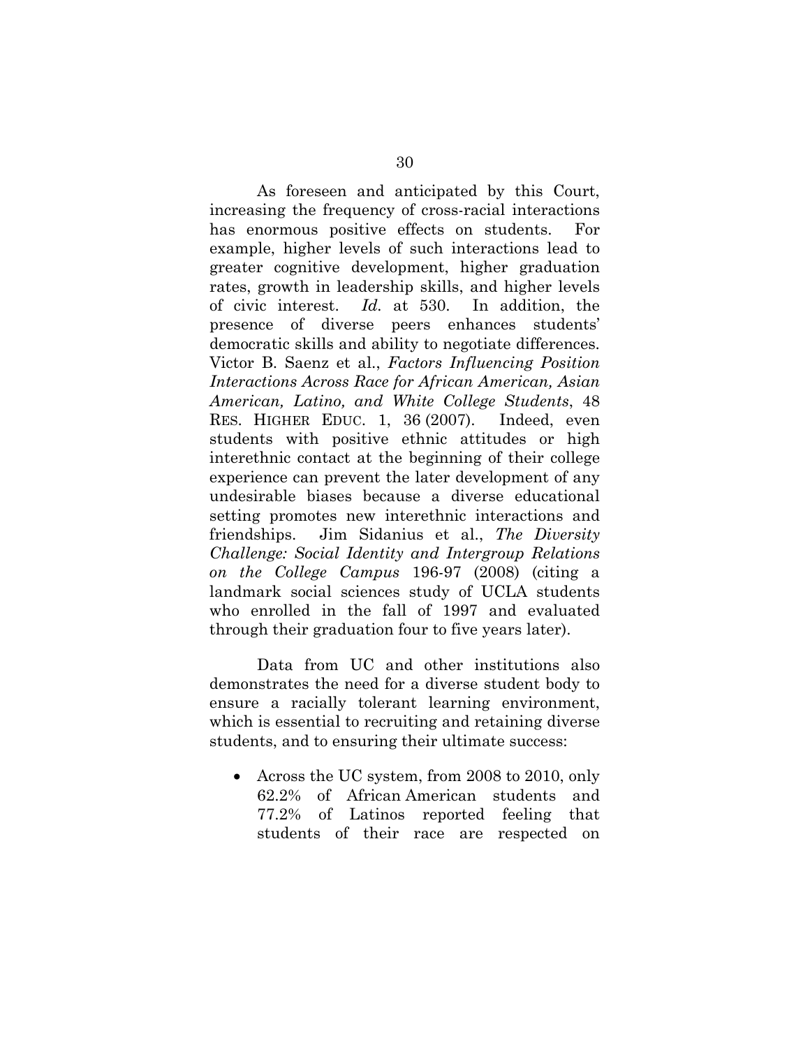As foreseen and anticipated by this Court, increasing the frequency of cross-racial interactions has enormous positive effects on students. For example, higher levels of such interactions lead to greater cognitive development, higher graduation rates, growth in leadership skills, and higher levels of civic interest. *Id.* at 530. In addition, the presence of diverse peers enhances students' democratic skills and ability to negotiate differences. Victor B. Saenz et al., *Factors Influencing Position Interactions Across Race for African American, Asian American, Latino, and White College Students*, 48 RES. HIGHER EDUC. 1, 36 (2007). Indeed, even students with positive ethnic attitudes or high interethnic contact at the beginning of their college experience can prevent the later development of any undesirable biases because a diverse educational setting promotes new interethnic interactions and friendships. Jim Sidanius et al., *The Diversity Challenge: Social Identity and Intergroup Relations on the College Campus* 196-97 (2008) (citing a landmark social sciences study of UCLA students who enrolled in the fall of 1997 and evaluated through their graduation four to five years later).

Data from UC and other institutions also demonstrates the need for a diverse student body to ensure a racially tolerant learning environment, which is essential to recruiting and retaining diverse students, and to ensuring their ultimate success:

- Across the UC system, from 2008 to 2010, only 62.2% of African American students and 77.2% of Latinos reported feeling that students of their race are respected on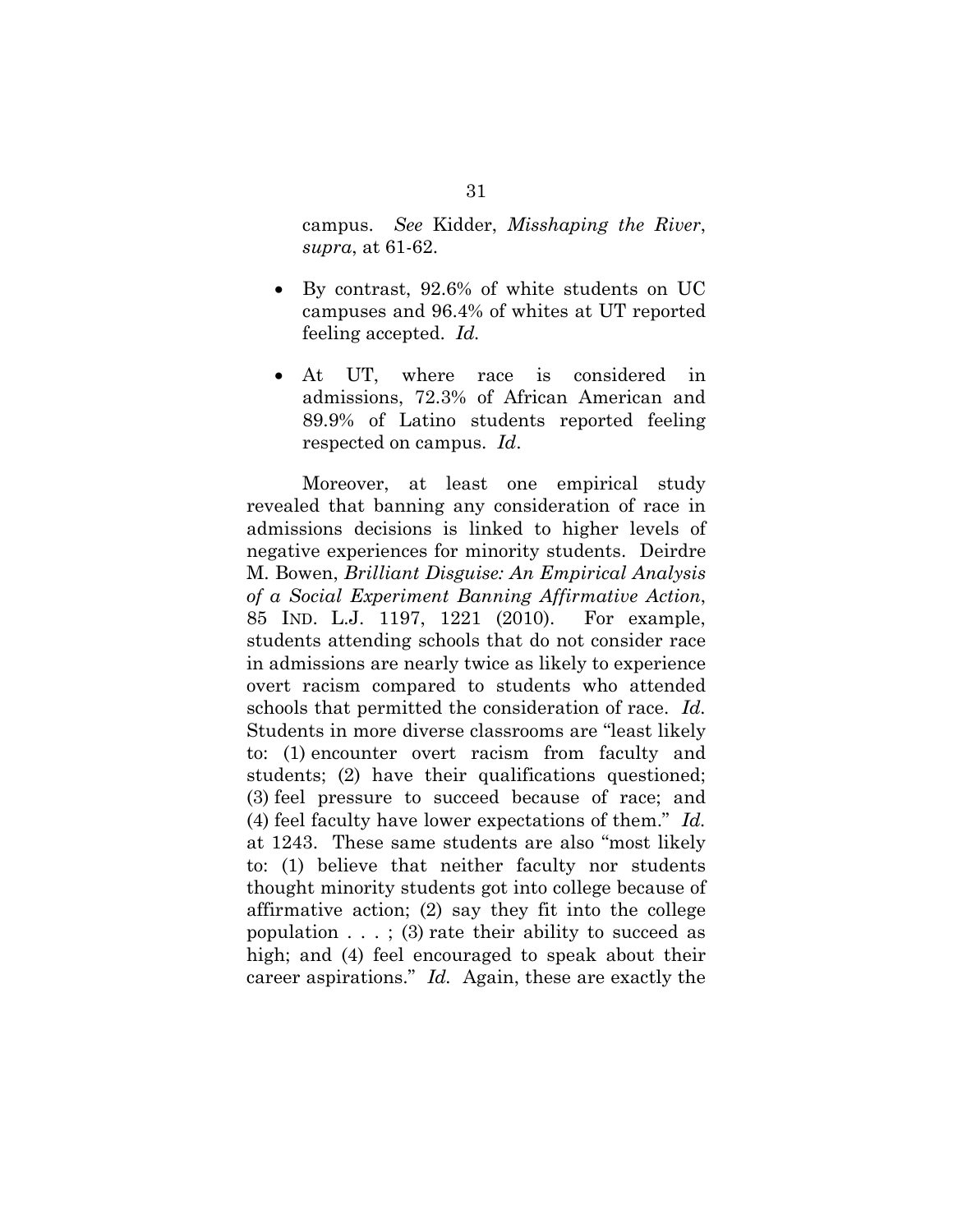campus. *See* Kidder, *Misshaping the River*, *supra*, at 61-62.

- By contrast, 92.6% of white students on UC campuses and 96.4% of whites at UT reported feeling accepted. *Id.*
- At UT, where race is considered in admissions, 72.3% of African American and 89.9% of Latino students reported feeling respected on campus. *Id*.

Moreover, at least one empirical study revealed that banning any consideration of race in admissions decisions is linked to higher levels of negative experiences for minority students. Deirdre M. Bowen, *Brilliant Disguise: An Empirical Analysis of a Social Experiment Banning Affirmative Action*, 85 IND. L.J. 1197, 1221 (2010). For example, students attending schools that do not consider race in admissions are nearly twice as likely to experience overt racism compared to students who attended schools that permitted the consideration of race. *Id.* Students in more diverse classrooms are "least likely to: (1) encounter overt racism from faculty and students; (2) have their qualifications questioned; (3) feel pressure to succeed because of race; and (4) feel faculty have lower expectations of them." *Id.* at 1243. These same students are also "most likely to: (1) believe that neither faculty nor students thought minority students got into college because of affirmative action; (2) say they fit into the college population . . . ; (3) rate their ability to succeed as high; and (4) feel encouraged to speak about their career aspirations." *Id.* Again, these are exactly the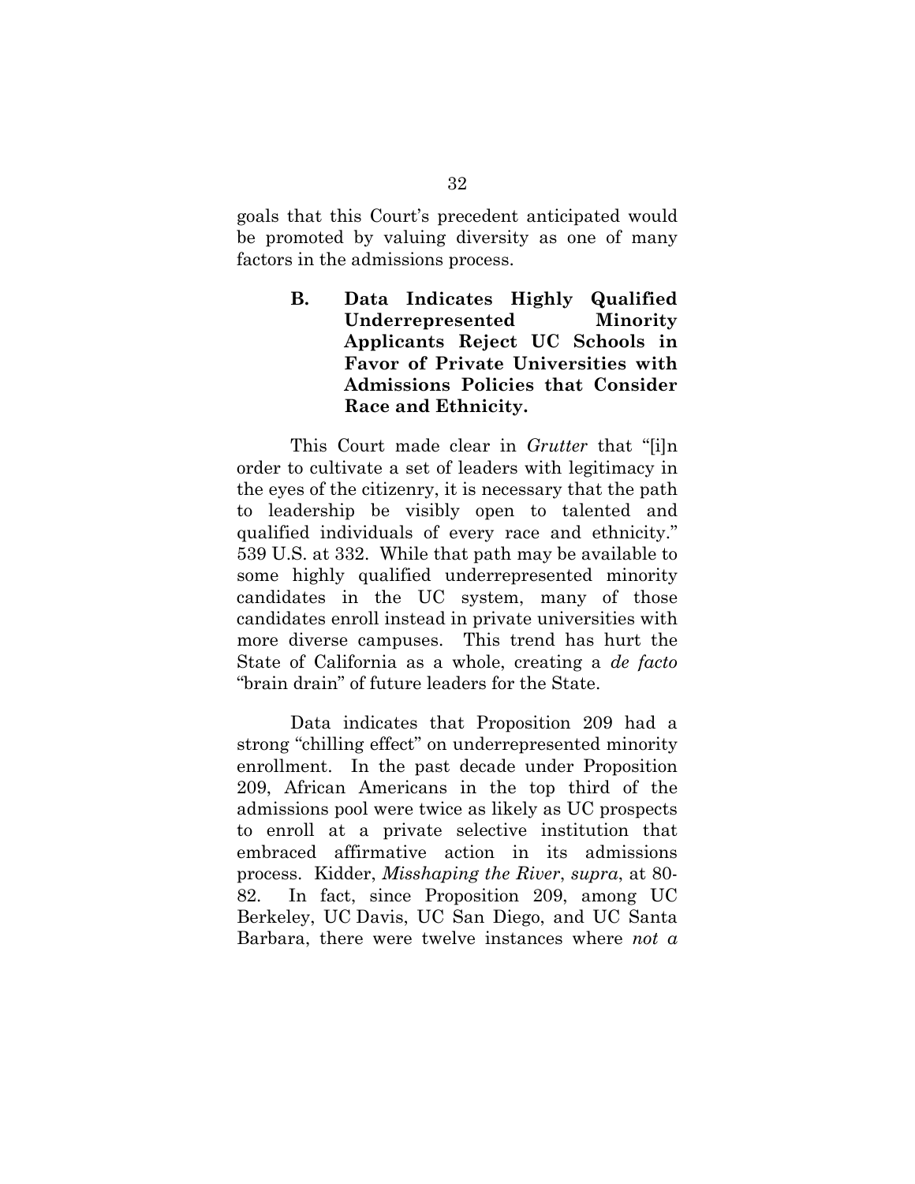goals that this Court's precedent anticipated would be promoted by valuing diversity as one of many factors in the admissions process.

### B. Data Indicates Highly Qualified Underrepresented Minority Applicants Reject UC Schools in Favor of Private Universities with Admissions Policies that Consider Race and Ethnicity.

This Court made clear in *Grutter* that "[i]n order to cultivate a set of leaders with legitimacy in the eyes of the citizenry, it is necessary that the path to leadership be visibly open to talented and qualified individuals of every race and ethnicity." 539 U.S. at 332. While that path may be available to some highly qualified underrepresented minority candidates in the UC system, many of those candidates enroll instead in private universities with more diverse campuses. This trend has hurt the State of California as a whole, creating a *de facto* "brain drain" of future leaders for the State.

Data indicates that Proposition 209 had a strong "chilling effect" on underrepresented minority enrollment. In the past decade under Proposition 209, African Americans in the top third of the admissions pool were twice as likely as UC prospects to enroll at a private selective institution that embraced affirmative action in its admissions process. Kidder, *Misshaping the River*, *supra*, at 80-82. In fact, since Proposition 209, among UC Berkeley, UC Davis, UC San Diego, and UC Santa Barbara, there were twelve instances where *not a*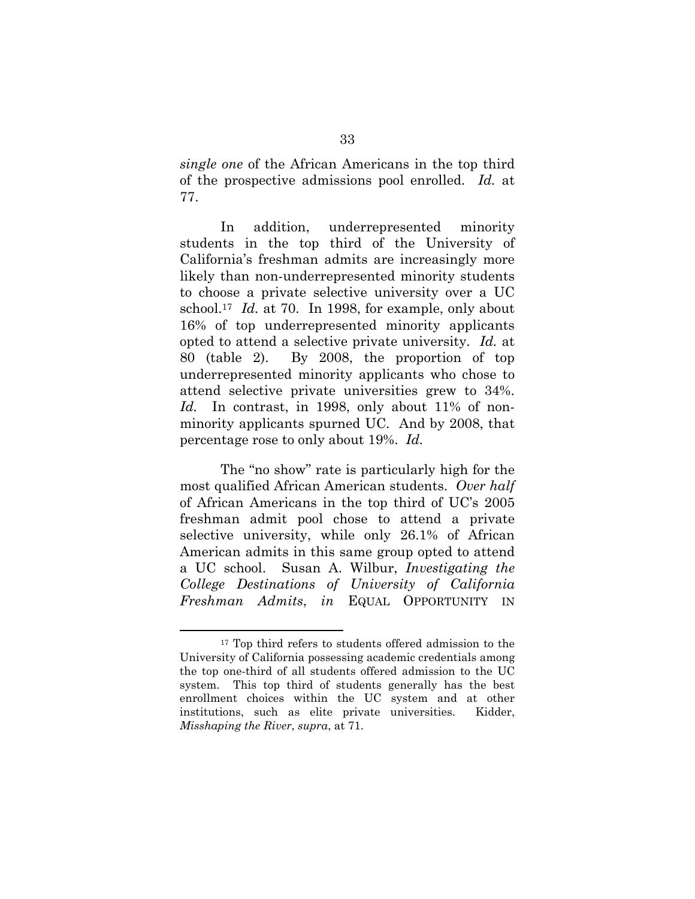*single one* of the African Americans in the top third of the prospective admissions pool enrolled. *Id.* at 77.

In addition, underrepresented minority students in the top third of the University of California's freshman admits are increasingly more likely than non-underrepresented minority students to choose a private selective university over a UC school.[17] *Id.* at 70. In 1998, for example, only about 16% of top underrepresented minority applicants opted to attend a selective private university. *Id.* at 80 (table 2). By 2008, the proportion of top underrepresented minority applicants who chose to attend selective private universities grew to 34%. *Id.* In contrast, in 1998, only about 11% of non-minority applicants spurned UC. And by 2008, that percentage rose to only about 19%. *Id.*

The "no show" rate is particularly high for the most qualified African American students. *Over half* of African Americans in the top third of UC's 2005 freshman admit pool chose to attend a private selective university, while only 26.1% of African American admits in this same group opted to attend a UC school. Susan A. Wilbur, *Investigating the College Destinations of University of California Freshman Admits*, *in* EQUAL OPPORTUNITY IN

---

[17] Top third refers to students offered admission to the University of California possessing academic credentials among the top one-third of all students offered admission to the UC system. This top third of students generally has the best enrollment choices within the UC system and at other institutions, such as elite private universities. Kidder, *Misshaping the River*, *supra*, at 71.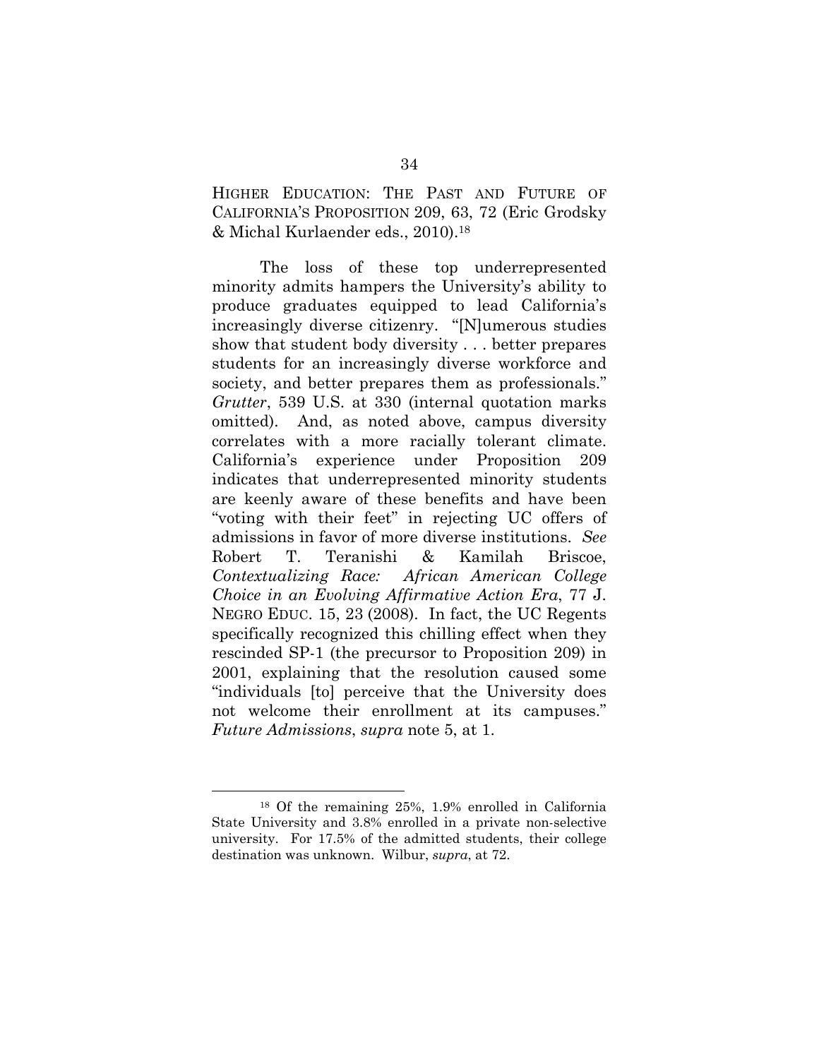HIGHER EDUCATION: THE PAST AND FUTURE OF CALIFORNIA'S PROPOSITION 209, 63, 72 (Eric Grodsky & Michal Kurlaender eds., 2010).[18]

The loss of these top underrepresented minority admits hampers the University's ability to produce graduates equipped to lead California's increasingly diverse citizenry. "[N]umerous studies show that student body diversity . . . better prepares students for an increasingly diverse workforce and society, and better prepares them as professionals." *Grutter*, 539 U.S. at 330 (internal quotation marks omitted). And, as noted above, campus diversity correlates with a more racially tolerant climate. California's experience under Proposition 209 indicates that underrepresented minority students are keenly aware of these benefits and have been "voting with their feet" in rejecting UC offers of admissions in favor of more diverse institutions. *See* Robert T. Teranishi & Kamilah Briscoe, *Contextualizing Race: African American College Choice in an Evolving Affirmative Action Era*, 77 J. NEGRO EDUC. 15, 23 (2008). In fact, the UC Regents specifically recognized this chilling effect when they rescinded SP-1 (the precursor to Proposition 209) in 2001, explaining that the resolution caused some "individuals [to] perceive that the University does not welcome their enrollment at its campuses." *Future Admissions*, *supra* note 5, at 1.

---

[18] Of the remaining 25%, 1.9% enrolled in California State University and 3.8% enrolled in a private non-selective university. For 17.5% of the admitted students, their college destination was unknown. Wilbur, *supra*, at 72.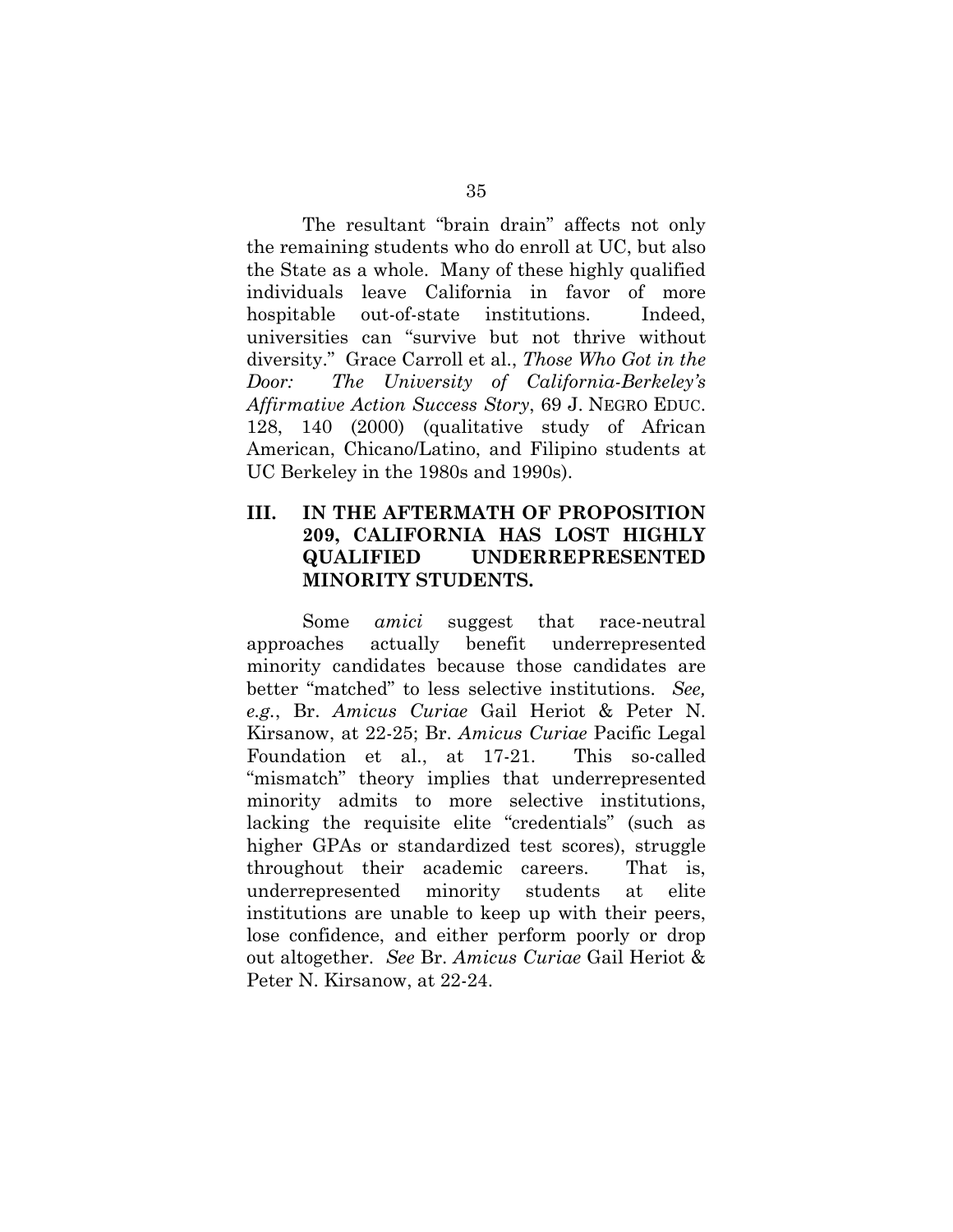The resultant "brain drain" affects not only the remaining students who do enroll at UC, but also the State as a whole. Many of these highly qualified individuals leave California in favor of more hospitable out-of-state institutions. Indeed, universities can "survive but not thrive without diversity." Grace Carroll et al., *Those Who Got in the Door: The University of California-Berkeley's Affirmative Action Success Story*, 69 J. NEGRO EDUC. 128, 140 (2000) (qualitative study of African American, Chicano/Latino, and Filipino students at UC Berkeley in the 1980s and 1990s).

## III. IN THE AFTERMATH OF PROPOSITION 209, CALIFORNIA HAS LOST HIGHLY QUALIFIED UNDERREPRESENTED MINORITY STUDENTS.

Some *amici* suggest that race-neutral approaches actually benefit underrepresented minority candidates because those candidates are better "matched" to less selective institutions. *See, e.g.*, Br. *Amicus Curiae* Gail Heriot & Peter N. Kirsanow, at 22-25; Br. *Amicus Curiae* Pacific Legal Foundation et al., at 17-21. This so-called "mismatch" theory implies that underrepresented minority admits to more selective institutions, lacking the requisite elite "credentials" (such as higher GPAs or standardized test scores), struggle throughout their academic careers. That is, underrepresented minority students at elite institutions are unable to keep up with their peers, lose confidence, and either perform poorly or drop out altogether. *See* Br. *Amicus Curiae* Gail Heriot & Peter N. Kirsanow, at 22-24.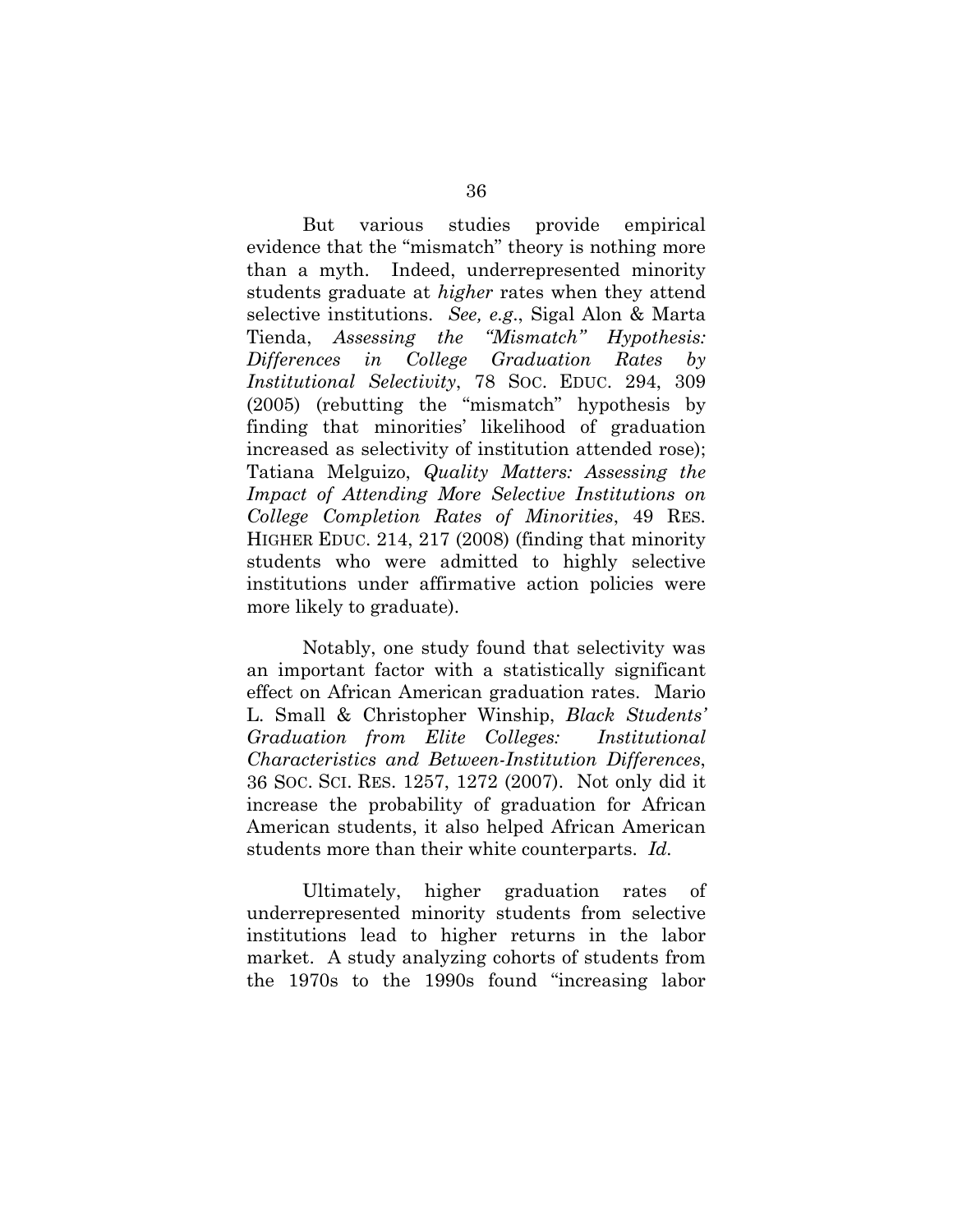But various studies provide empirical evidence that the "mismatch" theory is nothing more than a myth. Indeed, underrepresented minority students graduate at *higher* rates when they attend selective institutions. *See, e.g.*, Sigal Alon & Marta Tienda, *Assessing the "Mismatch" Hypothesis: Differences in College Graduation Rates by Institutional Selectivity*, 78 SOC. EDUC. 294, 309 (2005) (rebutting the "mismatch" hypothesis by finding that minorities' likelihood of graduation increased as selectivity of institution attended rose); Tatiana Melguizo, *Quality Matters: Assessing the Impact of Attending More Selective Institutions on College Completion Rates of Minorities*, 49 RES. HIGHER EDUC. 214, 217 (2008) (finding that minority students who were admitted to highly selective institutions under affirmative action policies were more likely to graduate).

Notably, one study found that selectivity was an important factor with a statistically significant effect on African American graduation rates. Mario L. Small & Christopher Winship, *Black Students' Graduation from Elite Colleges: Institutional Characteristics and Between-Institution Differences*, 36 SOC. SCI. RES. 1257, 1272 (2007). Not only did it increase the probability of graduation for African American students, it also helped African American students more than their white counterparts. *Id.*

Ultimately, higher graduation rates of underrepresented minority students from selective institutions lead to higher returns in the labor market. A study analyzing cohorts of students from the 1970s to the 1990s found "increasing labor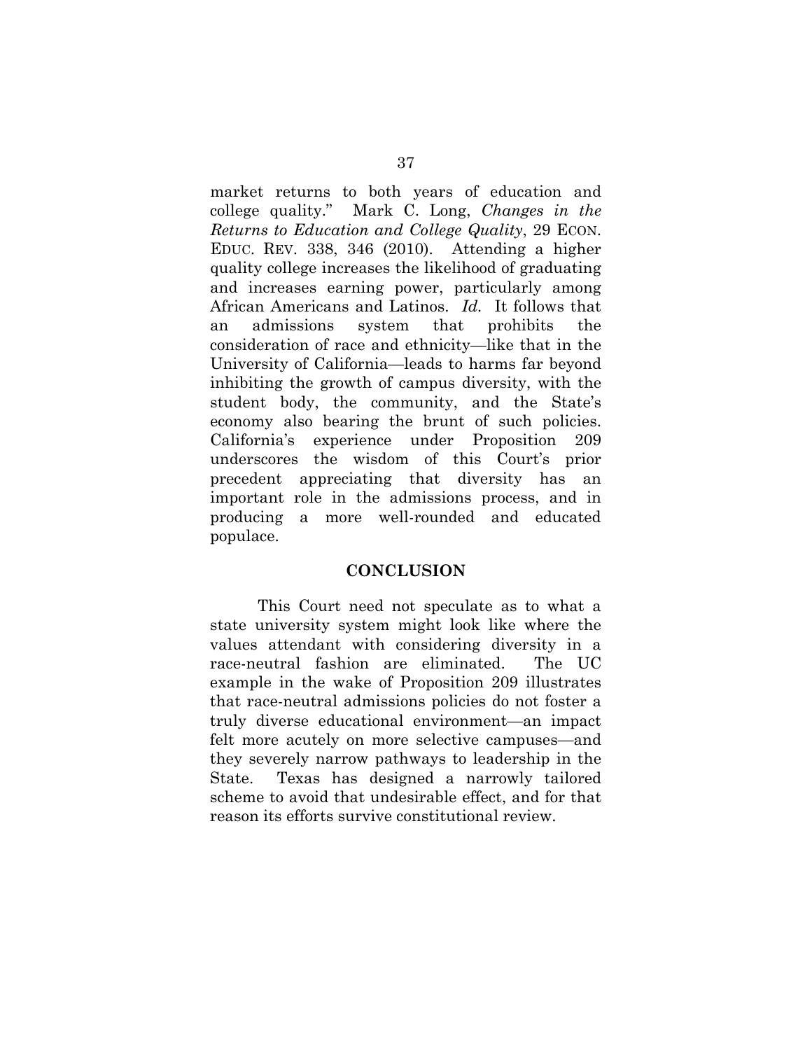market returns to both years of education and college quality." Mark C. Long, *Changes in the Returns to Education and College Quality*, 29 ECON. EDUC. REV. 338, 346 (2010). Attending a higher quality college increases the likelihood of graduating and increases earning power, particularly among African Americans and Latinos. *Id.* It follows that an admissions system that prohibits the consideration of race and ethnicity—like that in the University of California—leads to harms far beyond inhibiting the growth of campus diversity, with the student body, the community, and the State's economy also bearing the brunt of such policies. California's experience under Proposition 209 underscores the wisdom of this Court's prior precedent appreciating that diversity has an important role in the admissions process, and in producing a more well-rounded and educated populace.

## CONCLUSION

This Court need not speculate as to what a state university system might look like where the values attendant with considering diversity in a race-neutral fashion are eliminated. The UC example in the wake of Proposition 209 illustrates that race-neutral admissions policies do not foster a truly diverse educational environment—an impact felt more acutely on more selective campuses—and they severely narrow pathways to leadership in the State. Texas has designed a narrowly tailored scheme to avoid that undesirable effect, and for that reason its efforts survive constitutional review.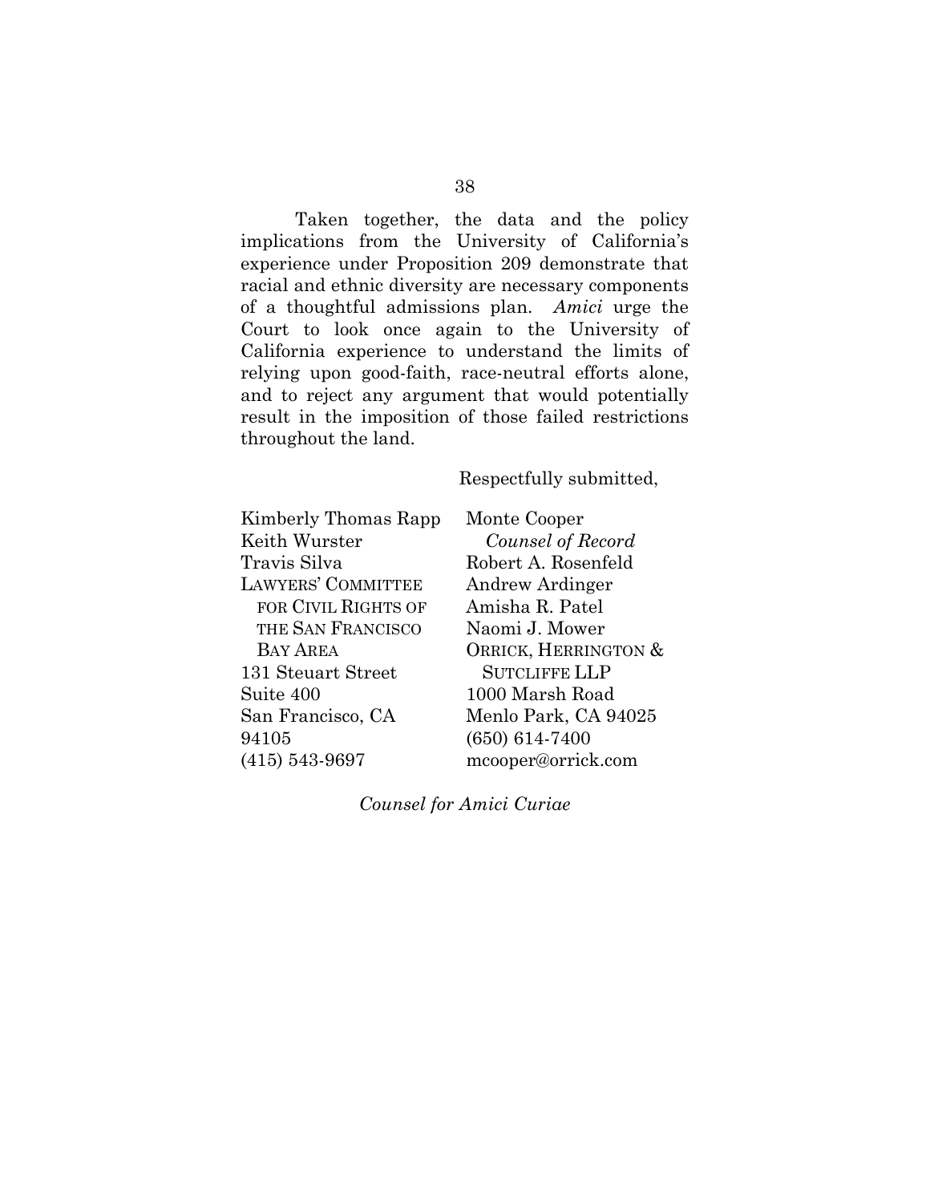Taken together, the data and the policy implications from the University of California's experience under Proposition 209 demonstrate that racial and ethnic diversity are necessary components of a thoughtful admissions plan. *Amici* urge the Court to look once again to the University of California experience to understand the limits of relying upon good-faith, race-neutral efforts alone, and to reject any argument that would potentially result in the imposition of those failed restrictions throughout the land.

Respectfully submitted,

Kimberly Thomas Rapp
Keith Wurster
Travis Silva
LAWYERS' COMMITTEE FOR CIVIL RIGHTS OF THE SAN FRANCISCO BAY AREA
131 Steuart Street
Suite 400
San Francisco, CA 94105
(415) 543-9697

Monte Cooper
*Counsel of Record*
Robert A. Rosenfeld
Andrew Ardinger
Amisha R. Patel
Naomi J. Mower
ORRICK, HERRINGTON & SUTCLIFFE LLP
1000 Marsh Road
Menlo Park, CA 94025
(650) 614-7400
mcooper@orrick.com

*Counsel for Amici Curiae*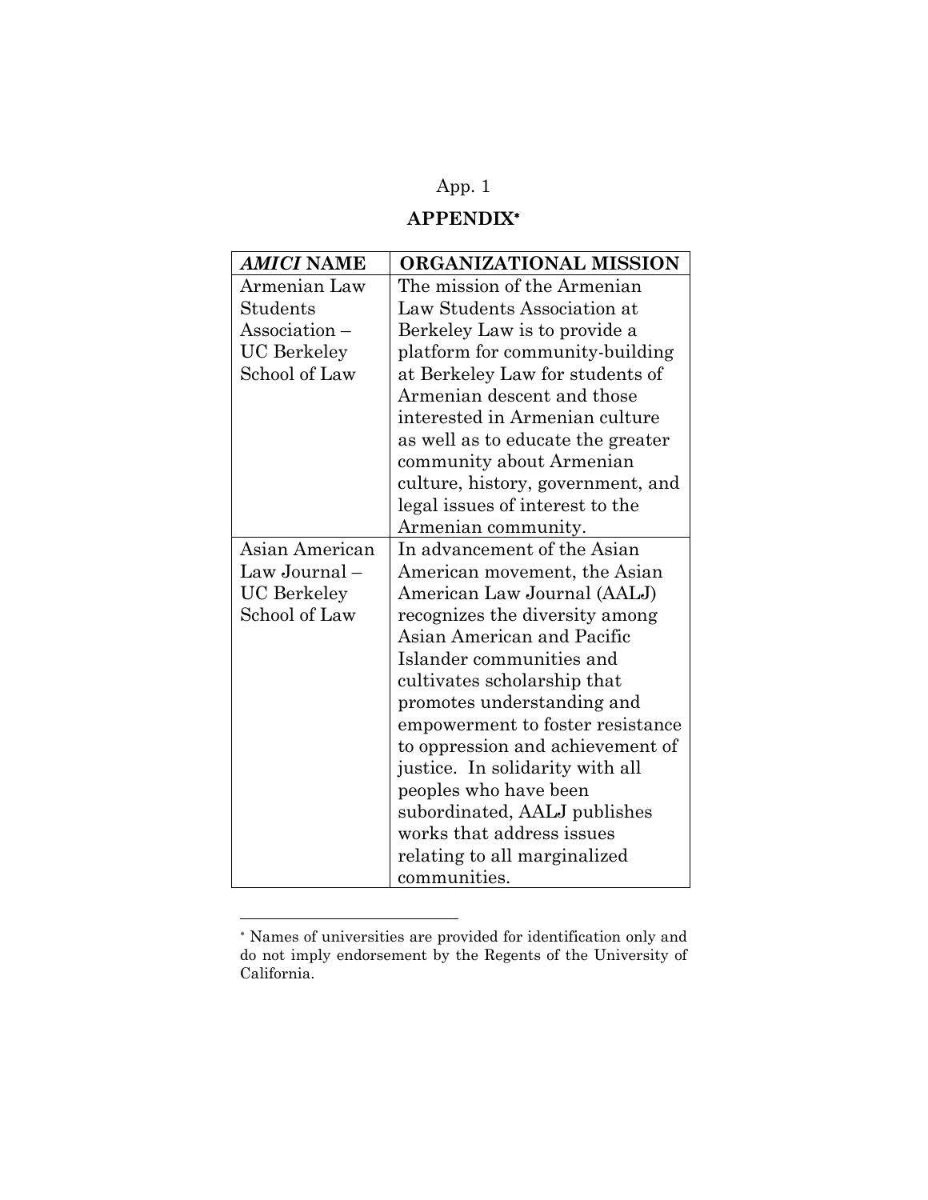## APPENDIX*

| *AMICI* NAME | ORGANIZATIONAL MISSION |
|---|---|
| Armenian Law Students Association – UC Berkeley School of Law | The mission of the Armenian Law Students Association at Berkeley Law is to provide a platform for community-building at Berkeley Law for students of Armenian descent and those interested in Armenian culture as well as to educate the greater community about Armenian culture, history, government, and legal issues of interest to the Armenian community. |
| Asian American Law Journal – UC Berkeley School of Law | In advancement of the Asian American movement, the Asian American Law Journal (AALJ) recognizes the diversity among Asian American and Pacific Islander communities and cultivates scholarship that promotes understanding and empowerment to foster resistance to oppression and achievement of justice. In solidarity with all peoples who have been subordinated, AALJ publishes works that address issues relating to all marginalized communities. |

* Names of universities are provided for identification only and do not imply endorsement by the Regents of the University of California.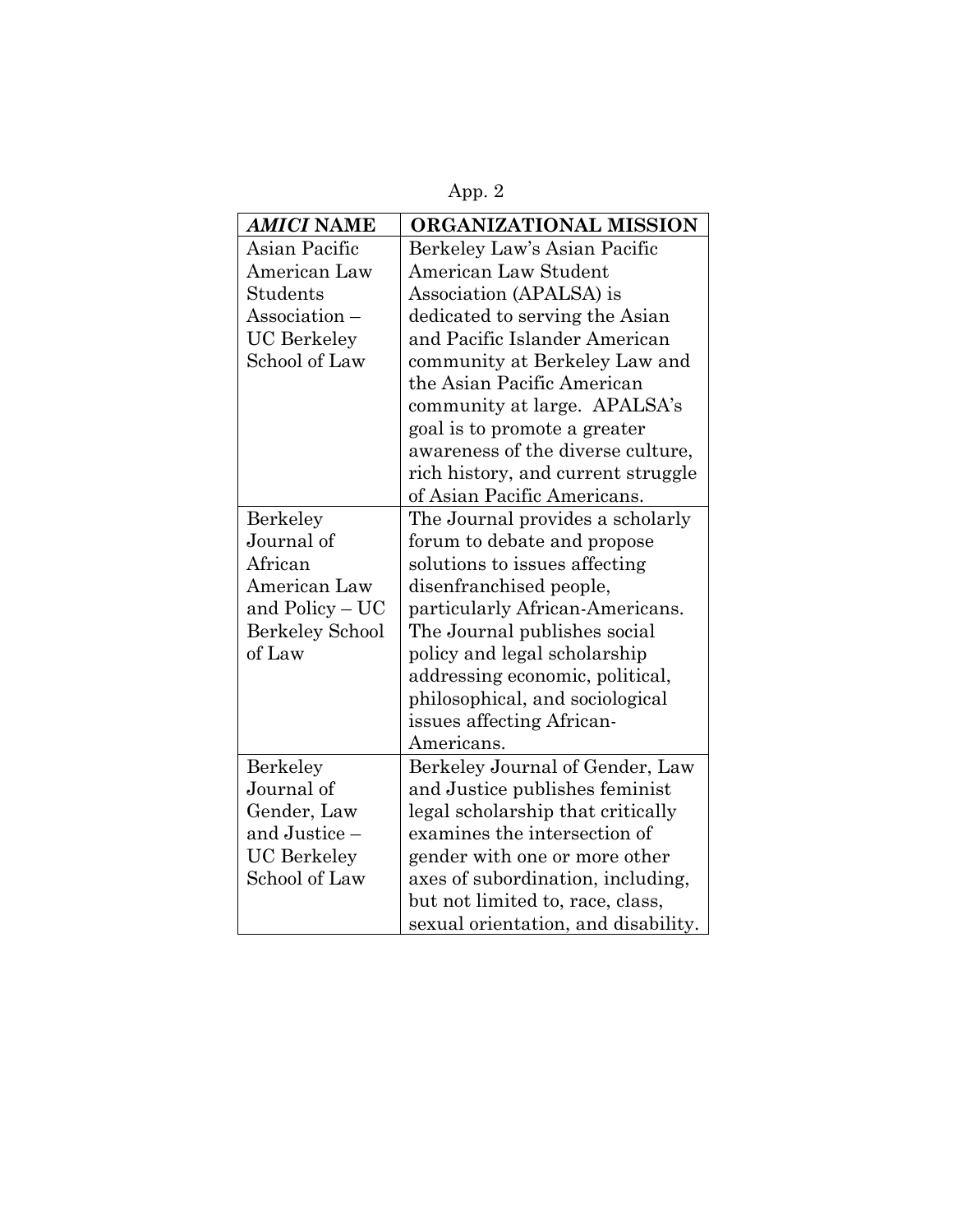| *AMICI* NAME | ORGANIZATIONAL MISSION |
|---|---|
| Asian Pacific American Law Students Association – UC Berkeley School of Law | Berkeley Law's Asian Pacific American Law Student Association (APALSA) is dedicated to serving the Asian and Pacific Islander American community at Berkeley Law and the Asian Pacific American community at large. APALSA's goal is to promote a greater awareness of the diverse culture, rich history, and current struggle of Asian Pacific Americans. |
| Berkeley Journal of African American Law and Policy – UC Berkeley School of Law | The Journal provides a scholarly forum to debate and propose solutions to issues affecting disenfranchised people, particularly African-Americans. The Journal publishes social policy and legal scholarship addressing economic, political, philosophical, and sociological issues affecting African-Americans. |
| Berkeley Journal of Gender, Law and Justice – UC Berkeley School of Law | Berkeley Journal of Gender, Law and Justice publishes feminist legal scholarship that critically examines the intersection of gender with one or more other axes of subordination, including, but not limited to, race, class, sexual orientation, and disability. |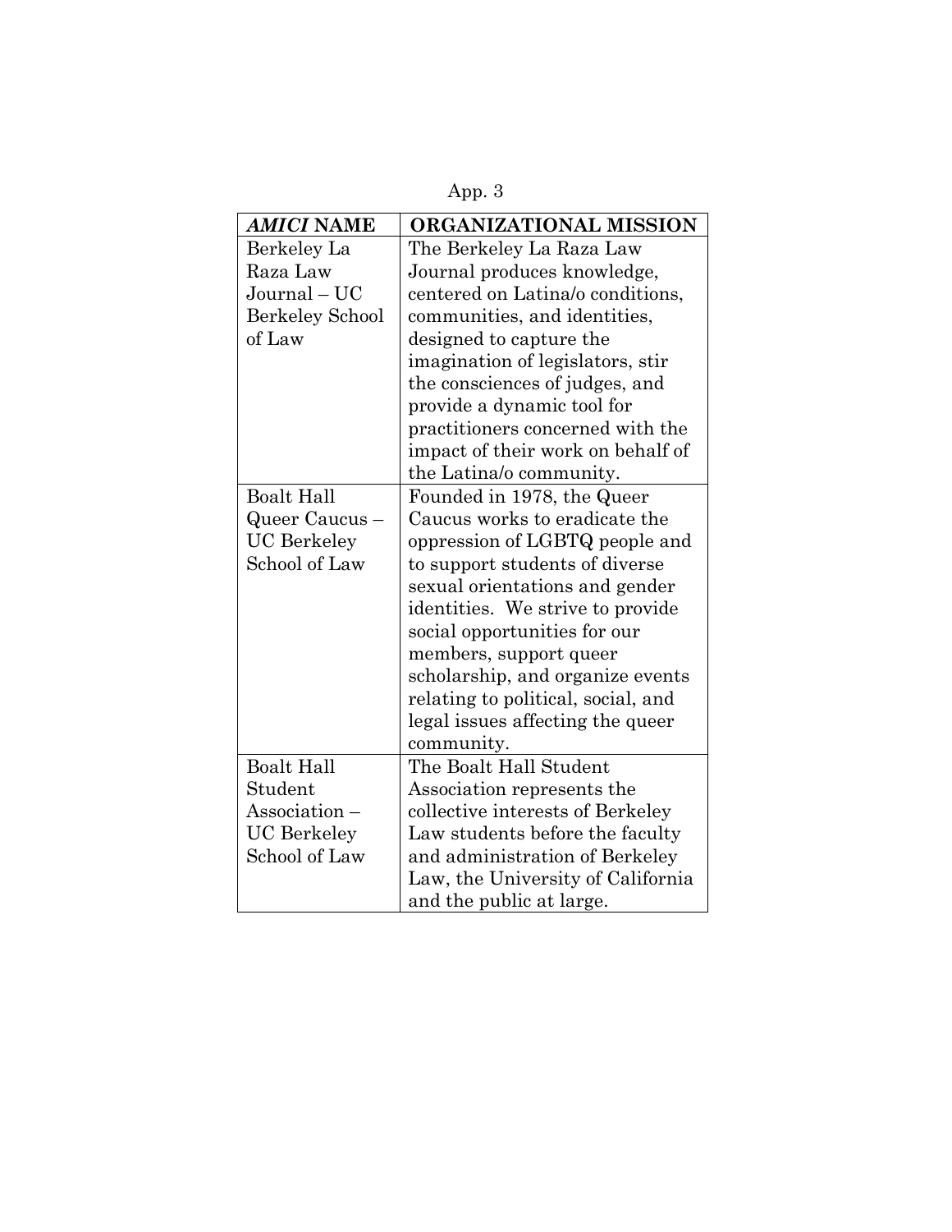| *AMICI* NAME | ORGANIZATIONAL MISSION |
|---|---|
| Berkeley La Raza Law Journal – UC Berkeley School of Law | The Berkeley La Raza Law Journal produces knowledge, centered on Latina/o conditions, communities, and identities, designed to capture the imagination of legislators, stir the consciences of judges, and provide a dynamic tool for practitioners concerned with the impact of their work on behalf of the Latina/o community. |
| Boalt Hall Queer Caucus – UC Berkeley School of Law | Founded in 1978, the Queer Caucus works to eradicate the oppression of LGBTQ people and to support students of diverse sexual orientations and gender identities. We strive to provide social opportunities for our members, support queer scholarship, and organize events relating to political, social, and legal issues affecting the queer community. |
| Boalt Hall Student Association – UC Berkeley School of Law | The Boalt Hall Student Association represents the collective interests of Berkeley Law students before the faculty and administration of Berkeley Law, the University of California and the public at large. |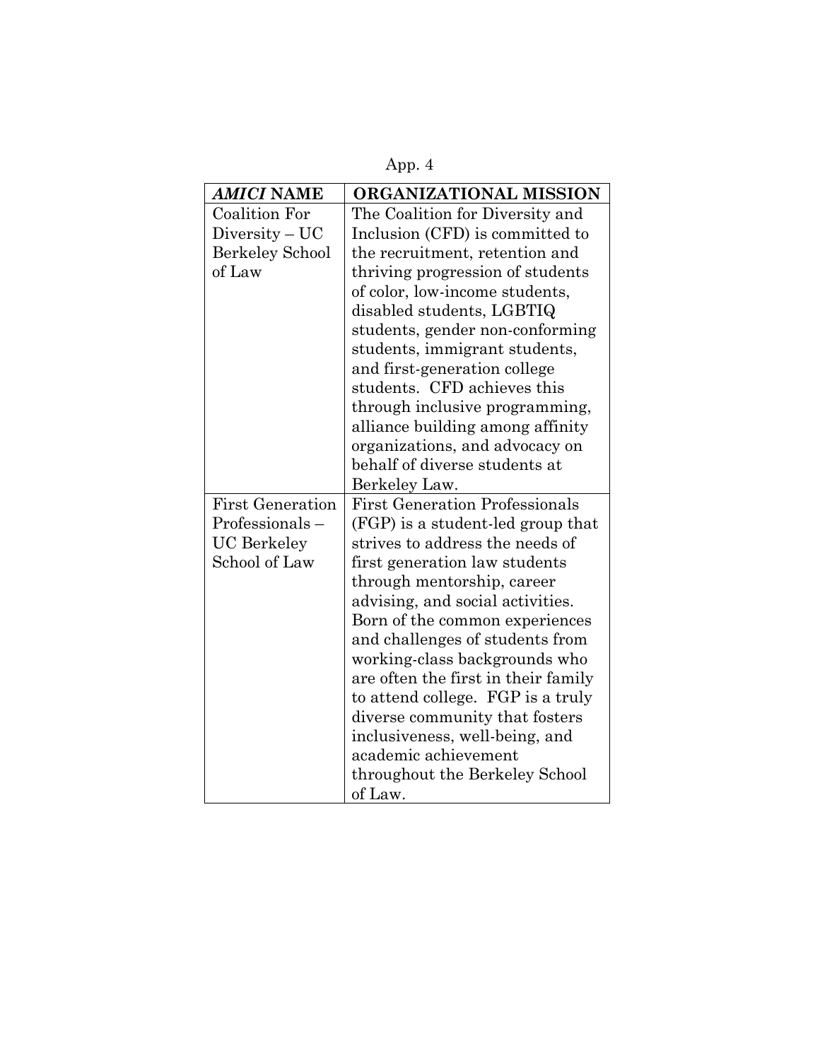| *AMICI* NAME | ORGANIZATIONAL MISSION |
|---|---|
| Coalition For Diversity – UC Berkeley School of Law | The Coalition for Diversity and Inclusion (CFD) is committed to the recruitment, retention and thriving progression of students of color, low-income students, disabled students, LGBTIQ students, gender non-conforming students, immigrant students, and first-generation college students. CFD achieves this through inclusive programming, alliance building among affinity organizations, and advocacy on behalf of diverse students at Berkeley Law. |
| First Generation Professionals – UC Berkeley School of Law | First Generation Professionals (FGP) is a student-led group that strives to address the needs of first generation law students through mentorship, career advising, and social activities. Born of the common experiences and challenges of students from working-class backgrounds who are often the first in their family to attend college. FGP is a truly diverse community that fosters inclusiveness, well-being, and academic achievement throughout the Berkeley School of Law. |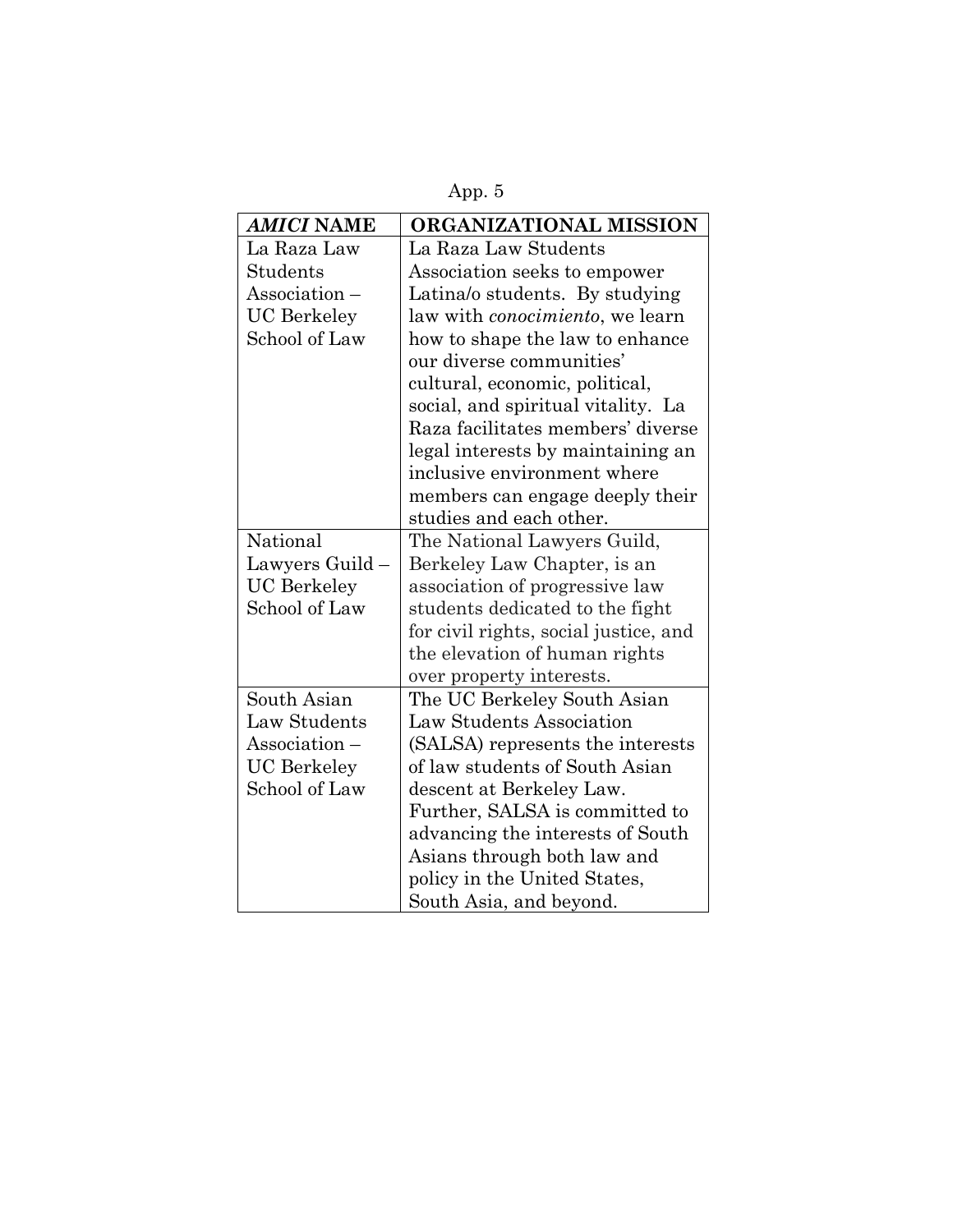| *AMICI* **NAME** | **ORGANIZATIONAL MISSION** |
| --- | --- |
| La Raza Law Students Association – UC Berkeley School of Law | La Raza Law Students Association seeks to empower Latina/o students. By studying law with *conocimiento*, we learn how to shape the law to enhance our diverse communities' cultural, economic, political, social, and spiritual vitality. La Raza facilitates members' diverse legal interests by maintaining an inclusive environment where members can engage deeply their studies and each other. |
| National Lawyers Guild – UC Berkeley School of Law | The National Lawyers Guild, Berkeley Law Chapter, is an association of progressive law students dedicated to the fight for civil rights, social justice, and the elevation of human rights over property interests. |
| South Asian Law Students Association – UC Berkeley School of Law | The UC Berkeley South Asian Law Students Association (SALSA) represents the interests of law students of South Asian descent at Berkeley Law. Further, SALSA is committed to advancing the interests of South Asians through both law and policy in the United States, South Asia, and beyond. |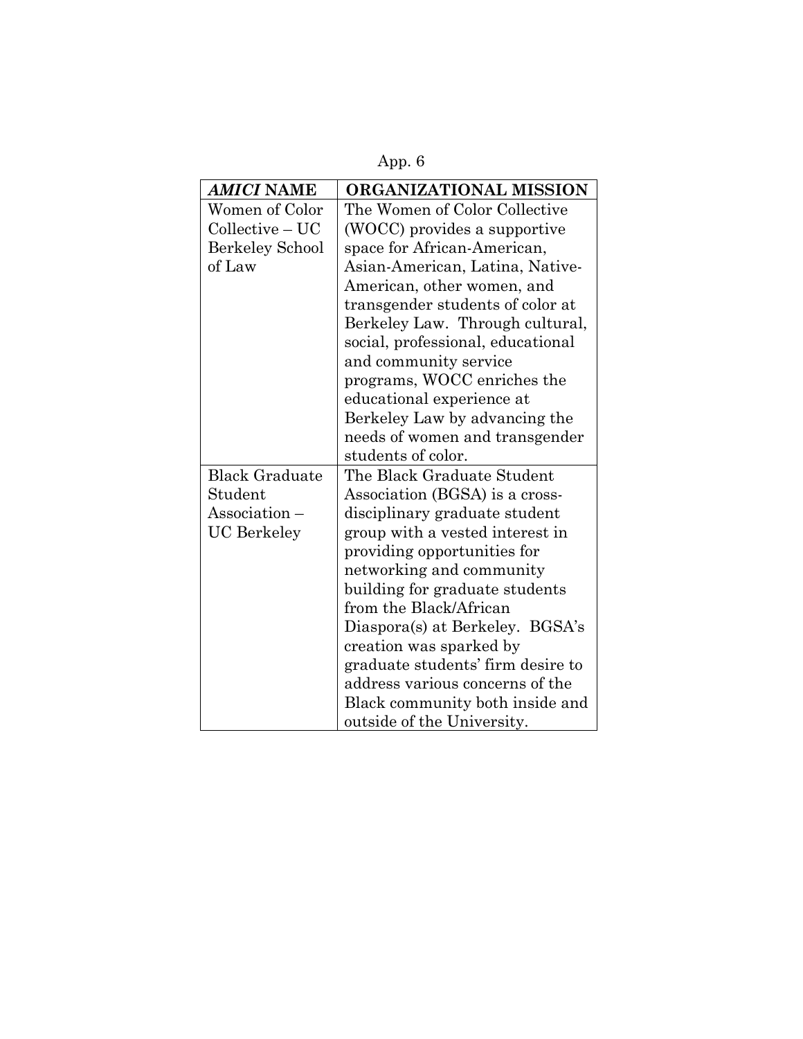| *AMICI* NAME | ORGANIZATIONAL MISSION |
|---|---|
| Women of Color Collective – UC Berkeley School of Law | The Women of Color Collective (WOCC) provides a supportive space for African-American, Asian-American, Latina, Native-American, other women, and transgender students of color at Berkeley Law. Through cultural, social, professional, educational and community service programs, WOCC enriches the educational experience at Berkeley Law by advancing the needs of women and transgender students of color. |
| Black Graduate Student Association – UC Berkeley | The Black Graduate Student Association (BGSA) is a cross-disciplinary graduate student group with a vested interest in providing opportunities for networking and community building for graduate students from the Black/African Diaspora(s) at Berkeley. BGSA's creation was sparked by graduate students' firm desire to address various concerns of the Black community both inside and outside of the University. |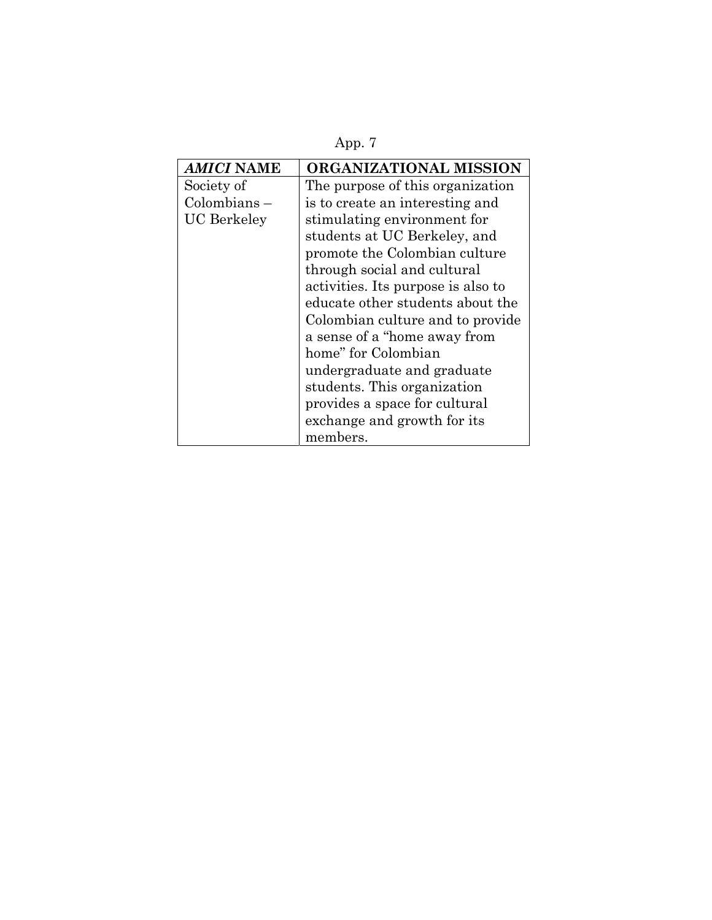| *AMICI* NAME | ORGANIZATIONAL MISSION |
| --- | --- |
| Society of Colombians – UC Berkeley | The purpose of this organization is to create an interesting and stimulating environment for students at UC Berkeley, and promote the Colombian culture through social and cultural activities. Its purpose is also to educate other students about the Colombian culture and to provide a sense of a "home away from home" for Colombian undergraduate and graduate students. This organization provides a space for cultural exchange and growth for its members. |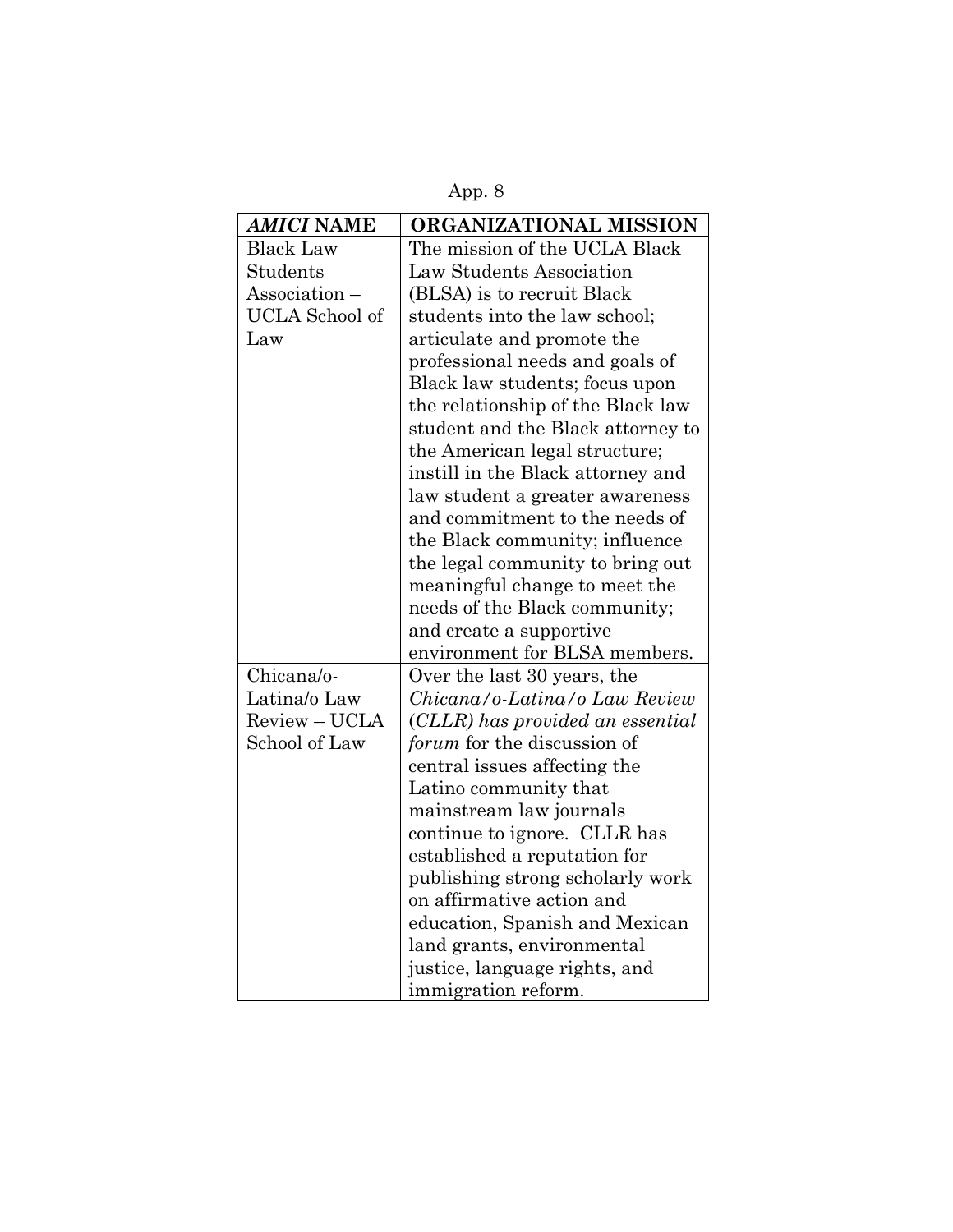| *AMICI* NAME | ORGANIZATIONAL MISSION |
|---|---|
| Black Law Students Association – UCLA School of Law | The mission of the UCLA Black Law Students Association (BLSA) is to recruit Black students into the law school; articulate and promote the professional needs and goals of Black law students; focus upon the relationship of the Black law student and the Black attorney to the American legal structure; instill in the Black attorney and law student a greater awareness and commitment to the needs of the Black community; influence the legal community to bring out meaningful change to meet the needs of the Black community; and create a supportive environment for BLSA members. |
| Chicana/o-Latina/o Law Review – UCLA School of Law | Over the last 30 years, the *Chicana/o-Latina/o Law Review (CLLR) has provided an essential forum* for the discussion of central issues affecting the Latino community that mainstream law journals continue to ignore. CLLR has established a reputation for publishing strong scholarly work on affirmative action and education, Spanish and Mexican land grants, environmental justice, language rights, and immigration reform. |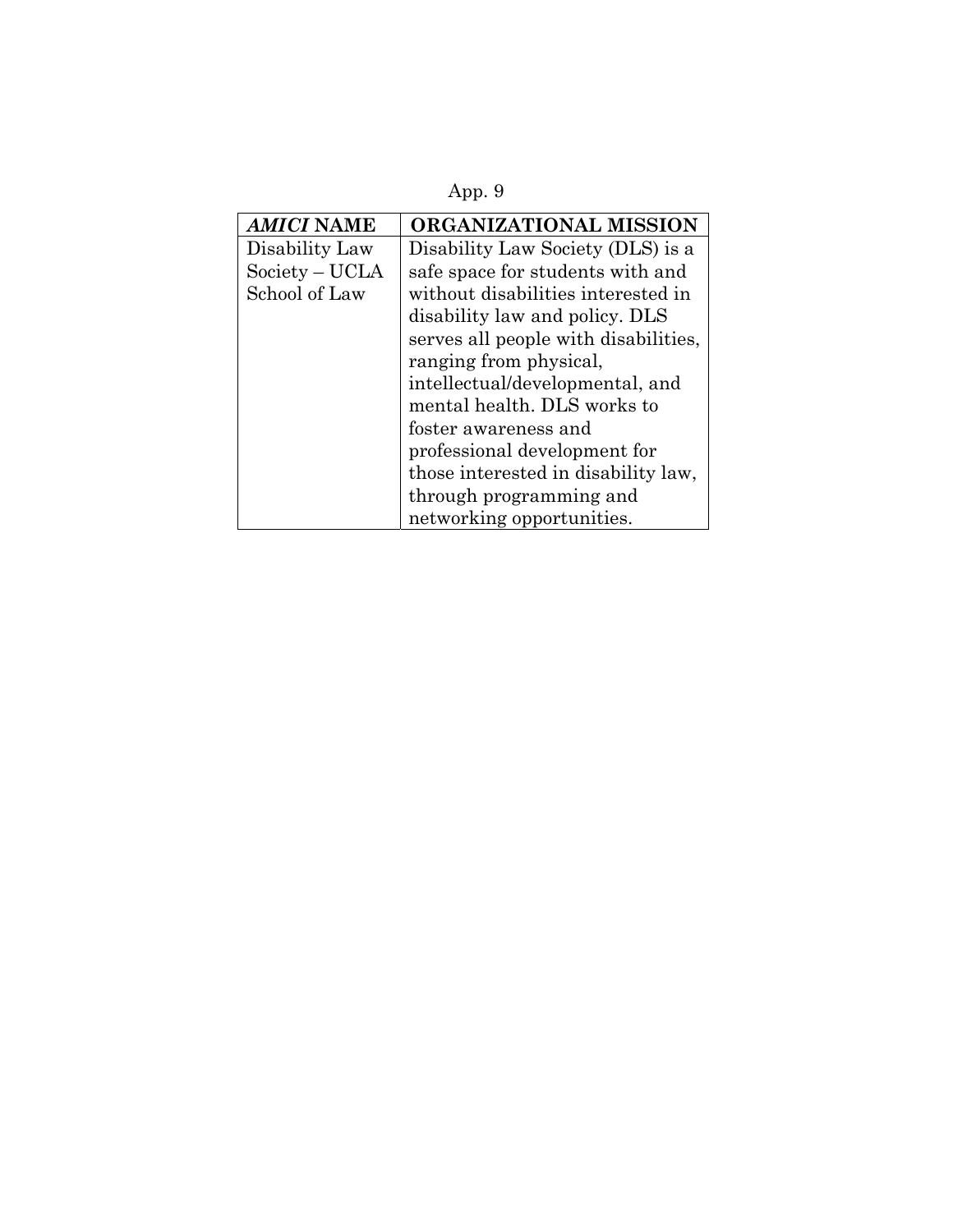| *AMICI* NAME | ORGANIZATIONAL MISSION |
| --- | --- |
| Disability Law Society – UCLA School of Law | Disability Law Society (DLS) is a safe space for students with and without disabilities interested in disability law and policy. DLS serves all people with disabilities, ranging from physical, intellectual/developmental, and mental health. DLS works to foster awareness and professional development for those interested in disability law, through programming and networking opportunities. |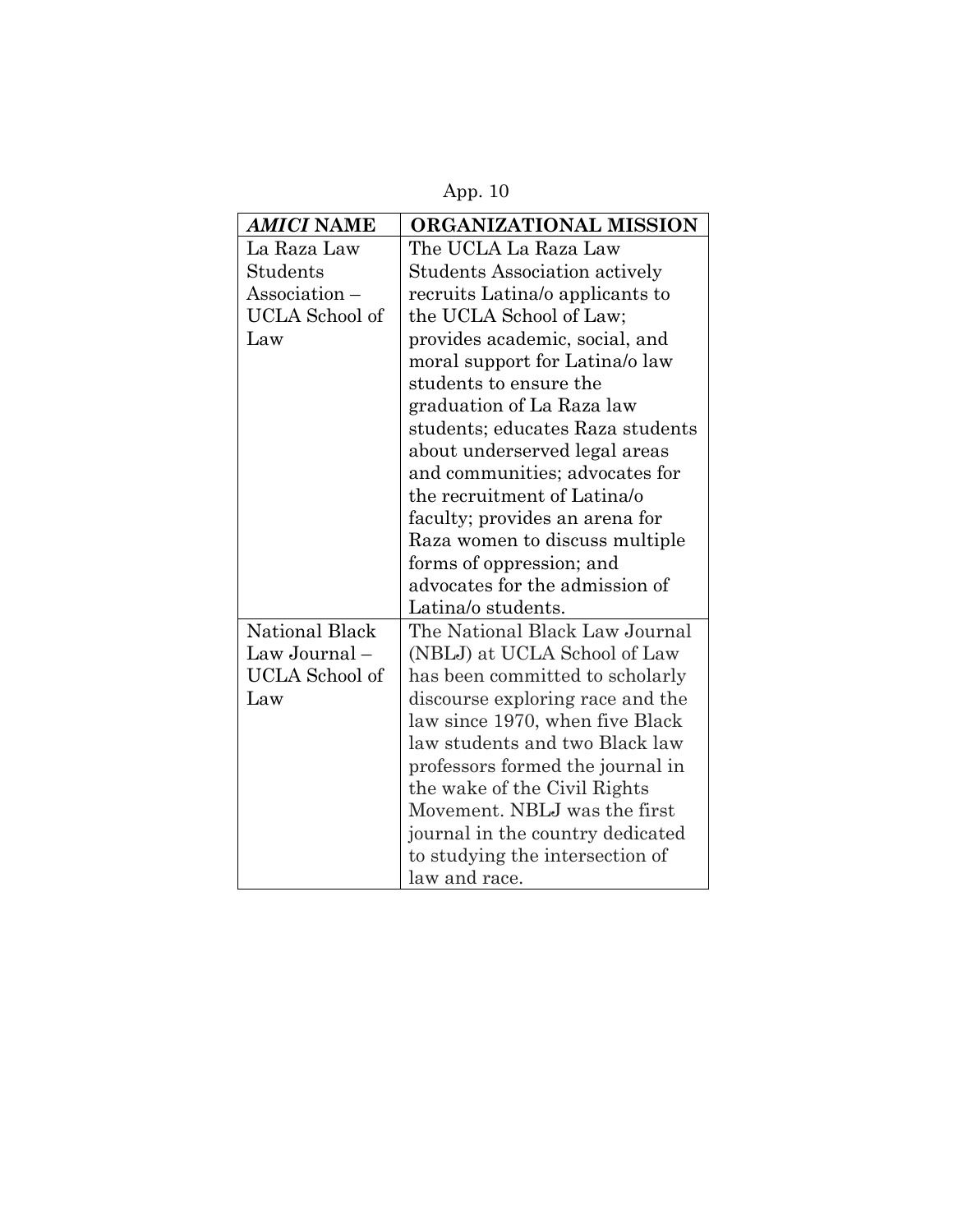| *AMICI* **NAME** | **ORGANIZATIONAL MISSION** |
|---|---|
| La Raza Law Students Association – UCLA School of Law | The UCLA La Raza Law Students Association actively recruits Latina/o applicants to the UCLA School of Law; provides academic, social, and moral support for Latina/o law students to ensure the graduation of La Raza law students; educates Raza students about underserved legal areas and communities; advocates for the recruitment of Latina/o faculty; provides an arena for Raza women to discuss multiple forms of oppression; and advocates for the admission of Latina/o students. |
| National Black Law Journal – UCLA School of Law | The National Black Law Journal (NBLJ) at UCLA School of Law has been committed to scholarly discourse exploring race and the law since 1970, when five Black law students and two Black law professors formed the journal in the wake of the Civil Rights Movement. NBLJ was the first journal in the country dedicated to studying the intersection of law and race. |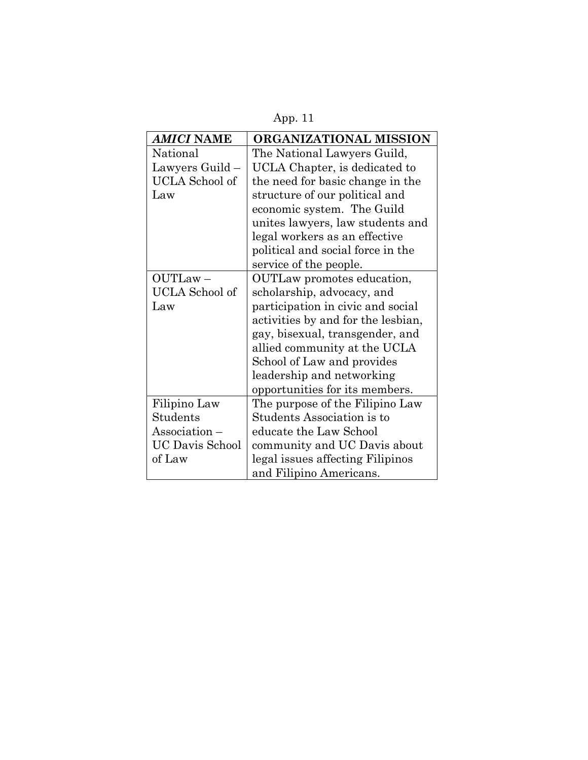| *AMICI* NAME | ORGANIZATIONAL MISSION |
| --- | --- |
| National Lawyers Guild – UCLA School of Law | The National Lawyers Guild, UCLA Chapter, is dedicated to the need for basic change in the structure of our political and economic system. The Guild unites lawyers, law students and legal workers as an effective political and social force in the service of the people. |
| OUTLaw – UCLA School of Law | OUTLaw promotes education, scholarship, advocacy, and participation in civic and social activities by and for the lesbian, gay, bisexual, transgender, and allied community at the UCLA School of Law and provides leadership and networking opportunities for its members. |
| Filipino Law Students Association – UC Davis School of Law | The purpose of the Filipino Law Students Association is to educate the Law School community and UC Davis about legal issues affecting Filipinos and Filipino Americans. |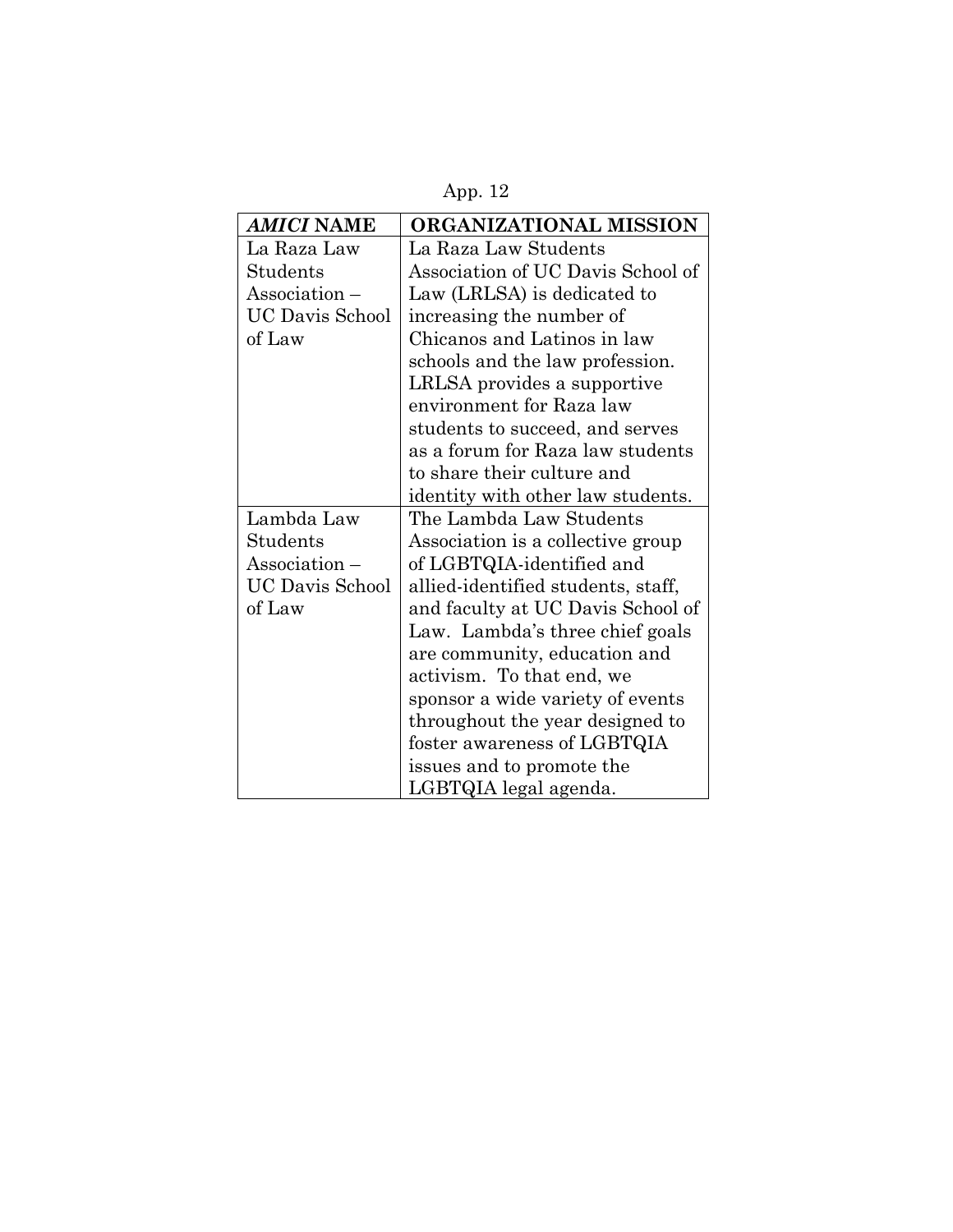| *AMICI* **NAME** | **ORGANIZATIONAL MISSION** |
| --- | --- |
| La Raza Law Students Association – UC Davis School of Law | La Raza Law Students Association of UC Davis School of Law (LRLSA) is dedicated to increasing the number of Chicanos and Latinos in law schools and the law profession. LRLSA provides a supportive environment for Raza law students to succeed, and serves as a forum for Raza law students to share their culture and identity with other law students. |
| Lambda Law Students Association – UC Davis School of Law | The Lambda Law Students Association is a collective group of LGBTQIA-identified and allied-identified students, staff, and faculty at UC Davis School of Law. Lambda's three chief goals are community, education and activism. To that end, we sponsor a wide variety of events throughout the year designed to foster awareness of LGBTQIA issues and to promote the LGBTQIA legal agenda. |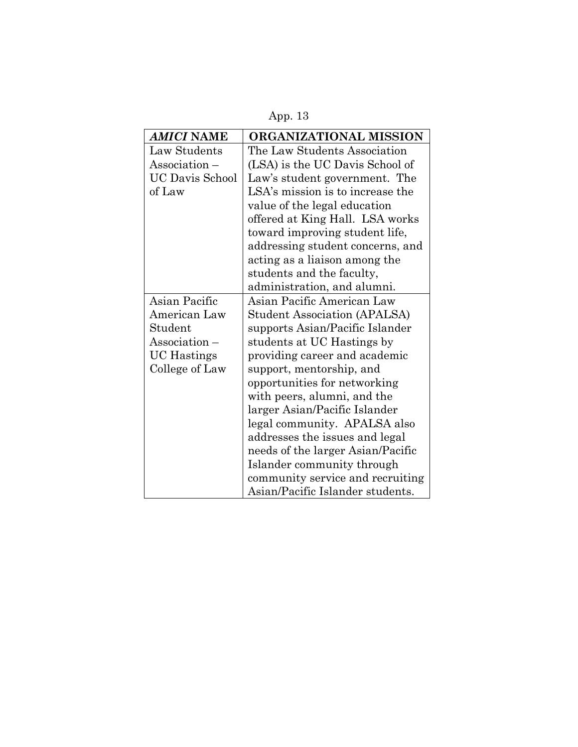App. 13

| *AMICI* NAME | ORGANIZATIONAL MISSION |
|---|---|
| Law Students Association – UC Davis School of Law | The Law Students Association (LSA) is the UC Davis School of Law's student government. The LSA's mission is to increase the value of the legal education offered at King Hall. LSA works toward improving student life, addressing student concerns, and acting as a liaison among the students and the faculty, administration, and alumni. |
| Asian Pacific American Law Student Association – UC Hastings College of Law | Asian Pacific American Law Student Association (APALSA) supports Asian/Pacific Islander students at UC Hastings by providing career and academic support, mentorship, and opportunities for networking with peers, alumni, and the larger Asian/Pacific Islander legal community. APALSA also addresses the issues and legal needs of the larger Asian/Pacific Islander community through community service and recruiting Asian/Pacific Islander students. |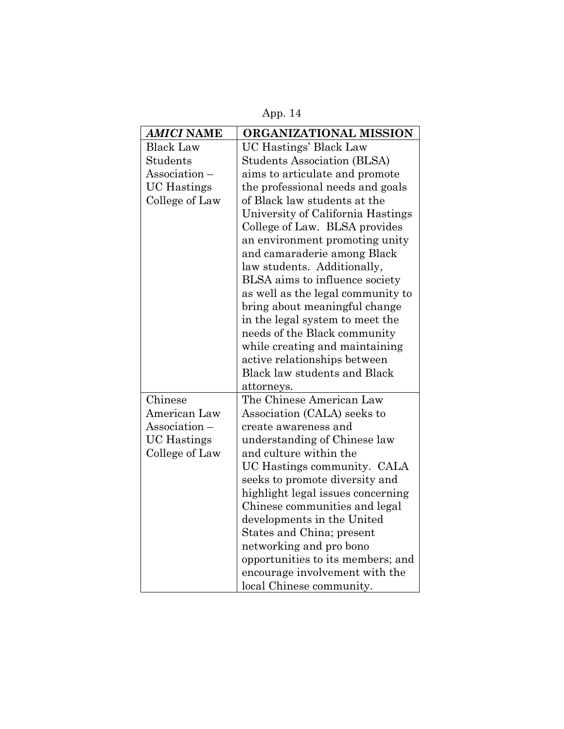| *AMICI* NAME | ORGANIZATIONAL MISSION |
|---|---|
| Black Law Students Association – UC Hastings College of Law | UC Hastings' Black Law Students Association (BLSA) aims to articulate and promote the professional needs and goals of Black law students at the University of California Hastings College of Law. BLSA provides an environment promoting unity and camaraderie among Black law students. Additionally, BLSA aims to influence society as well as the legal community to bring about meaningful change in the legal system to meet the needs of the Black community while creating and maintaining active relationships between Black law students and Black attorneys. |
| Chinese American Law Association – UC Hastings College of Law | The Chinese American Law Association (CALA) seeks to create awareness and understanding of Chinese law and culture within the UC Hastings community. CALA seeks to promote diversity and highlight legal issues concerning Chinese communities and legal developments in the United States and China; present networking and pro bono opportunities to its members; and encourage involvement with the local Chinese community. |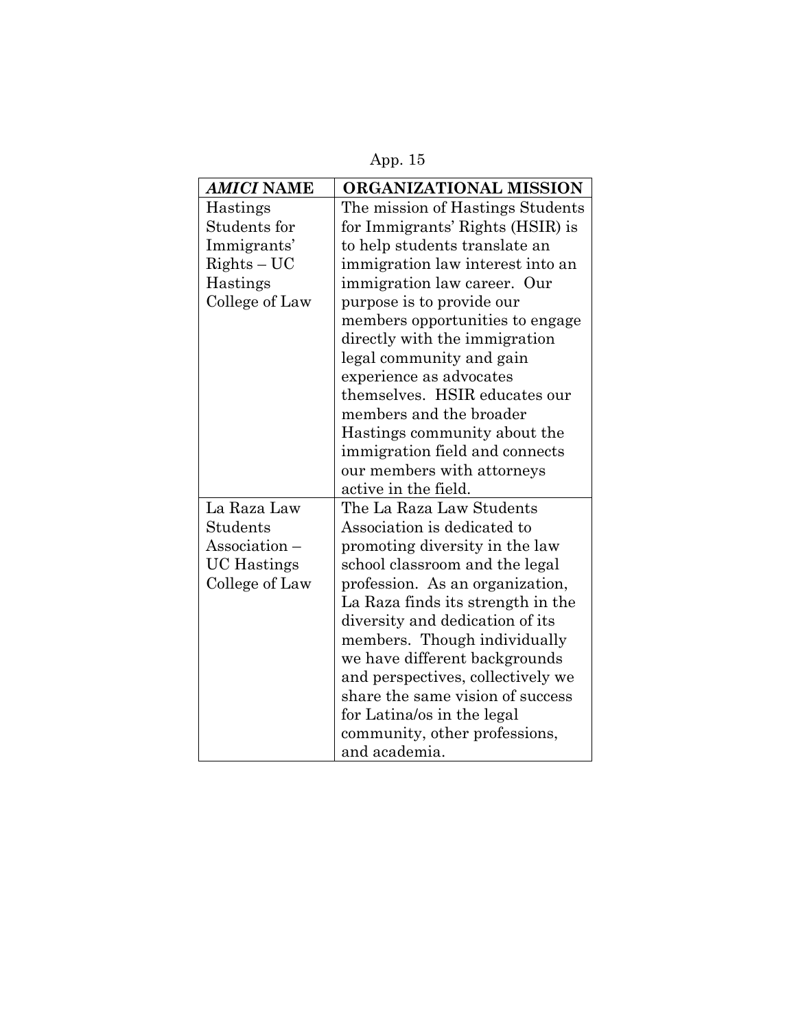| *AMICI* NAME | ORGANIZATIONAL MISSION |
|---|---|
| Hastings Students for Immigrants' Rights – UC Hastings College of Law | The mission of Hastings Students for Immigrants' Rights (HSIR) is to help students translate an immigration law interest into an immigration law career. Our purpose is to provide our members opportunities to engage directly with the immigration legal community and gain experience as advocates themselves. HSIR educates our members and the broader Hastings community about the immigration field and connects our members with attorneys active in the field. |
| La Raza Law Students Association – UC Hastings College of Law | The La Raza Law Students Association is dedicated to promoting diversity in the law school classroom and the legal profession. As an organization, La Raza finds its strength in the diversity and dedication of its members. Though individually we have different backgrounds and perspectives, collectively we share the same vision of success for Latina/os in the legal community, other professions, and academia. |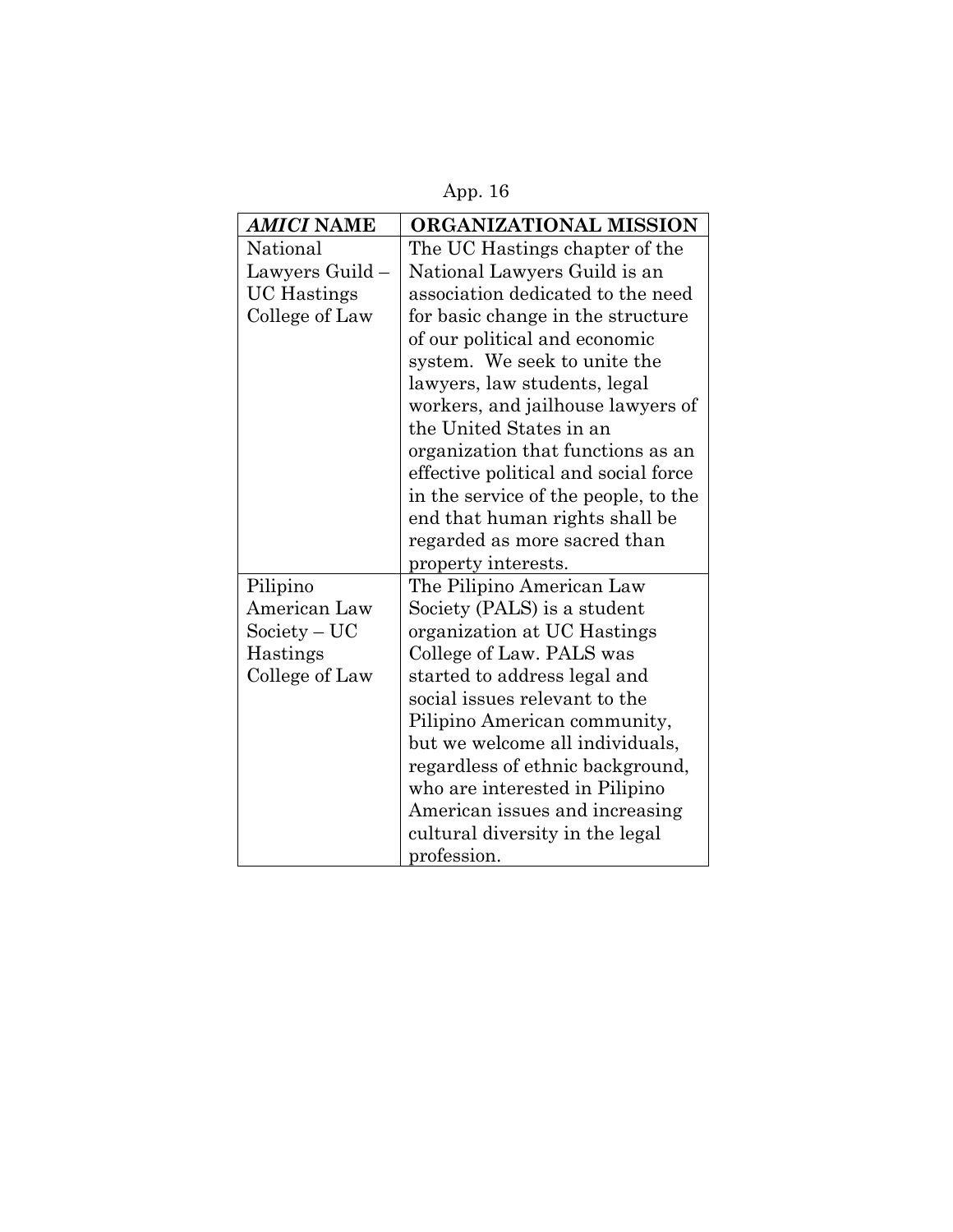| ***AMICI* NAME** | **ORGANIZATIONAL MISSION** |
|---|---|
| National Lawyers Guild – UC Hastings College of Law | The UC Hastings chapter of the National Lawyers Guild is an association dedicated to the need for basic change in the structure of our political and economic system. We seek to unite the lawyers, law students, legal workers, and jailhouse lawyers of the United States in an organization that functions as an effective political and social force in the service of the people, to the end that human rights shall be regarded as more sacred than property interests. |
| Pilipino American Law Society – UC Hastings College of Law | The Pilipino American Law Society (PALS) is a student organization at UC Hastings College of Law. PALS was started to address legal and social issues relevant to the Pilipino American community, but we welcome all individuals, regardless of ethnic background, who are interested in Pilipino American issues and increasing cultural diversity in the legal profession. |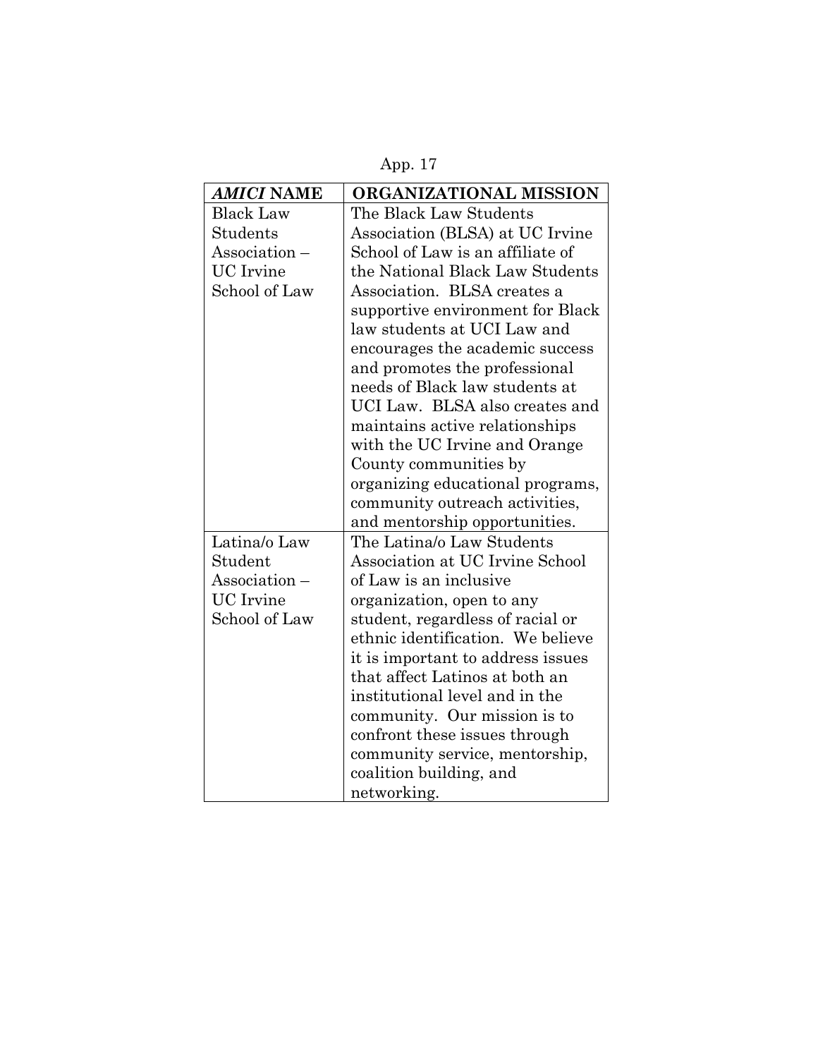| ***AMICI* NAME** | **ORGANIZATIONAL MISSION** |
|---|---|
| Black Law Students Association – UC Irvine School of Law | The Black Law Students Association (BLSA) at UC Irvine School of Law is an affiliate of the National Black Law Students Association. BLSA creates a supportive environment for Black law students at UCI Law and encourages the academic success and promotes the professional needs of Black law students at UCI Law. BLSA also creates and maintains active relationships with the UC Irvine and Orange County communities by organizing educational programs, community outreach activities, and mentorship opportunities. |
| Latina/o Law Student Association – UC Irvine School of Law | The Latina/o Law Students Association at UC Irvine School of Law is an inclusive organization, open to any student, regardless of racial or ethnic identification. We believe it is important to address issues that affect Latinos at both an institutional level and in the community. Our mission is to confront these issues through community service, mentorship, coalition building, and networking. |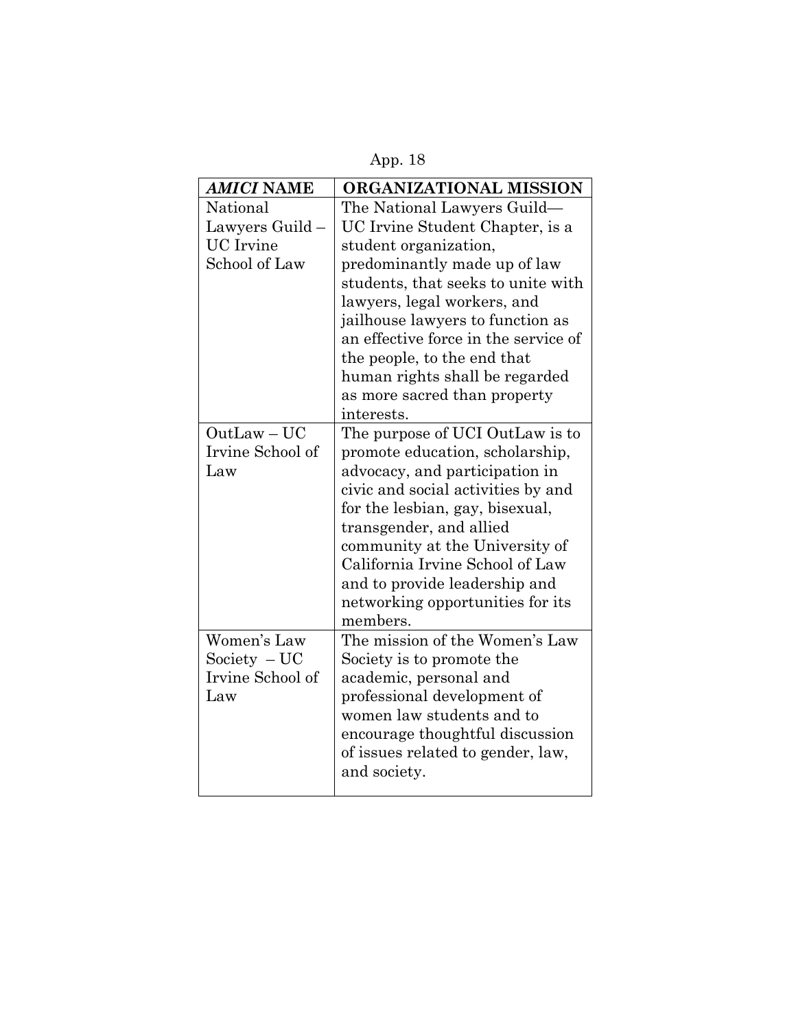| *AMICI* NAME | ORGANIZATIONAL MISSION |
|---|---|
| National Lawyers Guild – UC Irvine School of Law | The National Lawyers Guild—UC Irvine Student Chapter, is a student organization, predominantly made up of law students, that seeks to unite with lawyers, legal workers, and jailhouse lawyers to function as an effective force in the service of the people, to the end that human rights shall be regarded as more sacred than property interests. |
| OutLaw – UC Irvine School of Law | The purpose of UCI OutLaw is to promote education, scholarship, advocacy, and participation in civic and social activities by and for the lesbian, gay, bisexual, transgender, and allied community at the University of California Irvine School of Law and to provide leadership and networking opportunities for its members. |
| Women's Law Society – UC Irvine School of Law | The mission of the Women's Law Society is to promote the academic, personal and professional development of women law students and to encourage thoughtful discussion of issues related to gender, law, and society. |